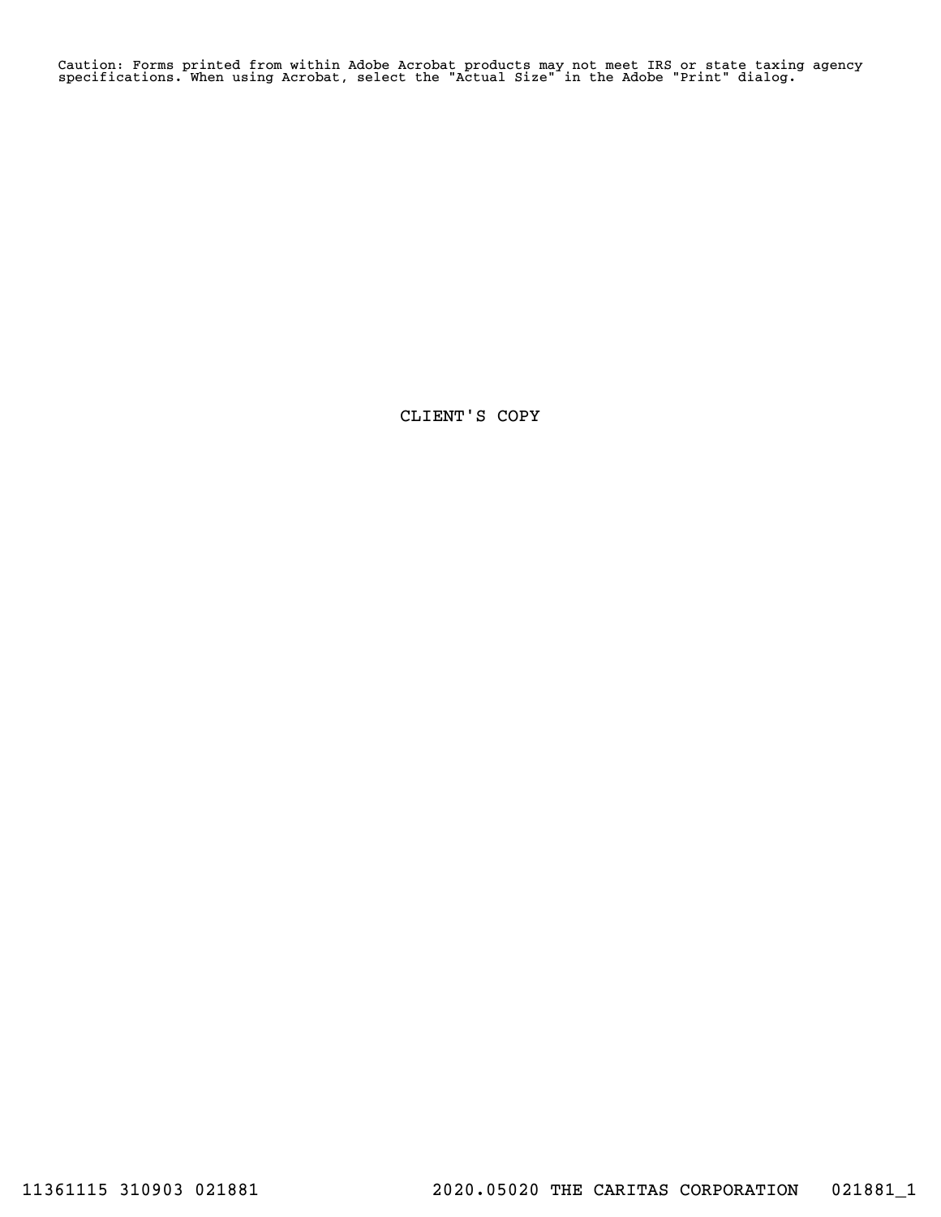Caution: Forms printed from within Adobe Acrobat products may not meet IRS or state taxing agency specifications. When using Acrobat, select the "Actual Size" in the Adobe "Print" dialog.

CLIENT'S COPY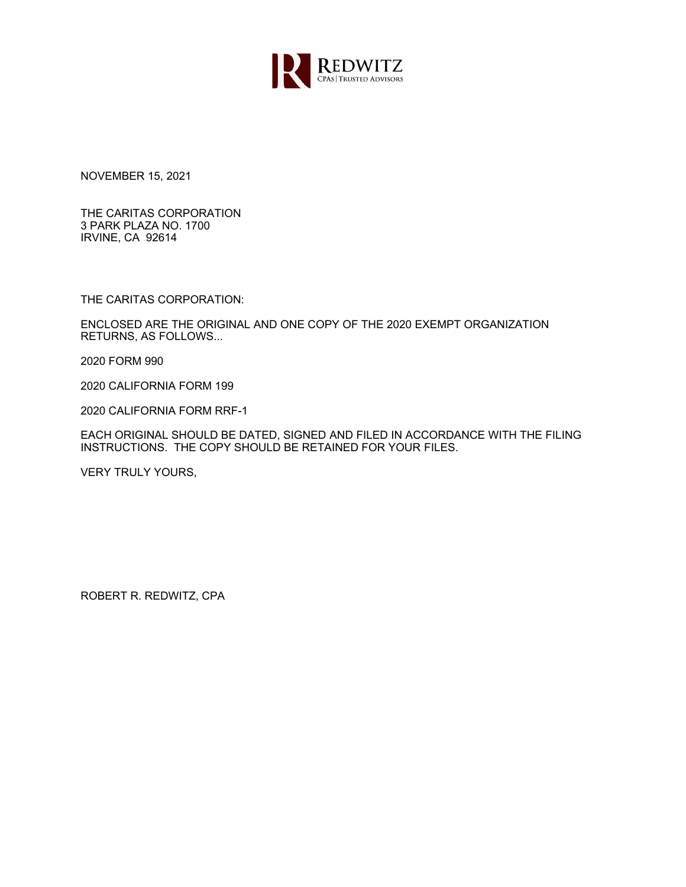REDWITZ
CPAs | TRUSTED ADVISORS

NOVEMBER 15, 2021

THE CARITAS CORPORATION
3 PARK PLAZA NO. 1700
IRVINE, CA 92614

THE CARITAS CORPORATION:

ENCLOSED ARE THE ORIGINAL AND ONE COPY OF THE 2020 EXEMPT ORGANIZATION RETURNS, AS FOLLOWS...

2020 FORM 990

2020 CALIFORNIA FORM 199

2020 CALIFORNIA FORM RRF-1

EACH ORIGINAL SHOULD BE DATED, SIGNED AND FILED IN ACCORDANCE WITH THE FILING INSTRUCTIONS. THE COPY SHOULD BE RETAINED FOR YOUR FILES.

VERY TRULY YOURS,

ROBERT R. REDWITZ, CPA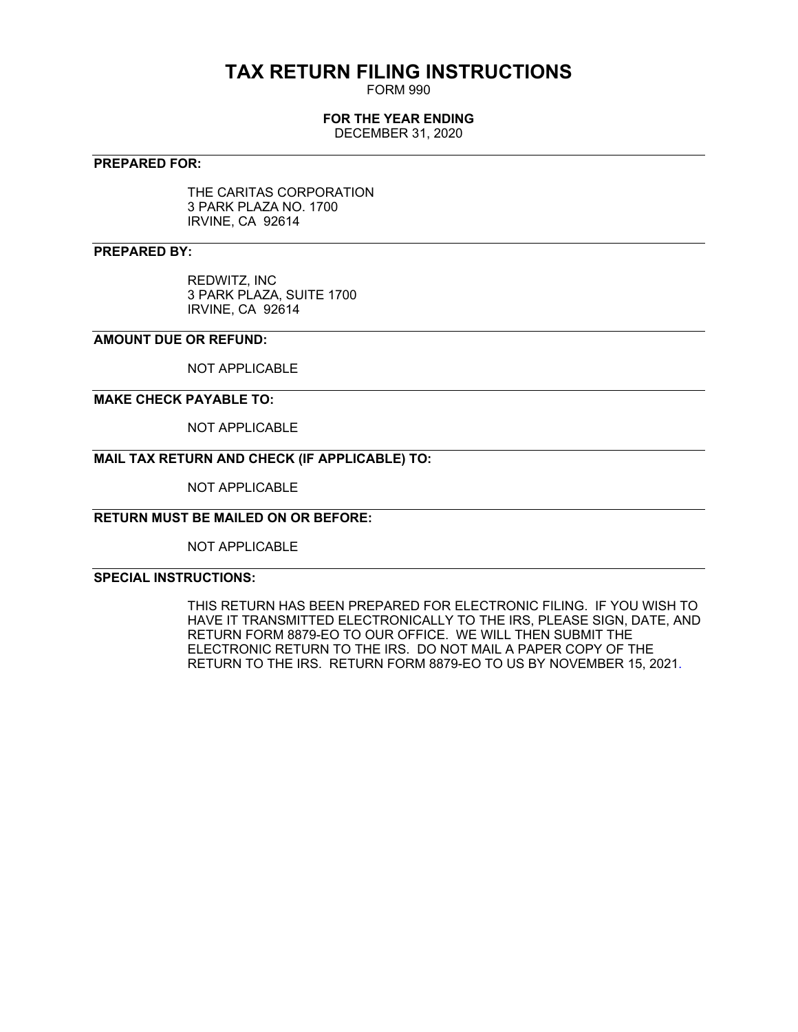# TAX RETURN FILING INSTRUCTIONS

FORM 990

**FOR THE YEAR ENDING**

DECEMBER 31, 2020

---

**PREPARED FOR:**

THE CARITAS CORPORATION
3 PARK PLAZA NO. 1700
IRVINE, CA 92614

---

**PREPARED BY:**

REDWITZ, INC
3 PARK PLAZA, SUITE 1700
IRVINE, CA 92614

---

**AMOUNT DUE OR REFUND:**

NOT APPLICABLE

---

**MAKE CHECK PAYABLE TO:**

NOT APPLICABLE

---

**MAIL TAX RETURN AND CHECK (IF APPLICABLE) TO:**

NOT APPLICABLE

---

**RETURN MUST BE MAILED ON OR BEFORE:**

NOT APPLICABLE

---

**SPECIAL INSTRUCTIONS:**

THIS RETURN HAS BEEN PREPARED FOR ELECTRONIC FILING. IF YOU WISH TO HAVE IT TRANSMITTED ELECTRONICALLY TO THE IRS, PLEASE SIGN, DATE, AND RETURN FORM 8879-EO TO OUR OFFICE. WE WILL THEN SUBMIT THE ELECTRONIC RETURN TO THE IRS. DO NOT MAIL A PAPER COPY OF THE RETURN TO THE IRS. RETURN FORM 8879-EO TO US BY NOVEMBER 15, 2021.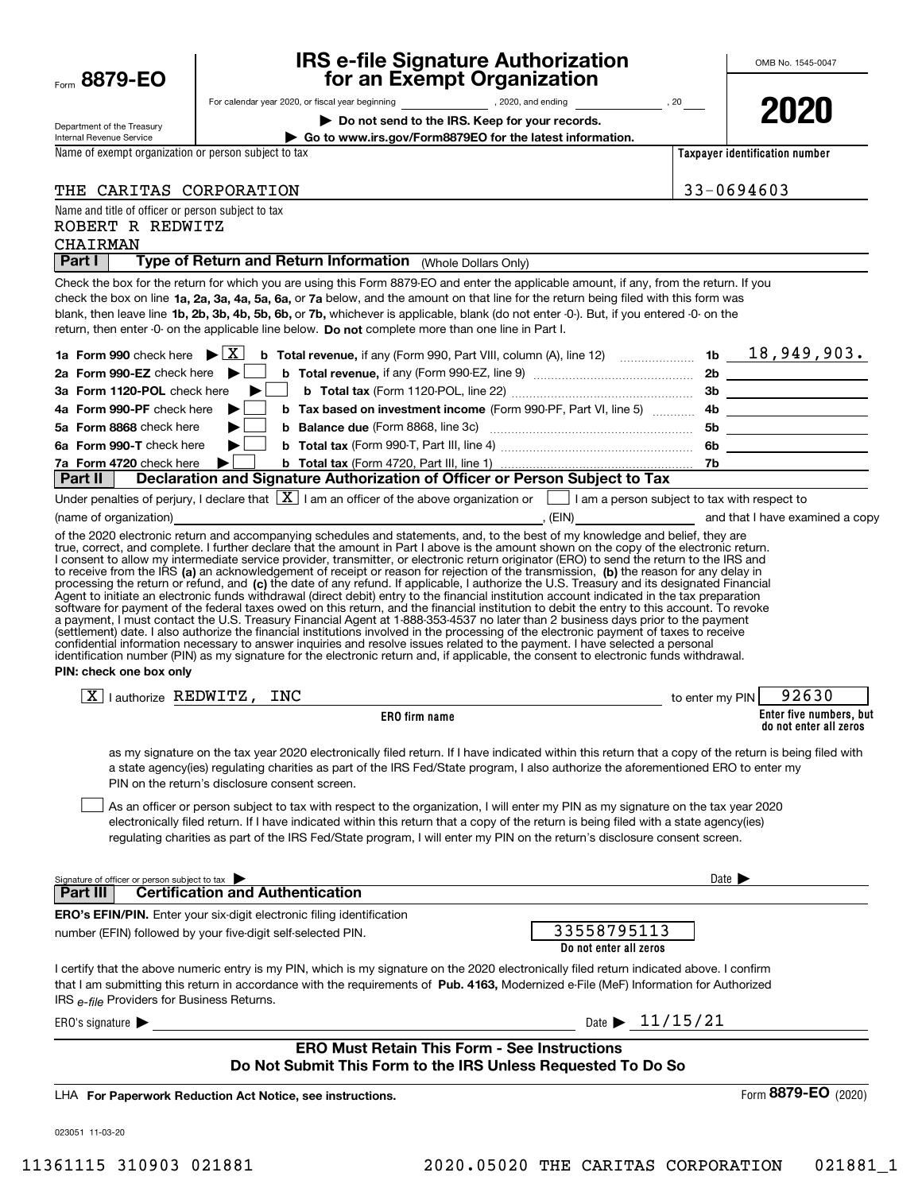Form **8879-EO**

Department of the Treasury
Internal Revenue Service

# IRS e-file Signature Authorization for an Exempt Organization

For calendar year 2020, or fiscal year beginning \_\_\_\_\_\_\_\_, 2020, and ending \_\_\_\_\_\_\_\_, 20\_\_\_

▶ **Do not send to the IRS. Keep for your records.**

▶ **Go to www.irs.gov/Form8879EO for the latest information.**

OMB No. 1545-0047

**2020**

| Name of exempt organization or person subject to tax | Taxpayer identification number |
|---|---|
| THE CARITAS CORPORATION | 33-0694603 |

Name and title of officer or person subject to tax
ROBERT R REDWITZ
CHAIRMAN

## Part I — Type of Return and Return Information (Whole Dollars Only)

Check the box for the return for which you are using this Form 8879-EO and enter the applicable amount, if any, from the return. If you check the box on line **1a, 2a, 3a, 4a, 5a, 6a,** or **7a** below, and the amount on that line for the return being filed with this form was blank, then leave line **1b, 2b, 3b, 4b, 5b, 6b,** or **7b,** whichever is applicable, blank (do not enter -0-). But, if you entered -0- on the return, then enter -0- on the applicable line below. **Do not** complete more than one line in Part I.

| | | | | |
|---|---|---|---|---|
| **1a Form 990** check here ▶ [X] | **b Total revenue,** if any (Form 990, Part VIII, column (A), line 12) | **1b** | 18,949,903. |
| **2a Form 990-EZ** check here ▶ [ ] | **b Total revenue,** if any (Form 990-EZ, line 9) | **2b** | |
| **3a Form 1120-POL** check here ▶ [ ] | **b Total tax** (Form 1120-POL, line 22) | **3b** | |
| **4a Form 990-PF** check here ▶ [ ] | **b Tax based on investment income** (Form 990-PF, Part VI, line 5) | **4b** | |
| **5a Form 8868** check here ▶ [ ] | **b Balance due** (Form 8868, line 3c) | **5b** | |
| **6a Form 990-T** check here ▶ [ ] | **b Total tax** (Form 990-T, Part III, line 4) | **6b** | |
| **7a Form 4720** check here ▶ [ ] | **b Total tax** (Form 4720, Part III, line 1) | **7b** | |

## Part II — Declaration and Signature Authorization of Officer or Person Subject to Tax

Under penalties of perjury, I declare that [X] I am an officer of the above organization or [ ] I am a person subject to tax with respect to (name of organization) \_\_\_\_\_\_\_\_, (EIN) \_\_\_\_\_\_\_\_ and that I have examined a copy of the 2020 electronic return and accompanying schedules and statements, and, to the best of my knowledge and belief, they are true, correct, and complete. I further declare that the amount in Part I above is the amount shown on the copy of the electronic return. I consent to allow my intermediate service provider, transmitter, or electronic return originator (ERO) to send the return to the IRS and to receive from the IRS **(a)** an acknowledgement of receipt or reason for rejection of the transmission, **(b)** the reason for any delay in processing the return or refund, and **(c)** the date of any refund. If applicable, I authorize the U.S. Treasury and its designated Financial Agent to initiate an electronic funds withdrawal (direct debit) entry to the financial institution account indicated in the tax preparation software for payment of the federal taxes owed on this return, and the financial institution to debit the entry to this account. To revoke a payment, I must contact the U.S. Treasury Financial Agent at 1-888-353-4537 no later than 2 business days prior to the payment (settlement) date. I also authorize the financial institutions involved in the processing of the electronic payment of taxes to receive confidential information necessary to answer inquiries and resolve issues related to the payment. I have selected a personal identification number (PIN) as my signature for the electronic return and, if applicable, the consent to electronic funds withdrawal.

**PIN: check one box only**

[X] I authorize REDWITZ, INC (**ERO firm name**) to enter my PIN 92630 (**Enter five numbers, but do not enter all zeros**)

as my signature on the tax year 2020 electronically filed return. If I have indicated within this return that a copy of the return is being filed with a state agency(ies) regulating charities as part of the IRS Fed/State program, I also authorize the aforementioned ERO to enter my PIN on the return's disclosure consent screen.

[ ] As an officer or person subject to tax with respect to the organization, I will enter my PIN as my signature on the tax year 2020 electronically filed return. If I have indicated within this return that a copy of the return is being filed with a state agency(ies) regulating charities as part of the IRS Fed/State program, I will enter my PIN on the return's disclosure consent screen.

Signature of officer or person subject to tax ▶ \_\_\_\_\_\_\_\_ Date ▶ \_\_\_\_\_\_\_\_

## Part III — Certification and Authentication

**ERO's EFIN/PIN.** Enter your six-digit electronic filing identification number (EFIN) followed by your five-digit self-selected PIN. 33558795113 (**Do not enter all zeros**)

I certify that the above numeric entry is my PIN, which is my signature on the 2020 electronically filed return indicated above. I confirm that I am submitting this return in accordance with the requirements of **Pub. 4163,** Modernized e-File (MeF) Information for Authorized IRS *e-file* Providers for Business Returns.

ERO's signature ▶ \_\_\_\_\_\_\_\_ Date ▶ 11/15/21

**ERO Must Retain This Form - See Instructions**
**Do Not Submit This Form to the IRS Unless Requested To Do So**

LHA **For Paperwork Reduction Act Notice, see instructions.** Form **8879-EO** (2020)

023051 11-03-20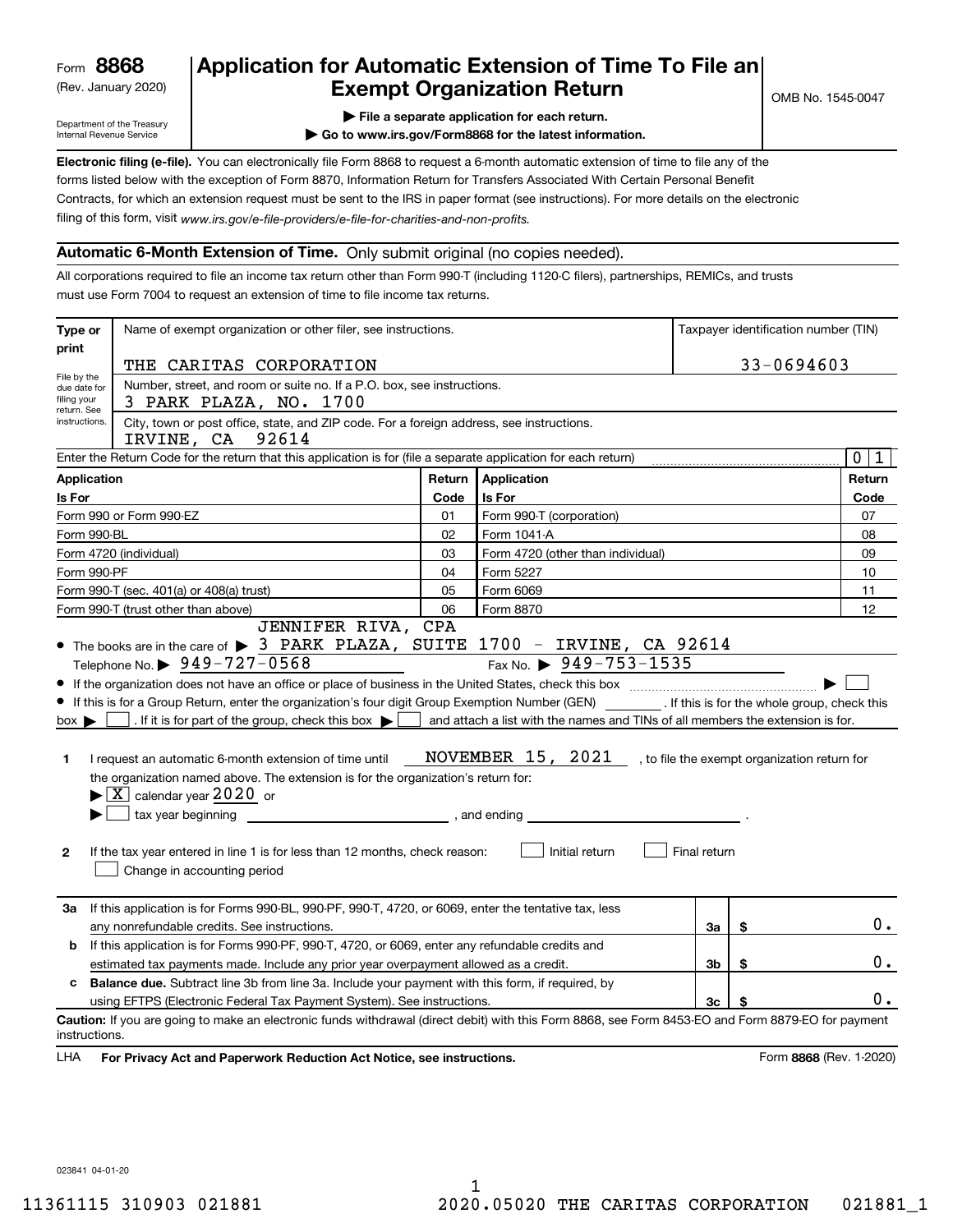Form **8868**
(Rev. January 2020)
Department of the Treasury
Internal Revenue Service

# Application for Automatic Extension of Time To File an Exempt Organization Return

▶ File a separate application for each return.
▶ Go to www.irs.gov/Form8868 for the latest information.

OMB No. 1545-0047

**Electronic filing (e-file).** You can electronically file Form 8868 to request a 6-month automatic extension of time to file any of the forms listed below with the exception of Form 8870, Information Return for Transfers Associated With Certain Personal Benefit Contracts, for which an extension request must be sent to the IRS in paper format (see instructions). For more details on the electronic filing of this form, visit *www.irs.gov/e-file-providers/e-file-for-charities-and-non-profits.*

## Automatic 6-Month Extension of Time. Only submit original (no copies needed).

All corporations required to file an income tax return other than Form 990-T (including 1120-C filers), partnerships, REMICs, and trusts must use Form 7004 to request an extension of time to file income tax returns.

**Type or print** — File by the due date for filing your return. See instructions.

Name of exempt organization or other filer, see instructions: THE CARITAS CORPORATION

Taxpayer identification number (TIN): 33-0694603

Number, street, and room or suite no. If a P.O. box, see instructions: 3 PARK PLAZA, NO. 1700

City, town or post office, state, and ZIP code. For a foreign address, see instructions: IRVINE, CA 92614

Enter the Return Code for the return that this application is for (file a separate application for each return): 01

| Application Is For | Return Code | Application Is For | Return Code |
|---|---|---|---|
| Form 990 or Form 990-EZ | 01 | Form 990-T (corporation) | 07 |
| Form 990-BL | 02 | Form 1041-A | 08 |
| Form 4720 (individual) | 03 | Form 4720 (other than individual) | 09 |
| Form 990-PF | 04 | Form 5227 | 10 |
| Form 990-T (sec. 401(a) or 408(a) trust) | 05 | Form 6069 | 11 |
| Form 990-T (trust other than above) | 06 | Form 8870 | 12 |

- The books are in the care of ▶ JENNIFER RIVA, CPA 3 PARK PLAZA, SUITE 1700 - IRVINE, CA 92614
  Telephone No. ▶ 949-727-0568 Fax No. ▶ 949-753-1535
- If the organization does not have an office or place of business in the United States, check this box ▶ ☐
- If this is for a Group Return, enter the organization's four digit Group Exemption Number (GEN) ________ . If this is for the whole group, check this box ▶ ☐ . If it is for part of the group, check this box ▶ ☐ and attach a list with the names and TINs of all members the extension is for.

**1** I request an automatic 6-month extension of time until NOVEMBER 15, 2021 , to file the exempt organization return for the organization named above. The extension is for the organization's return for:
▶ ☒ calendar year 2020 or
▶ ☐ tax year beginning ________________ , and ending ________________ .

**2** If the tax year entered in line 1 is for less than 12 months, check reason: ☐ Initial return ☐ Final return ☐ Change in accounting period

| | | | |
|---|---|---|---|
| **3a** | If this application is for Forms 990-BL, 990-PF, 990-T, 4720, or 6069, enter the tentative tax, less any nonrefundable credits. See instructions. | 3a | $ 0. |
| **b** | If this application is for Forms 990-PF, 990-T, 4720, or 6069, enter any refundable credits and estimated tax payments made. Include any prior year overpayment allowed as a credit. | 3b | $ 0. |
| **c** | **Balance due.** Subtract line 3b from line 3a. Include your payment with this form, if required, by using EFTPS (Electronic Federal Tax Payment System). See instructions. | 3c | $ 0. |

**Caution:** If you are going to make an electronic funds withdrawal (direct debit) with this Form 8868, see Form 8453-EO and Form 8879-EO for payment instructions.

LHA **For Privacy Act and Paperwork Reduction Act Notice, see instructions.** Form **8868** (Rev. 1-2020)

023841 04-01-20

11361115 310903 021881 2020.05020 THE CARITAS CORPORATION 021881_1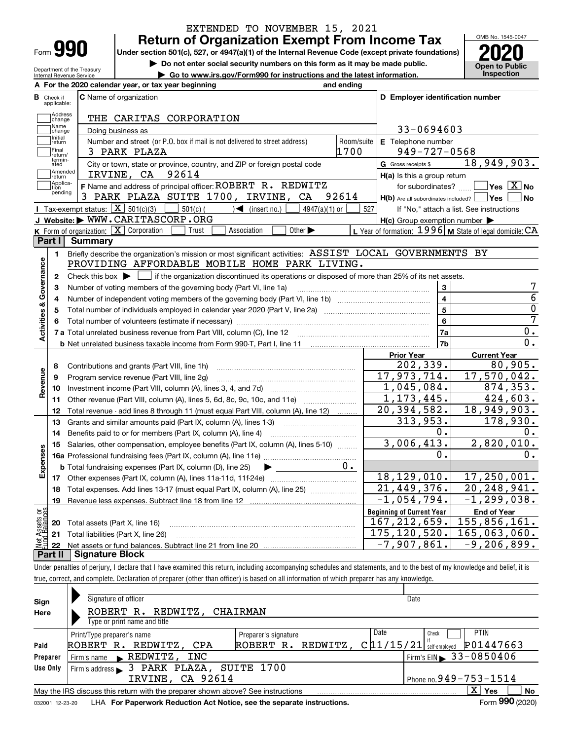EXTENDED TO NOVEMBER 15, 2021

# Form 990 — Return of Organization Exempt From Income Tax

**Under section 501(c), 527, or 4947(a)(1) of the Internal Revenue Code (except private foundations)**

▶ Do not enter social security numbers on this form as it may be made public.

▶ Go to www.irs.gov/Form990 for instructions and the latest information.

Department of the Treasury
Internal Revenue Service

OMB No. 1545-0047

**2020**

**Open to Public Inspection**

**A** For the 2020 calendar year, or tax year beginning and ending

**B** Check if applicable: Address change, Name change, Initial return, Final return/terminated, Amended return, Application pending

**C** Name of organization: THE CARITAS CORPORATION

Doing business as

Number and street (or P.O. box if mail is not delivered to street address): 3 PARK PLAZA — Room/suite: 1700

City or town, state or province, country, and ZIP or foreign postal code: IRVINE, CA 92614

**D** Employer identification number: 33-0694603

**E** Telephone number: 949-727-0568

**G** Gross receipts $ 18,949,903.

**F** Name and address of principal officer: ROBERT R. REDWITZ
3 PARK PLAZA SUITE 1700, IRVINE, CA 92614

**H(a)** Is this a group return for subordinates? ☐ Yes ☒ No

**H(b)** Are all subordinates included? ☐ Yes ☐ No
If "No," attach a list. See instructions

**H(c)** Group exemption number ▶

**I** Tax-exempt status: ☒ 501(c)(3) ☐ 501(c) ( ) ◀ (insert no.) ☐ 4947(a)(1) or ☐ 527

**J** Website: ▶ WWW.CARITASCORP.ORG

**K** Form of organization: ☒ Corporation ☐ Trust ☐ Association ☐ Other ▶

**L** Year of formation: 1996 **M** State of legal domicile: CA

## Part I Summary

**Activities & Governance**

| | | | |
|---|---|---|---|
| 1 | Briefly describe the organization's mission or most significant activities: ASSIST LOCAL GOVERNMENTS BY PROVIDING AFFORDABLE MOBILE HOME PARK LIVING. | | |
| 2 | Check this box ▶ ☐ if the organization discontinued its operations or disposed of more than 25% of its net assets. | | |
| 3 | Number of voting members of the governing body (Part VI, line 1a) | 3 | 7 |
| 4 | Number of independent voting members of the governing body (Part VI, line 1b) | 4 | 6 |
| 5 | Total number of individuals employed in calendar year 2020 (Part V, line 2a) | 5 | 0 |
| 6 | Total number of volunteers (estimate if necessary) | 6 | 7 |
| 7a | Total unrelated business revenue from Part VIII, column (C), line 12 | 7a | 0. |
| 7b | Net unrelated business taxable income from Form 990-T, Part I, line 11 | 7b | 0. |

| | | Prior Year | Current Year |
|---|---|---|---|
| **Revenue** | | | |
| 8 | Contributions and grants (Part VIII, line 1h) | 202,339. | 80,905. |
| 9 | Program service revenue (Part VIII, line 2g) | 17,973,714. | 17,570,042. |
| 10 | Investment income (Part VIII, column (A), lines 3, 4, and 7d) | 1,045,084. | 874,353. |
| 11 | Other revenue (Part VIII, column (A), lines 5, 6d, 8c, 9c, 10c, and 11e) | 1,173,445. | 424,603. |
| 12 | Total revenue - add lines 8 through 11 (must equal Part VIII, column (A), line 12) | 20,394,582. | 18,949,903. |
| **Expenses** | | | |
| 13 | Grants and similar amounts paid (Part IX, column (A), lines 1-3) | 313,953. | 178,930. |
| 14 | Benefits paid to or for members (Part IX, column (A), line 4) | 0. | 0. |
| 15 | Salaries, other compensation, employee benefits (Part IX, column (A), lines 5-10) | 3,006,413. | 2,820,010. |
| 16a | Professional fundraising fees (Part IX, column (A), line 11e) | 0. | 0. |
| b | Total fundraising expenses (Part IX, column (D), line 25) ▶ 0. | | |
| 17 | Other expenses (Part IX, column (A), lines 11a-11d, 11f-24e) | 18,129,010. | 17,250,001. |
| 18 | Total expenses. Add lines 13-17 (must equal Part IX, column (A), line 25) | 21,449,376. | 20,248,941. |
| 19 | Revenue less expenses. Subtract line 18 from line 12 | -1,054,794. | -1,299,038. |

| **Net Assets or Fund Balances** | | Beginning of Current Year | End of Year |
|---|---|---|---|
| 20 | Total assets (Part X, line 16) | 167,212,659. | 155,856,161. |
| 21 | Total liabilities (Part X, line 26) | 175,120,520. | 165,063,060. |
| 22 | Net assets or fund balances. Subtract line 21 from line 20 | -7,907,861. | -9,206,899. |

## Part II Signature Block

Under penalties of perjury, I declare that I have examined this return, including accompanying schedules and statements, and to the best of my knowledge and belief, it is true, correct, and complete. Declaration of preparer (other than officer) is based on all information of which preparer has any knowledge.

**Sign Here**

Signature of officer — Date

ROBERT R. REDWITZ, CHAIRMAN
Type or print name and title

**Paid Preparer Use Only**

| Print/Type preparer's name | Preparer's signature | Date | Check if self-employed | PTIN |
|---|---|---|---|---|
| ROBERT R. REDWITZ, CPA | ROBERT R. REDWITZ, C | 11/15/21 | ☐ | P01447663 |

Firm's name ▶ REDWITZ, INC — Firm's EIN ▶ 33-0850406

Firm's address ▶ 3 PARK PLAZA, SUITE 1700, IRVINE, CA 92614 — Phone no. 949-753-1514

May the IRS discuss this return with the preparer shown above? See instructions ☒ Yes ☐ No

032001 12-23-20 LHA For Paperwork Reduction Act Notice, see the separate instructions. Form **990** (2020)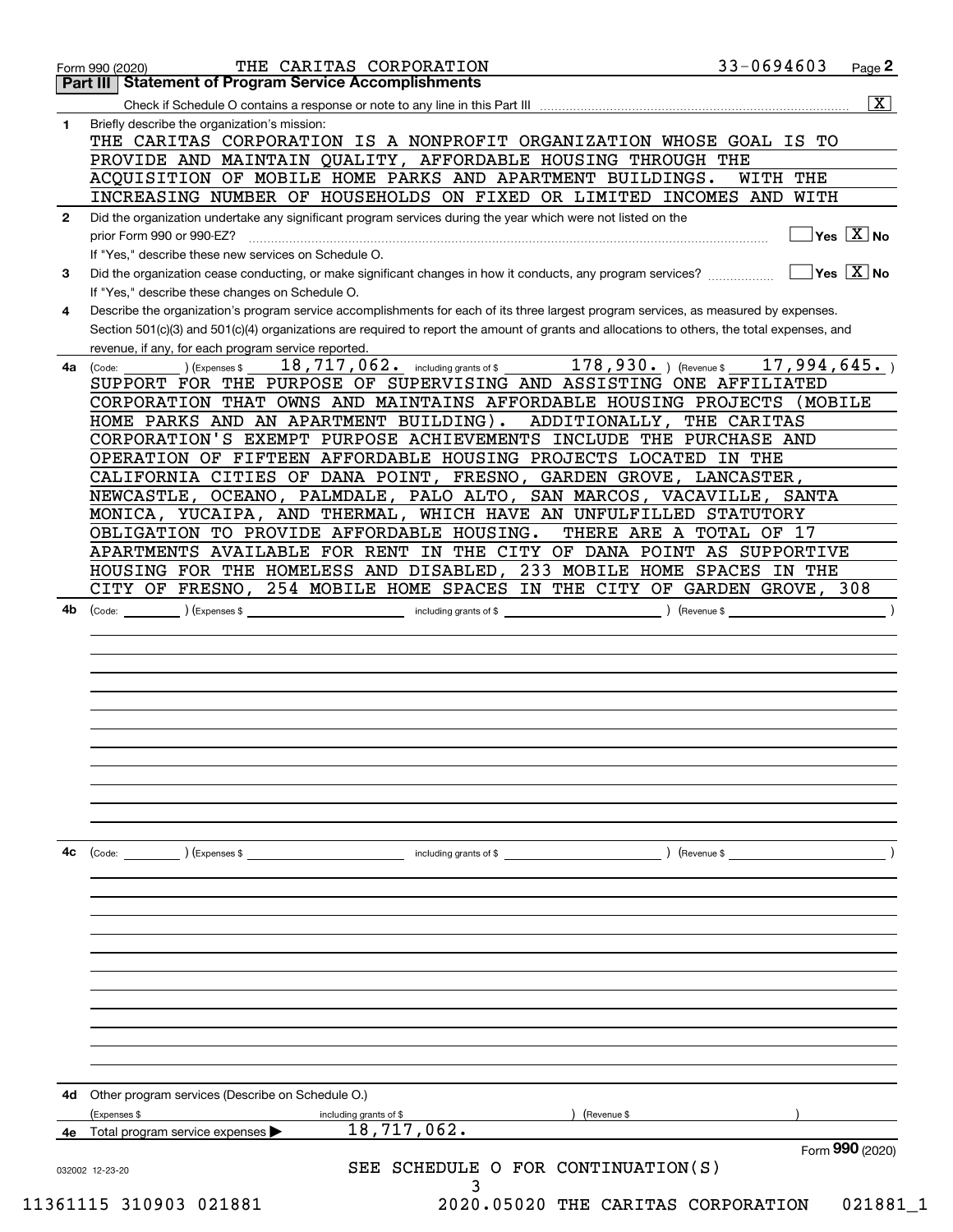Form 990 (2020) THE CARITAS CORPORATION 33-0694603 Page 2

## Part III Statement of Program Service Accomplishments

Check if Schedule O contains a response or note to any line in this Part III .......... [X]

**1** Briefly describe the organization's mission:

THE CARITAS CORPORATION IS A NONPROFIT ORGANIZATION WHOSE GOAL IS TO PROVIDE AND MAINTAIN QUALITY, AFFORDABLE HOUSING THROUGH THE ACQUISITION OF MOBILE HOME PARKS AND APARTMENT BUILDINGS. WITH THE INCREASING NUMBER OF HOUSEHOLDS ON FIXED OR LIMITED INCOMES AND WITH

**2** Did the organization undertake any significant program services during the year which were not listed on the prior Form 990 or 990-EZ? .......... [ ] Yes [X] No

If "Yes," describe these new services on Schedule O.

**3** Did the organization cease conducting, or make significant changes in how it conducts, any program services? .......... [ ] Yes [X] No

If "Yes," describe these changes on Schedule O.

**4** Describe the organization's program service accomplishments for each of its three largest program services, as measured by expenses. Section 501(c)(3) and 501(c)(4) organizations are required to report the amount of grants and allocations to others, the total expenses, and revenue, if any, for each program service reported.

**4a** (Code: ) (Expenses $ 18,717,062. including grants of $ 178,930. ) (Revenue $ 17,994,645. )

SUPPORT FOR THE PURPOSE OF SUPERVISING AND ASSISTING ONE AFFILIATED CORPORATION THAT OWNS AND MAINTAINS AFFORDABLE HOUSING PROJECTS (MOBILE HOME PARKS AND AN APARTMENT BUILDING). ADDITIONALLY, THE CARITAS CORPORATION'S EXEMPT PURPOSE ACHIEVEMENTS INCLUDE THE PURCHASE AND OPERATION OF FIFTEEN AFFORDABLE HOUSING PROJECTS LOCATED IN THE CALIFORNIA CITIES OF DANA POINT, FRESNO, GARDEN GROVE, LANCASTER, NEWCASTLE, OCEANO, PALMDALE, PALO ALTO, SAN MARCOS, VACAVILLE, SANTA MONICA, YUCAIPA, AND THERMAL, WHICH HAVE AN UNFULFILLED STATUTORY OBLIGATION TO PROVIDE AFFORDABLE HOUSING. THERE ARE A TOTAL OF 17 APARTMENTS AVAILABLE FOR RENT IN THE CITY OF DANA POINT AS SUPPORTIVE HOUSING FOR THE HOMELESS AND DISABLED, 233 MOBILE HOME SPACES IN THE CITY OF FRESNO, 254 MOBILE HOME SPACES IN THE CITY OF GARDEN GROVE, 308

**4b** (Code: ) (Expenses $ including grants of $ ) (Revenue $ )

**4c** (Code: ) (Expenses $ including grants of $ ) (Revenue $ )

**4d** Other program services (Describe on Schedule O.)

(Expenses $ including grants of $ ) (Revenue $ )

**4e** Total program services expenses ▶ 18,717,062.

Form **990** (2020)

032002 12-23-20

SEE SCHEDULE O FOR CONTINUATION(S)

11361115 310903 021881 2020.05020 THE CARITAS CORPORATION 021881_1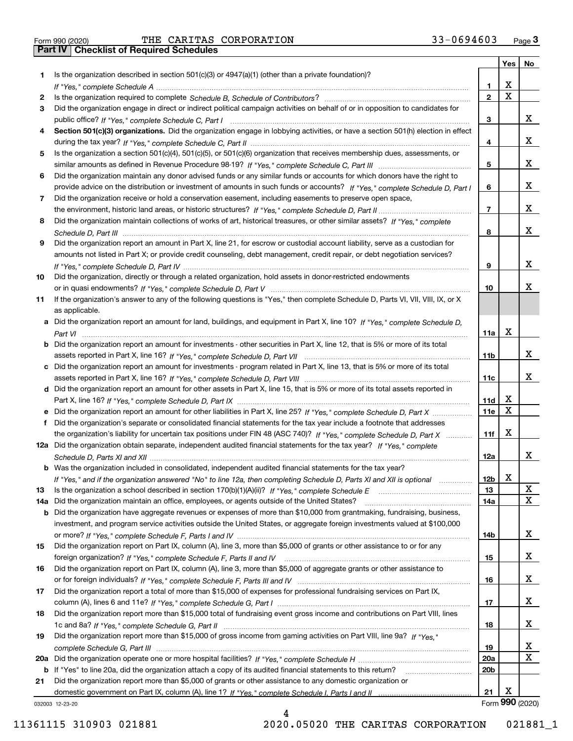Form 990 (2020) THE CARITAS CORPORATION 33-0694603 Page **3**

## Part IV Checklist of Required Schedules

| | | | Yes | No |
|---|---|---|---|---|
| **1** | Is the organization described in section 501(c)(3) or 4947(a)(1) (other than a private foundation)? *If "Yes," complete Schedule A* | **1** | X | |
| **2** | Is the organization required to complete *Schedule B, Schedule of Contributors*? | **2** | X | |
| **3** | Did the organization engage in direct or indirect political campaign activities on behalf of or in opposition to candidates for public office? *If "Yes," complete Schedule C, Part I* | **3** | | X |
| **4** | **Section 501(c)(3) organizations.** Did the organization engage in lobbying activities, or have a section 501(h) election in effect during the tax year? *If "Yes," complete Schedule C, Part II* | **4** | | X |
| **5** | Is the organization a section 501(c)(4), 501(c)(5), or 501(c)(6) organization that receives membership dues, assessments, or similar amounts as defined in Revenue Procedure 98-19? *If "Yes," complete Schedule C, Part III* | **5** | | X |
| **6** | Did the organization maintain any donor advised funds or any similar funds or accounts for which donors have the right to provide advice on the distribution or investment of amounts in such funds or accounts? *If "Yes," complete Schedule D, Part I* | **6** | | X |
| **7** | Did the organization receive or hold a conservation easement, including easements to preserve open space, the environment, historic land areas, or historic structures? *If "Yes," complete Schedule D, Part II* | **7** | | X |
| **8** | Did the organization maintain collections of works of art, historical treasures, or other similar assets? *If "Yes," complete Schedule D, Part III* | **8** | | X |
| **9** | Did the organization report an amount in Part X, line 21, for escrow or custodial account liability, serve as a custodian for amounts not listed in Part X; or provide credit counseling, debt management, credit repair, or debt negotiation services? *If "Yes," complete Schedule D, Part IV* | **9** | | X |
| **10** | Did the organization, directly or through a related organization, hold assets in donor-restricted endowments or in quasi endowments? *If "Yes," complete Schedule D, Part V* | **10** | | X |
| **11** | If the organization's answer to any of the following questions is "Yes," then complete Schedule D, Parts VI, VII, VIII, IX, or X as applicable. | | | |
| **a** | Did the organization report an amount for land, buildings, and equipment in Part X, line 10? *If "Yes," complete Schedule D, Part VI* | **11a** | X | |
| **b** | Did the organization report an amount for investments - other securities in Part X, line 12, that is 5% or more of its total assets reported in Part X, line 16? *If "Yes," complete Schedule D, Part VII* | **11b** | | X |
| **c** | Did the organization report an amount for investments - program related in Part X, line 13, that is 5% or more of its total assets reported in Part X, line 16? *If "Yes," complete Schedule D, Part VIII* | **11c** | | X |
| **d** | Did the organization report an amount for other assets in Part X, line 15, that is 5% or more of its total assets reported in Part X, line 16? *If "Yes," complete Schedule D, Part IX* | **11d** | X | |
| **e** | Did the organization report an amount for other liabilities in Part X, line 25? *If "Yes," complete Schedule D, Part X* | **11e** | X | |
| **f** | Did the organization's separate or consolidated financial statements for the tax year include a footnote that addresses the organization's liability for uncertain tax positions under FIN 48 (ASC 740)? *If "Yes," complete Schedule D, Part X* | **11f** | X | |
| **12a** | Did the organization obtain separate, independent audited financial statements for the tax year? *If "Yes," complete Schedule D, Parts XI and XII* | **12a** | | X |
| **b** | Was the organization included in consolidated, independent audited financial statements for the tax year? *If "Yes," and if the organization answered "No" to line 12a, then completing Schedule D, Parts XI and XII is optional* | **12b** | X | |
| **13** | Is the organization a school described in section 170(b)(1)(A)(ii)? *If "Yes," complete Schedule E* | **13** | | X |
| **14a** | Did the organization maintain an office, employees, or agents outside of the United States? | **14a** | | X |
| **b** | Did the organization have aggregate revenues or expenses of more than $10,000 from grantmaking, fundraising, business, investment, and program service activities outside the United States, or aggregate foreign investments valued at $100,000 or more? *If "Yes," complete Schedule F, Parts I and IV* | **14b** | | X |
| **15** | Did the organization report on Part IX, column (A), line 3, more than $5,000 of grants or other assistance to or for any foreign organization? *If "Yes," complete Schedule F, Parts II and IV* | **15** | | X |
| **16** | Did the organization report on Part IX, column (A), line 3, more than $5,000 of aggregate grants or other assistance to or for foreign individuals? *If "Yes," complete Schedule F, Parts III and IV* | **16** | | X |
| **17** | Did the organization report a total of more than $15,000 of expenses for professional fundraising services on Part IX, column (A), lines 6 and 11e? *If "Yes," complete Schedule G, Part I* | **17** | | X |
| **18** | Did the organization report more than $15,000 total of fundraising event gross income and contributions on Part VIII, lines 1c and 8a? *If "Yes," complete Schedule G, Part II* | **18** | | X |
| **19** | Did the organization report more than $15,000 of gross income from gaming activities on Part VIII, line 9a? *If "Yes," complete Schedule G, Part III* | **19** | | X |
| **20a** | Did the organization operate one or more hospital facilities? *If "Yes," complete Schedule H* | **20a** | | X |
| **b** | If "Yes" to line 20a, did the organization attach a copy of its audited financial statements to this return? | **20b** | | |
| **21** | Did the organization report more than $5,000 of grants or other assistance to any domestic organization or domestic government on Part IX, column (A), line 1? *If "Yes," complete Schedule I, Parts I and II* | **21** | X | |

032003 12-23-20 Form **990** (2020)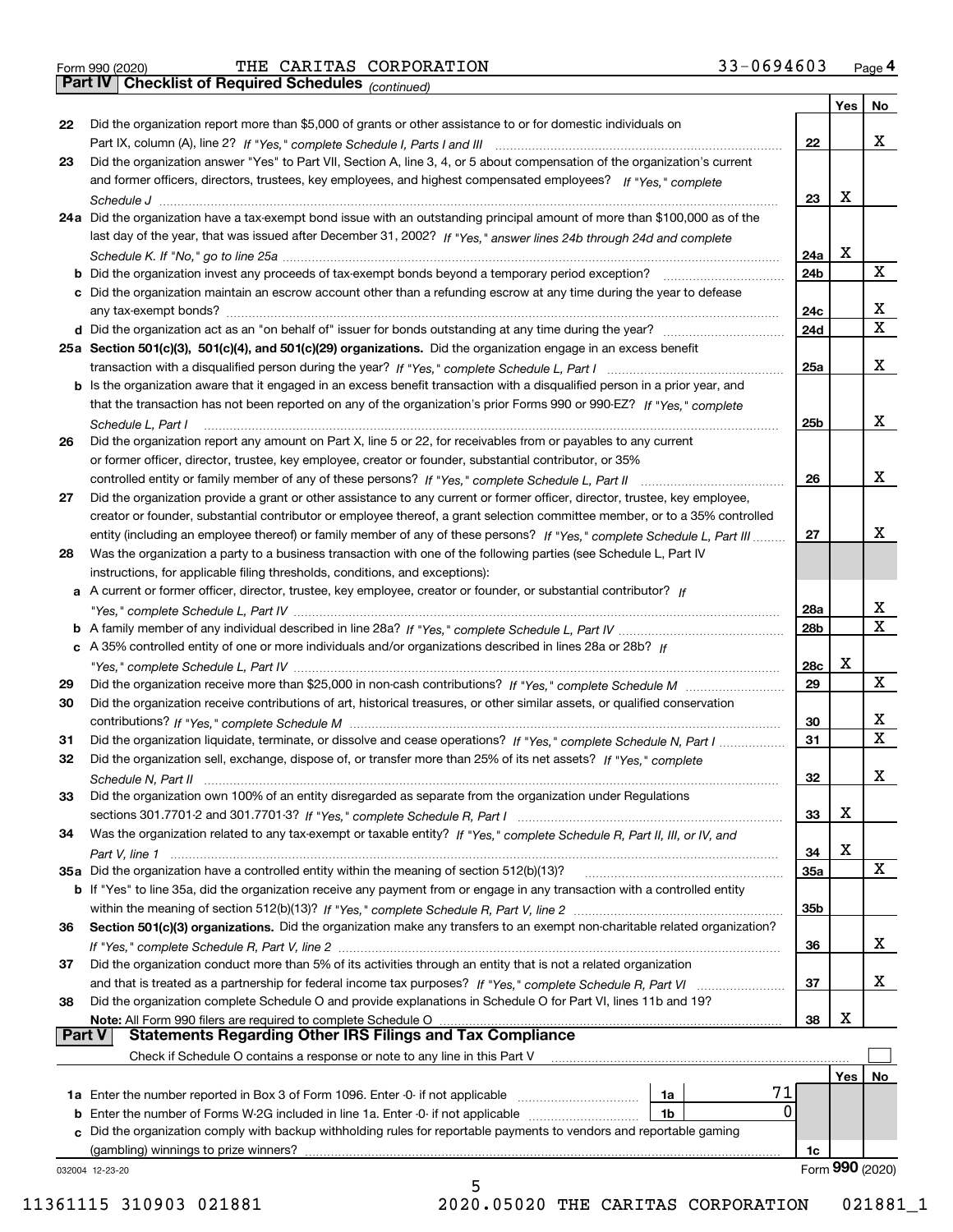Form 990 (2020) THE CARITAS CORPORATION 33-0694603 Page **4**

## Part IV Checklist of Required Schedules *(continued)*

| | | | Yes | No |
|---|---|---|---|---|
| **22** | Did the organization report more than $5,000 of grants or other assistance to or for domestic individuals on Part IX, column (A), line 2? *If "Yes," complete Schedule I, Parts I and III* | 22 | | X |
| **23** | Did the organization answer "Yes" to Part VII, Section A, line 3, 4, or 5 about compensation of the organization's current and former officers, directors, trustees, key employees, and highest compensated employees? *If "Yes," complete Schedule J* | 23 | X | |
| **24a** | Did the organization have a tax-exempt bond issue with an outstanding principal amount of more than $100,000 as of the last day of the year, that was issued after December 31, 2002? *If "Yes," answer lines 24b through 24d and complete Schedule K. If "No," go to line 25a* | 24a | X | |
| **b** | Did the organization invest any proceeds of tax-exempt bonds beyond a temporary period exception? | 24b | | X |
| **c** | Did the organization maintain an escrow account other than a refunding escrow at any time during the year to defease any tax-exempt bonds? | 24c | | X |
| **d** | Did the organization act as an "on behalf of" issuer for bonds outstanding at any time during the year? | 24d | | X |
| **25a** | **Section 501(c)(3), 501(c)(4), and 501(c)(29) organizations.** Did the organization engage in an excess benefit transaction with a disqualified person during the year? *If "Yes," complete Schedule L, Part I* | 25a | | X |
| **b** | Is the organization aware that it engaged in an excess benefit transaction with a disqualified person in a prior year, and that the transaction has not been reported on any of the organization's prior Forms 990 or 990-EZ? *If "Yes," complete Schedule L, Part I* | 25b | | X |
| **26** | Did the organization report any amount on Part X, line 5 or 22, for receivables from or payables to any current or former officer, director, trustee, key employee, creator or founder, substantial contributor, or 35% controlled entity or family member of any of these persons? *If "Yes," complete Schedule L, Part II* | 26 | | X |
| **27** | Did the organization provide a grant or other assistance to any current or former officer, director, trustee, key employee, creator or founder, substantial contributor or employee thereof, a grant selection committee member, or to a 35% controlled entity (including an employee thereof) or family member of any of these persons? *If "Yes," complete Schedule L, Part III* | 27 | | X |
| **28** | Was the organization a party to a business transaction with one of the following parties (see Schedule L, Part IV instructions, for applicable filing thresholds, conditions, and exceptions): | | | |
| **a** | A current or former officer, director, trustee, key employee, creator or founder, or substantial contributor? *If "Yes," complete Schedule L, Part IV* | 28a | | X |
| **b** | A family member of any individual described in line 28a? *If "Yes," complete Schedule L, Part IV* | 28b | | X |
| **c** | A 35% controlled entity of one or more individuals and/or organizations described in lines 28a or 28b? *If "Yes," complete Schedule L, Part IV* | 28c | X | |
| **29** | Did the organization receive more than $25,000 in non-cash contributions? *If "Yes," complete Schedule M* | 29 | | X |
| **30** | Did the organization receive contributions of art, historical treasures, or other similar assets, or qualified conservation contributions? *If "Yes," complete Schedule M* | 30 | | X |
| **31** | Did the organization liquidate, terminate, or dissolve and cease operations? *If "Yes," complete Schedule N, Part I* | 31 | | X |
| **32** | Did the organization sell, exchange, dispose of, or transfer more than 25% of its net assets? *If "Yes," complete Schedule N, Part II* | 32 | | X |
| **33** | Did the organization own 100% of an entity disregarded as separate from the organization under Regulations sections 301.7701-2 and 301.7701-3? *If "Yes," complete Schedule R, Part I* | 33 | X | |
| **34** | Was the organization related to any tax-exempt or taxable entity? *If "Yes," complete Schedule R, Part II, III, or IV, and Part V, line 1* | 34 | X | |
| **35a** | Did the organization have a controlled entity within the meaning of section 512(b)(13)? | 35a | | X |
| **b** | If "Yes" to line 35a, did the organization receive any payment from or engage in any transaction with a controlled entity within the meaning of section 512(b)(13)? *If "Yes," complete Schedule R, Part V, line 2* | 35b | | |
| **36** | **Section 501(c)(3) organizations.** Did the organization make any transfers to an exempt non-charitable related organization? *If "Yes," complete Schedule R, Part V, line 2* | 36 | | X |
| **37** | Did the organization conduct more than 5% of its activities through an entity that is not a related organization and that is treated as a partnership for federal income tax purposes? *If "Yes," complete Schedule R, Part VI* | 37 | | X |
| **38** | Did the organization complete Schedule O and provide explanations in Schedule O for Part VI, lines 11b and 19? **Note:** All Form 990 filers are required to complete Schedule O | 38 | X | |

## Part V Statements Regarding Other IRS Filings and Tax Compliance

Check if Schedule O contains a response or note to any line in this Part V ☐

| | | | | | Yes | No |
|---|---|---|---|---|---|---|
| **1a** | Enter the number reported in Box 3 of Form 1096. Enter -0- if not applicable | 1a | 71 | | | |
| **b** | Enter the number of Forms W-2G included in line 1a. Enter -0- if not applicable | 1b | 0 | | | |
| **c** | Did the organization comply with backup withholding rules for reportable payments to vendors and reportable gaming (gambling) winnings to prize winners? | | | 1c | | |

032004 12-23-20

Form **990** (2020)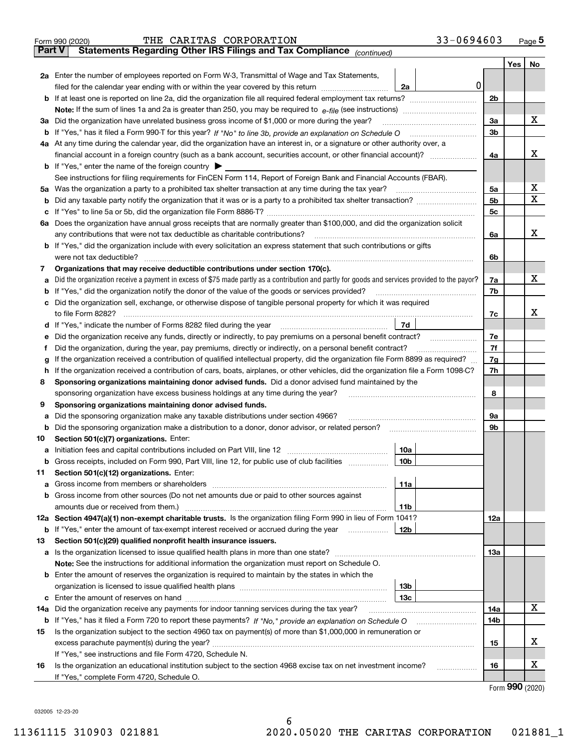Form 990 (2020) THE CARITAS CORPORATION 33-0694603 Page **5**

## Part V Statements Regarding Other IRS Filings and Tax Compliance *(continued)*

| | | | | Yes | No |
|---|---|---|---|---|---|
| **2a** | Enter the number of employees reported on Form W-3, Transmittal of Wage and Tax Statements, filed for the calendar year ending with or within the year covered by this return | 2a 0 | | | |
| **b** | If at least one is reported on line 2a, did the organization file all required federal employment tax returns? | | 2b | | |
| | **Note:** If the sum of lines 1a and 2a is greater than 250, you may be required to *e-file* (see instructions) | | | | |
| **3a** | Did the organization have unrelated business gross income of $1,000 or more during the year? | | 3a | | X |
| **b** | If "Yes," has it filed a Form 990-T for this year? *If "No" to line 3b, provide an explanation on Schedule O* | | 3b | | |
| **4a** | At any time during the calendar year, did the organization have an interest in, or a signature or other authority over, a financial account in a foreign country (such as a bank account, securities account, or other financial account)? | | 4a | | X |
| **b** | If "Yes," enter the name of the foreign country ▶ | | | | |
| | See instructions for filing requirements for FinCEN Form 114, Report of Foreign Bank and Financial Accounts (FBAR). | | | | |
| **5a** | Was the organization a party to a prohibited tax shelter transaction at any time during the tax year? | | 5a | | X |
| **b** | Did any taxable party notify the organization that it was or is a party to a prohibited tax shelter transaction? | | 5b | | X |
| **c** | If "Yes" to line 5a or 5b, did the organization file Form 8886-T? | | 5c | | |
| **6a** | Does the organization have annual gross receipts that are normally greater than $100,000, and did the organization solicit any contributions that were not tax deductible as charitable contributions? | | 6a | | X |
| **b** | If "Yes," did the organization include with every solicitation an express statement that such contributions or gifts were not tax deductible? | | 6b | | |
| **7** | **Organizations that may receive deductible contributions under section 170(c).** | | | | |
| **a** | Did the organization receive a payment in excess of $75 made partly as a contribution and partly for goods and services provided to the payor? | | 7a | | X |
| **b** | If "Yes," did the organization notify the donor of the value of the goods or services provided? | | 7b | | |
| **c** | Did the organization sell, exchange, or otherwise dispose of tangible personal property for which it was required to file Form 8282? | | 7c | | X |
| **d** | If "Yes," indicate the number of Forms 8282 filed during the year | 7d | | | |
| **e** | Did the organization receive any funds, directly or indirectly, to pay premiums on a personal benefit contract? | | 7e | | |
| **f** | Did the organization, during the year, pay premiums, directly or indirectly, on a personal benefit contract? | | 7f | | |
| **g** | If the organization received a contribution of qualified intellectual property, did the organization file Form 8899 as required? | | 7g | | |
| **h** | If the organization received a contribution of cars, boats, airplanes, or other vehicles, did the organization file a Form 1098-C? | | 7h | | |
| **8** | **Sponsoring organizations maintaining donor advised funds.** Did a donor advised fund maintained by the sponsoring organization have excess business holdings at any time during the year? | | 8 | | |
| **9** | **Sponsoring organizations maintaining donor advised funds.** | | | | |
| **a** | Did the sponsoring organization make any taxable distributions under section 4966? | | 9a | | |
| **b** | Did the sponsoring organization make a distribution to a donor, donor advisor, or related person? | | 9b | | |
| **10** | **Section 501(c)(7) organizations.** Enter: | | | | |
| **a** | Initiation fees and capital contributions included on Part VIII, line 12 | 10a | | | |
| **b** | Gross receipts, included on Form 990, Part VIII, line 12, for public use of club facilities | 10b | | | |
| **11** | **Section 501(c)(12) organizations.** Enter: | | | | |
| **a** | Gross income from members or shareholders | 11a | | | |
| **b** | Gross income from other sources (Do not net amounts due or paid to other sources against amounts due or received from them.) | 11b | | | |
| **12a** | **Section 4947(a)(1) non-exempt charitable trusts.** Is the organization filing Form 990 in lieu of Form 1041? | | 12a | | |
| **b** | If "Yes," enter the amount of tax-exempt interest received or accrued during the year | 12b | | | |
| **13** | **Section 501(c)(29) qualified nonprofit health insurance issuers.** | | | | |
| **a** | Is the organization licensed to issue qualified health plans in more than one state? | | 13a | | |
| | **Note:** See the instructions for additional information the organization must report on Schedule O. | | | | |
| **b** | Enter the amount of reserves the organization is required to maintain by the states in which the organization is licensed to issue qualified health plans | 13b | | | |
| **c** | Enter the amount of reserves on hand | 13c | | | |
| **14a** | Did the organization receive any payments for indoor tanning services during the tax year? | | 14a | | X |
| **b** | If "Yes," has it filed a Form 720 to report these payments? *If "No," provide an explanation on Schedule O* | | 14b | | |
| **15** | Is the organization subject to the section 4960 tax on payment(s) of more than $1,000,000 in remuneration or excess parachute payment(s) during the year? | | 15 | | X |
| | If "Yes," see instructions and file Form 4720, Schedule N. | | | | |
| **16** | Is the organization an educational institution subject to the section 4968 excise tax on net investment income? | | 16 | | X |
| | If "Yes," complete Form 4720, Schedule O. | | | | |

Form **990** (2020)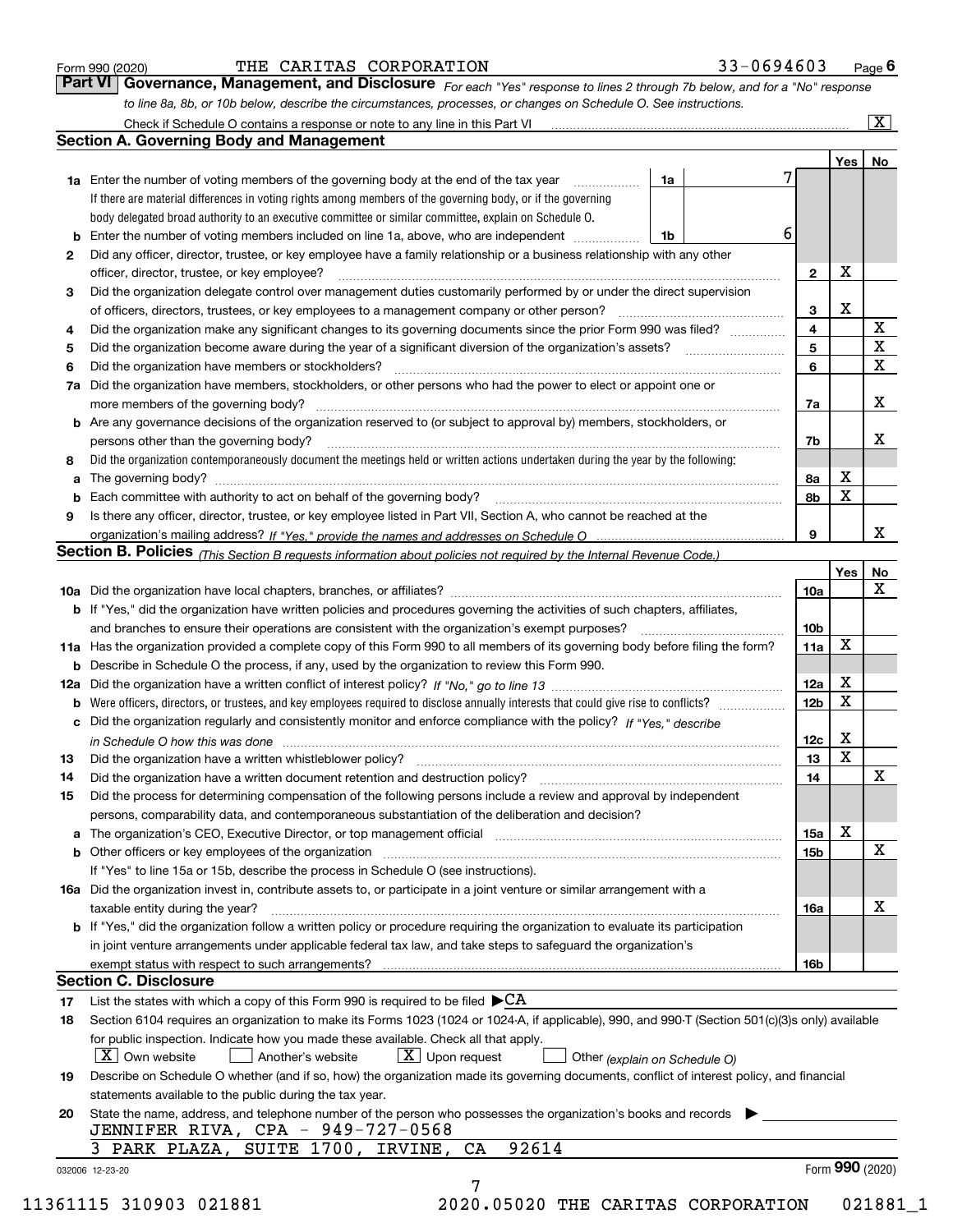Form 990 (2020) THE CARITAS CORPORATION 33-0694603 Page **6**

## Part VI Governance, Management, and Disclosure

*For each "Yes" response to lines 2 through 7b below, and for a "No" response to line 8a, 8b, or 10b below, describe the circumstances, processes, or changes on Schedule O. See instructions.*

Check if Schedule O contains a response or note to any line in this Part VI ..... [X]

### Section A. Governing Body and Management

| | | | | Yes | No |
|---|---|---|---|---|---|
| **1a** | Enter the number of voting members of the governing body at the end of the tax year ..... **1a** 7 <br> If there are material differences in voting rights among members of the governing body, or if the governing body delegated broad authority to an executive committee or similar committee, explain on Schedule O. | | | | |
| **b** | Enter the number of voting members included on line 1a, above, who are independent ..... **1b** 6 | | | | |
| **2** | Did any officer, director, trustee, or key employee have a family relationship or a business relationship with any other officer, director, trustee, or key employee? | **2** | | X | |
| **3** | Did the organization delegate control over management duties customarily performed by or under the direct supervision of officers, directors, trustees, or key employees to a management company or other person? | **3** | | X | |
| **4** | Did the organization make any significant changes to its governing documents since the prior Form 990 was filed? | **4** | | | X |
| **5** | Did the organization become aware during the year of a significant diversion of the organization's assets? | **5** | | | X |
| **6** | Did the organization have members or stockholders? | **6** | | | X |
| **7a** | Did the organization have members, stockholders, or other persons who had the power to elect or appoint one or more members of the governing body? | **7a** | | | X |
| **b** | Are any governance decisions of the organization reserved to (or subject to approval by) members, stockholders, or persons other than the governing body? | **7b** | | | X |
| **8** | Did the organization contemporaneously document the meetings held or written actions undertaken during the year by the following: | | | | |
| **a** | The governing body? | **8a** | | X | |
| **b** | Each committee with authority to act on behalf of the governing body? | **8b** | | X | |
| **9** | Is there any officer, director, trustee, or key employee listed in Part VII, Section A, who cannot be reached at the organization's mailing address? *If "Yes," provide the names and addresses on Schedule O* | **9** | | | X |

### Section B. Policies *(This Section B requests information about policies not required by the Internal Revenue Code.)*

| | | | Yes | No |
|---|---|---|---|---|
| **10a** | Did the organization have local chapters, branches, or affiliates? | **10a** | | X |
| **b** | If "Yes," did the organization have written policies and procedures governing the activities of such chapters, affiliates, and branches to ensure their operations are consistent with the organization's exempt purposes? | **10b** | | |
| **11a** | Has the organization provided a complete copy of this Form 990 to all members of its governing body before filing the form? | **11a** | X | |
| **b** | Describe in Schedule O the process, if any, used by the organization to review this Form 990. | | | |
| **12a** | Did the organization have a written conflict of interest policy? *If "No," go to line 13* | **12a** | X | |
| **b** | Were officers, directors, or trustees, and key employees required to disclose annually interests that could give rise to conflicts? | **12b** | X | |
| **c** | Did the organization regularly and consistently monitor and enforce compliance with the policy? *If "Yes," describe in Schedule O how this was done* | **12c** | X | |
| **13** | Did the organization have a written whistleblower policy? | **13** | X | |
| **14** | Did the organization have a written document retention and destruction policy? | **14** | | X |
| **15** | Did the process for determining compensation of the following persons include a review and approval by independent persons, comparability data, and contemporaneous substantiation of the deliberation and decision? | | | |
| **a** | The organization's CEO, Executive Director, or top management official | **15a** | X | |
| **b** | Other officers or key employees of the organization <br> If "Yes" to line 15a or 15b, describe the process in Schedule O (see instructions). | **15b** | | X |
| **16a** | Did the organization invest in, contribute assets to, or participate in a joint venture or similar arrangement with a taxable entity during the year? | **16a** | | X |
| **b** | If "Yes," did the organization follow a written policy or procedure requiring the organization to evaluate its participation in joint venture arrangements under applicable federal tax law, and take steps to safeguard the organization's exempt status with respect to such arrangements? | **16b** | | |

### Section C. Disclosure

**17** List the states with which a copy of this Form 990 is required to be filed ▶CA

**18** Section 6104 requires an organization to make its Forms 1023 (1024 or 1024-A, if applicable), 990, and 990-T (Section 501(c)(3)s only) available for public inspection. Indicate how you made these available. Check all that apply.

[X] Own website [ ] Another's website [X] Upon request [ ] Other *(explain on Schedule O)*

**19** Describe on Schedule O whether (and if so, how) the organization made its governing documents, conflict of interest policy, and financial statements available to the public during the tax year.

**20** State the name, address, and telephone number of the person who possesses the organization's books and records ▶

JENNIFER RIVA, CPA - 949-727-0568
3 PARK PLAZA, SUITE 1700, IRVINE, CA 92614

032006 12-23-20 Form **990** (2020)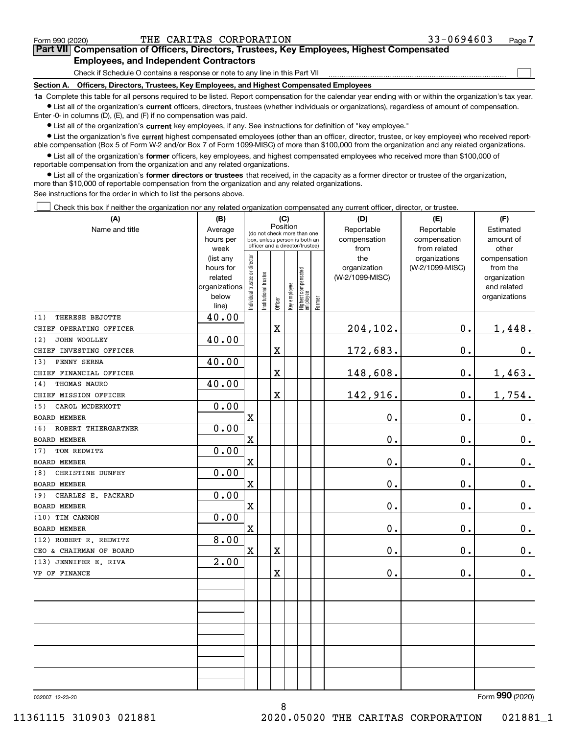Form 990 (2020) THE CARITAS CORPORATION 33-0694603

## Part VII Compensation of Officers, Directors, Trustees, Key Employees, Highest Compensated Employees, and Independent Contractors

Check if Schedule O contains a response or note to any line in this Part VII ☐

### Section A. Officers, Directors, Trustees, Key Employees, and Highest Compensated Employees

**1a** Complete this table for all persons required to be listed. Report compensation for the calendar year ending with or within the organization's tax year.

- List all of the organization's **current** officers, directors, trustees (whether individuals or organizations), regardless of amount of compensation. Enter -0- in columns (D), (E), and (F) if no compensation was paid.
- List all of the organization's **current** key employees, if any. See instructions for definition of "key employee."
- List the organization's five **current** highest compensated employees (other than an officer, director, trustee, or key employee) who received reportable compensation (Box 5 of Form W-2 and/or Box 7 of Form 1099-MISC) of more than $100,000 from the organization and any related organizations.
- List all of the organization's **former** officers, key employees, and highest compensated employees who received more than $100,000 of reportable compensation from the organization and any related organizations.
- List all of the organization's **former directors or trustees** that received, in the capacity as a former director or trustee of the organization, more than $10,000 of reportable compensation from the organization and any related organizations.

See instructions for the order in which to list the persons above.

☐ Check this box if neither the organization nor any related organization compensated any current officer, director, or trustee.

| (A) Name and title | (B) Average hours per week (list any hours for related organizations below line) | (C) Position: Individual trustee or director | Institutional trustee | Officer | Key employee | Highest compensated employee | Former | (D) Reportable compensation from the organization (W-2/1099-MISC) | (E) Reportable compensation from related organizations (W-2/1099-MISC) | (F) Estimated amount of other compensation from the organization and related organizations |
|---|---|---|---|---|---|---|---|---|---|---|
| (1) THERESE BEJOTTE<br>CHIEF OPERATING OFFICER | 40.00 | | | X | | | | 204,102. | 0. | 1,448. |
| (2) JOHN WOOLLEY<br>CHIEF INVESTING OFFICER | 40.00 | | | X | | | | 172,683. | 0. | 0. |
| (3) PENNY SERNA<br>CHIEF FINANCIAL OFFICER | 40.00 | | | X | | | | 148,608. | 0. | 1,463. |
| (4) THOMAS MAURO<br>CHIEF MISSION OFFICER | 40.00 | | | X | | | | 142,916. | 0. | 1,754. |
| (5) CAROL MCDERMOTT<br>BOARD MEMBER | 0.00 | X | | | | | | 0. | 0. | 0. |
| (6) ROBERT THIERGARTNER<br>BOARD MEMBER | 0.00 | X | | | | | | 0. | 0. | 0. |
| (7) TOM REDWITZ<br>BOARD MEMBER | 0.00 | X | | | | | | 0. | 0. | 0. |
| (8) CHRISTINE DUNFEY<br>BOARD MEMBER | 0.00 | X | | | | | | 0. | 0. | 0. |
| (9) CHARLES E. PACKARD<br>BOARD MEMBER | 0.00 | X | | | | | | 0. | 0. | 0. |
| (10) TIM CANNON<br>BOARD MEMBER | 0.00 | X | | | | | | 0. | 0. | 0. |
| (12) ROBERT R. REDWITZ<br>CEO & CHAIRMAN OF BOARD | 8.00 | X | | X | | | | 0. | 0. | 0. |
| (13) JENNIFER E. RIVA<br>VP OF FINANCE | 2.00 | | | X | | | | 0. | 0. | 0. |

032007 12-23-20 Form **990** (2020)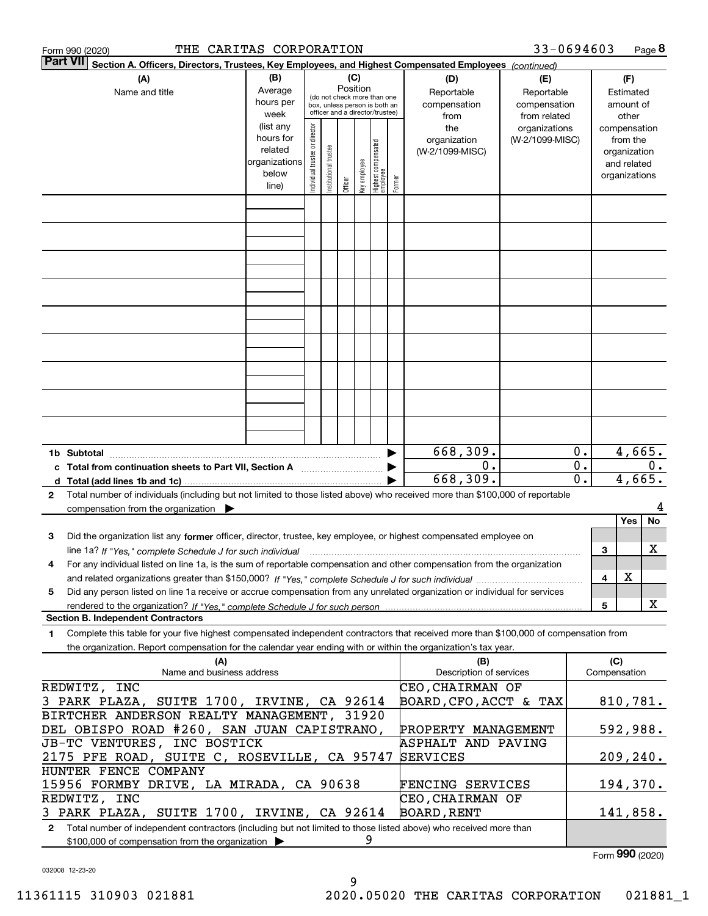Form 990 (2020) THE CARITAS CORPORATION 33-0694603 Page **8**

**Part VII** Section A. Officers, Directors, Trustees, Key Employees, and Highest Compensated Employees *(continued)*

| (A) Name and title | (B) Average hours per week (list any hours for related organizations below line) | (C) Position (do not check more than one box, unless person is both an officer and a director/trustee): Individual trustee or director | Institutional trustee | Officer | Key employee | Highest compensated employee | Former | (D) Reportable compensation from the organization (W-2/1099-MISC) | (E) Reportable compensation from related organizations (W-2/1099-MISC) | (F) Estimated amount of other compensation from the organization and related organizations |
|---|---|---|---|---|---|---|---|---|---|---|
| | | | | | | | | | | |

| | | (D) | (E) | (F) |
|---|---|---|---|---|
| **1b Subtotal** | ▶ | 668,309. | 0. | 4,665. |
| **c Total from continuation sheets to Part VII, Section A** | ▶ | 0. | 0. | 0. |
| **d Total (add lines 1b and 1c)** | ▶ | 668,309. | 0. | 4,665. |

**2** Total number of individuals (including but not limited to those listed above) who received more than $100,000 of reportable compensation from the organization ▶ 4

| | | | Yes | No |
|---|---|---|---|---|
| **3** | Did the organization list any **former** officer, director, trustee, key employee, or highest compensated employee on line 1a? *If "Yes," complete Schedule J for such individual* | 3 | | X |
| **4** | For any individual listed on line 1a, is the sum of reportable compensation and other compensation from the organization and related organizations greater than $150,000? *If "Yes," complete Schedule J for such individual* | 4 | X | |
| **5** | Did any person listed on line 1a receive or accrue compensation from any unrelated organization or individual for services rendered to the organization? *If "Yes," complete Schedule J for such person* | 5 | | X |

**Section B. Independent Contractors**

**1** Complete this table for your five highest compensated independent contractors that received more than $100,000 of compensation from the organization. Report compensation for the calendar year ending with or within the organization's tax year.

| (A) Name and business address | (B) Description of services | (C) Compensation |
|---|---|---|
| REDWITZ, INC 3 PARK PLAZA, SUITE 1700, IRVINE, CA 92614 | CEO,CHAIRMAN OF BOARD,CFO,ACCT & TAX | 810,781. |
| BIRTCHER ANDERSON REALTY MANAGEMENT, 31920 DEL OBISPO ROAD #260, SAN JUAN CAPISTRANO, | PROPERTY MANAGEMENT | 592,988. |
| JB-TC VENTURES, INC BOSTICK 2175 PFE ROAD, SUITE C, ROSEVILLE, CA 95747 | ASPHALT AND PAVING SERVICES | 209,240. |
| HUNTER FENCE COMPANY 15956 FORMBY DRIVE, LA MIRADA, CA 90638 | FENCING SERVICES | 194,370. |
| REDWITZ, INC 3 PARK PLAZA, SUITE 1700, IRVINE, CA 92614 | CEO,CHAIRMAN OF BOARD,RENT | 141,858. |

**2** Total number of independent contractors (including but not limited to those listed above) who received more than $100,000 of compensation from the organization ▶ 9

Form **990** (2020)

032008 12-23-20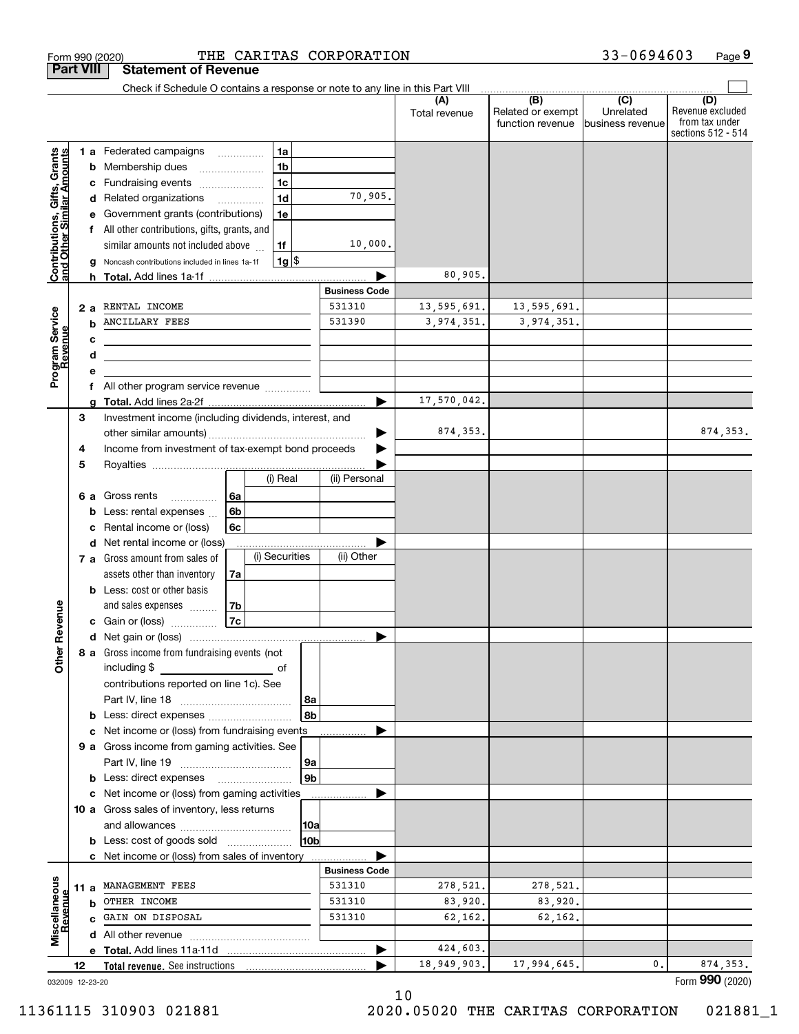Form 990 (2020) THE CARITAS CORPORATION 33-0694603 Page 9

**Part VIII Statement of Revenue**

Check if Schedule O contains a response or note to any line in this Part VIII

| | | | | (A) Total revenue | (B) Related or exempt function revenue | (C) Unrelated business revenue | (D) Revenue excluded from tax under sections 512 - 514 |
|---|---|---|---|---|---|---|---|
| **Contributions, Gifts, Grants and Other Similar Amounts** | 1 a | Federated campaigns | 1a | | | | |
| | b | Membership dues | 1b | | | | |
| | c | Fundraising events | 1c | | | | |
| | d | Related organizations | 1d 70,905. | | | | |
| | e | Government grants (contributions) | 1e | | | | |
| | f | All other contributions, gifts, grants, and similar amounts not included above | 1f 10,000. | | | | |
| | g | Noncash contributions included in lines 1a-1f | 1g $ | | | | |
| | h | **Total.** Add lines 1a-1f | | 80,905. | | | |
| | | | **Business Code** | | | | |
| **Program Service Revenue** | 2 a | RENTAL INCOME | 531310 | 13,595,691. | 13,595,691. | | |
| | b | ANCILLARY FEES | 531390 | 3,974,351. | 3,974,351. | | |
| | c | | | | | | |
| | d | | | | | | |
| | e | | | | | | |
| | f | All other program service revenue | | | | | |
| | g | **Total.** Add lines 2a-2f | | 17,570,042. | | | |
| **Other Revenue** | 3 | Investment income (including dividends, interest, and other similar amounts) | | 874,353. | | | 874,353. |
| | 4 | Income from investment of tax-exempt bond proceeds | | | | | |
| | 5 | Royalties | | | | | |
| | | | (i) Real / (ii) Personal | | | | |
| | 6 a | Gross rents | 6a | | | | |
| | b | Less: rental expenses | 6b | | | | |
| | c | Rental income or (loss) | 6c | | | | |
| | d | Net rental income or (loss) | | | | | |
| | | | (i) Securities / (ii) Other | | | | |
| | 7 a | Gross amount from sales of assets other than inventory | 7a | | | | |
| | b | Less: cost or other basis and sales expenses | 7b | | | | |
| | c | Gain or (loss) | 7c | | | | |
| | d | Net gain or (loss) | | | | | |
| | 8 a | Gross income from fundraising events (not including $ of contributions reported on line 1c). See Part IV, line 18 | 8a | | | | |
| | b | Less: direct expenses | 8b | | | | |
| | c | Net income or (loss) from fundraising events | | | | | |
| | 9 a | Gross income from gaming activities. See Part IV, line 19 | 9a | | | | |
| | b | Less: direct expenses | 9b | | | | |
| | c | Net income or (loss) from gaming activities | | | | | |
| | 10 a | Gross sales of inventory, less returns and allowances | 10a | | | | |
| | b | Less: cost of goods sold | 10b | | | | |
| | c | Net income or (loss) from sales of inventory | | | | | |
| | | | **Business Code** | | | | |
| **Miscellaneous Revenue** | 11 a | MANAGEMENT FEES | 531310 | 278,521. | 278,521. | | |
| | b | OTHER INCOME | 531310 | 83,920. | 83,920. | | |
| | c | GAIN ON DISPOSAL | 531310 | 62,162. | 62,162. | | |
| | d | All other revenue | | | | | |
| | e | **Total.** Add lines 11a-11d | | 424,603. | | | |
| | 12 | **Total revenue.** See instructions | | 18,949,903. | 17,994,645. | 0. | 874,353. |

032009 12-23-20 Form **990** (2020)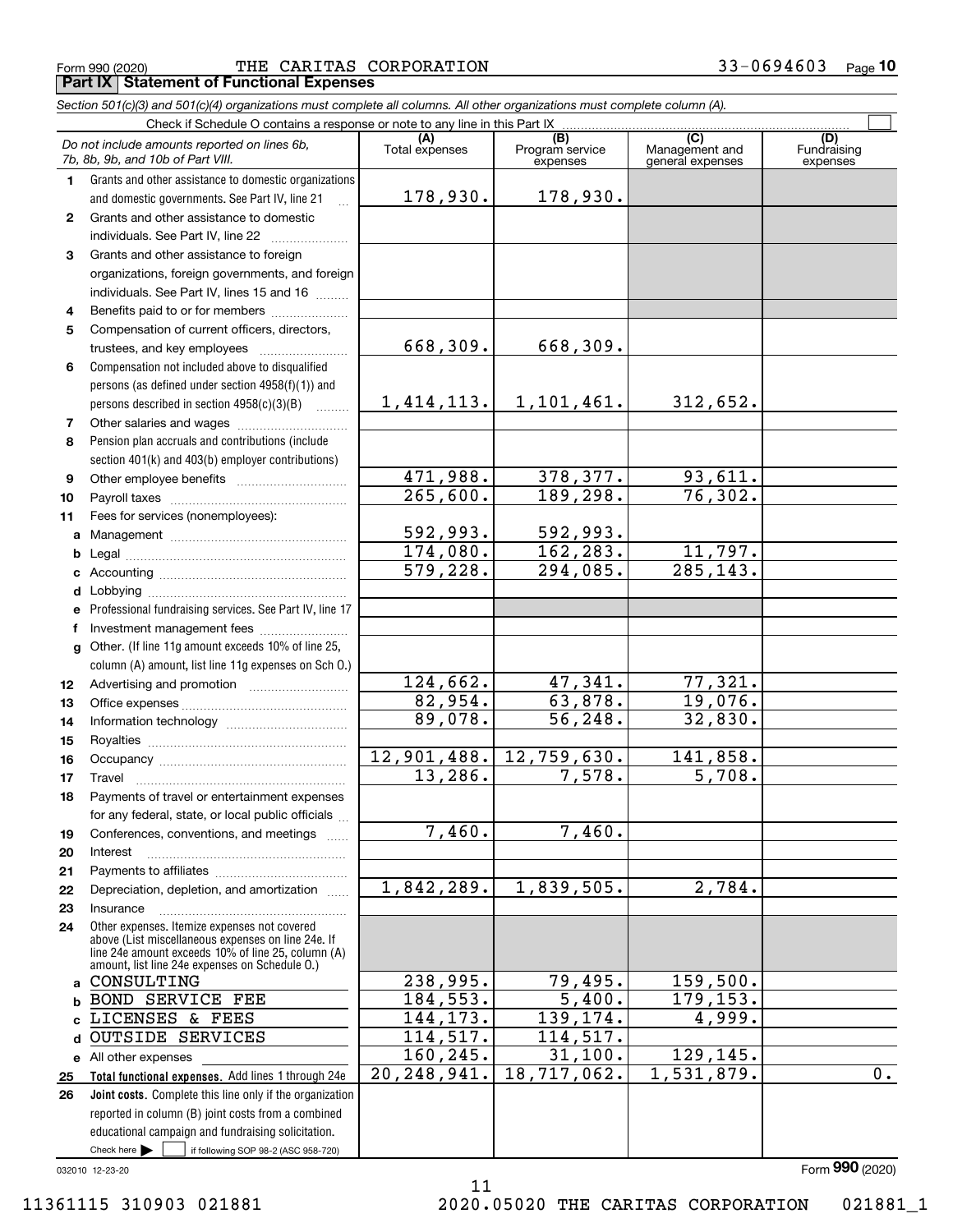Form 990 (2020) THE CARITAS CORPORATION 33-0694603 Page 10

**Part IX Statement of Functional Expenses**

*Section 501(c)(3) and 501(c)(4) organizations must complete all columns. All other organizations must complete column (A).*

Check if Schedule O contains a response or note to any line in this Part IX ☐

| *Do not include amounts reported on lines 6b, 7b, 8b, 9b, and 10b of Part VIII.* | (A) Total expenses | (B) Program service expenses | (C) Management and general expenses | (D) Fundraising expenses |
|---|---|---|---|---|
| 1 Grants and other assistance to domestic organizations and domestic governments. See Part IV, line 21 | 178,930. | 178,930. | | |
| 2 Grants and other assistance to domestic individuals. See Part IV, line 22 | | | | |
| 3 Grants and other assistance to foreign organizations, foreign governments, and foreign individuals. See Part IV, lines 15 and 16 | | | | |
| 4 Benefits paid to or for members | | | | |
| 5 Compensation of current officers, directors, trustees, and key employees | 668,309. | 668,309. | | |
| 6 Compensation not included above to disqualified persons (as defined under section 4958(f)(1)) and persons described in section 4958(c)(3)(B) | 1,414,113. | 1,101,461. | 312,652. | |
| 7 Other salaries and wages | | | | |
| 8 Pension plan accruals and contributions (include section 401(k) and 403(b) employer contributions) | | | | |
| 9 Other employee benefits | 471,988. | 378,377. | 93,611. | |
| 10 Payroll taxes | 265,600. | 189,298. | 76,302. | |
| 11 Fees for services (nonemployees): | | | | |
| a Management | 592,993. | 592,993. | | |
| b Legal | 174,080. | 162,283. | 11,797. | |
| c Accounting | 579,228. | 294,085. | 285,143. | |
| d Lobbying | | | | |
| e Professional fundraising services. See Part IV, line 17 | | | | |
| f Investment management fees | | | | |
| g Other. (If line 11g amount exceeds 10% of line 25, column (A) amount, list line 11g expenses on Sch O.) | | | | |
| 12 Advertising and promotion | 124,662. | 47,341. | 77,321. | |
| 13 Office expenses | 82,954. | 63,878. | 19,076. | |
| 14 Information technology | 89,078. | 56,248. | 32,830. | |
| 15 Royalties | | | | |
| 16 Occupancy | 12,901,488. | 12,759,630. | 141,858. | |
| 17 Travel | 13,286. | 7,578. | 5,708. | |
| 18 Payments of travel or entertainment expenses for any federal, state, or local public officials | | | | |
| 19 Conferences, conventions, and meetings | 7,460. | 7,460. | | |
| 20 Interest | | | | |
| 21 Payments to affiliates | | | | |
| 22 Depreciation, depletion, and amortization | 1,842,289. | 1,839,505. | 2,784. | |
| 23 Insurance | | | | |
| 24 Other expenses. Itemize expenses not covered above (List miscellaneous expenses on line 24e. If line 24e amount exceeds 10% of line 25, column (A) amount, list line 24e expenses on Schedule O.) | | | | |
| a CONSULTING | 238,995. | 79,495. | 159,500. | |
| b BOND SERVICE FEE | 184,553. | 5,400. | 179,153. | |
| c LICENSES & FEES | 144,173. | 139,174. | 4,999. | |
| d OUTSIDE SERVICES | 114,517. | 114,517. | | |
| e All other expenses | 160,245. | 31,100. | 129,145. | |
| 25 **Total functional expenses.** Add lines 1 through 24e | 20,248,941. | 18,717,062. | 1,531,879. | 0. |
| 26 **Joint costs.** Complete this line only if the organization reported in column (B) joint costs from a combined educational campaign and fundraising solicitation. Check here ☐ if following SOP 98-2 (ASC 958-720) | | | | |

032010 12-23-20 Form **990** (2020)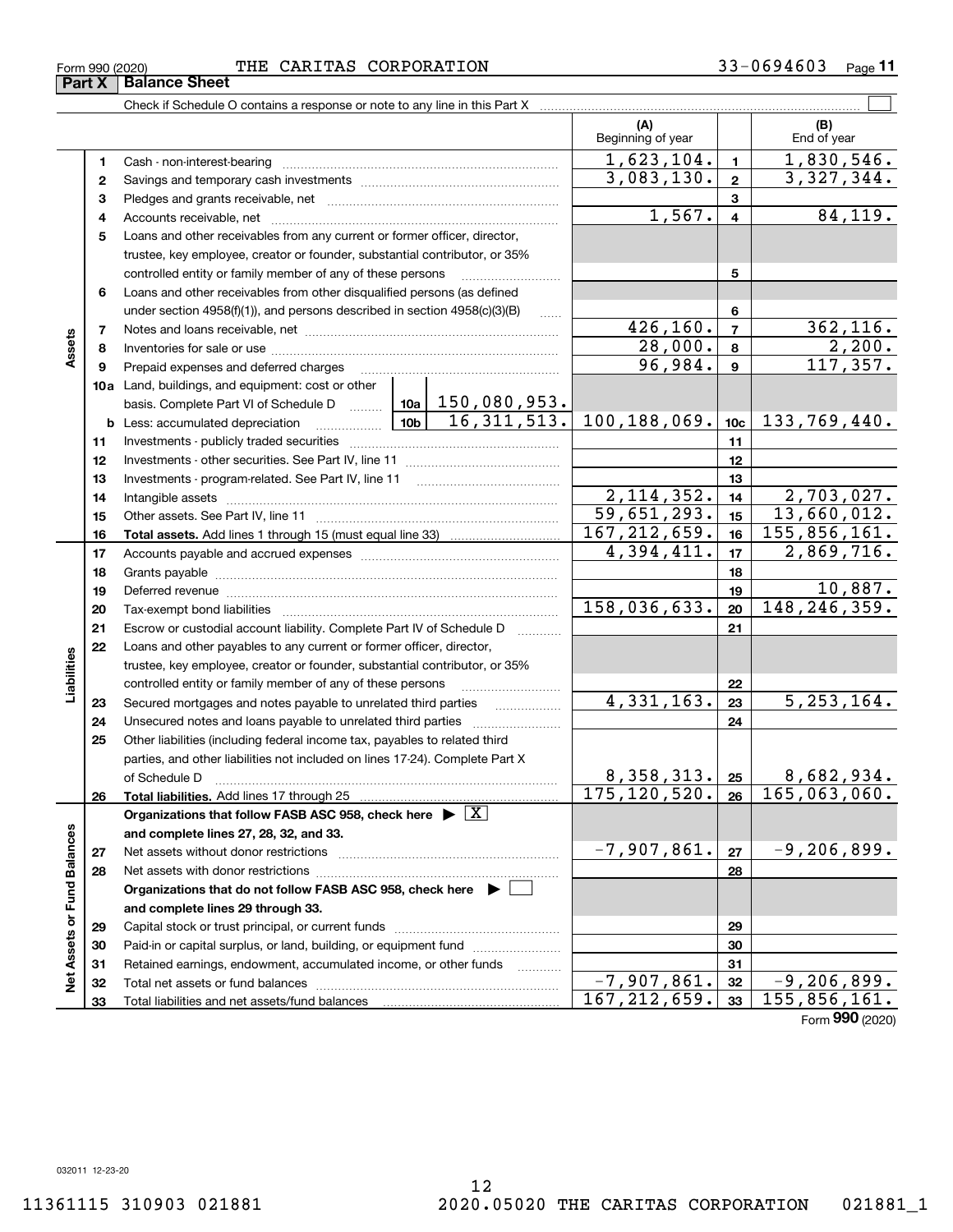Form 990 (2020) THE CARITAS CORPORATION 33-0694603

## Part X Balance Sheet

Check if Schedule O contains a response or note to any line in this Part X ☐

| | | | (A) Beginning of year | | (B) End of year |
|---|---|---|---|---|---|
| Assets | 1 | Cash - non-interest-bearing | 1,623,104. | 1 | 1,830,546. |
| | 2 | Savings and temporary cash investments | 3,083,130. | 2 | 3,327,344. |
| | 3 | Pledges and grants receivable, net | | 3 | |
| | 4 | Accounts receivable, net | 1,567. | 4 | 84,119. |
| | 5 | Loans and other receivables from any current or former officer, director, trustee, key employee, creator or founder, substantial contributor, or 35% controlled entity or family member of any of these persons | | 5 | |
| | 6 | Loans and other receivables from other disqualified persons (as defined under section 4958(f)(1)), and persons described in section 4958(c)(3)(B) | | 6 | |
| | 7 | Notes and loans receivable, net | 426,160. | 7 | 362,116. |
| | 8 | Inventories for sale or use | 28,000. | 8 | 2,200. |
| | 9 | Prepaid expenses and deferred charges | 96,984. | 9 | 117,357. |
| | 10a | Land, buildings, and equipment: cost or other basis. Complete Part VI of Schedule D — 10a: 150,080,953. | | | |
| | b | Less: accumulated depreciation — 10b: 16,311,513. | 100,188,069. | 10c | 133,769,440. |
| | 11 | Investments - publicly traded securities | | 11 | |
| | 12 | Investments - other securities. See Part IV, line 11 | | 12 | |
| | 13 | Investments - program-related. See Part IV, line 11 | | 13 | |
| | 14 | Intangible assets | 2,114,352. | 14 | 2,703,027. |
| | 15 | Other assets. See Part IV, line 11 | 59,651,293. | 15 | 13,660,012. |
| | 16 | **Total assets.** Add lines 1 through 15 (must equal line 33) | 167,212,659. | 16 | 155,856,161. |
| Liabilities | 17 | Accounts payable and accrued expenses | 4,394,411. | 17 | 2,869,716. |
| | 18 | Grants payable | | 18 | |
| | 19 | Deferred revenue | | 19 | 10,887. |
| | 20 | Tax-exempt bond liabilities | 158,036,633. | 20 | 148,246,359. |
| | 21 | Escrow or custodial account liability. Complete Part IV of Schedule D | | 21 | |
| | 22 | Loans and other payables to any current or former officer, director, trustee, key employee, creator or founder, substantial contributor, or 35% controlled entity or family member of any of these persons | | 22 | |
| | 23 | Secured mortgages and notes payable to unrelated third parties | 4,331,163. | 23 | 5,253,164. |
| | 24 | Unsecured notes and loans payable to unrelated third parties | | 24 | |
| | 25 | Other liabilities (including federal income tax, payables to related third parties, and other liabilities not included on lines 17-24). Complete Part X of Schedule D | 8,358,313. | 25 | 8,682,934. |
| | 26 | **Total liabilities.** Add lines 17 through 25 | 175,120,520. | 26 | 165,063,060. |
| Net Assets or Fund Balances | | **Organizations that follow FASB ASC 958, check here** ▶ ☒ **and complete lines 27, 28, 32, and 33.** | | | |
| | 27 | Net assets without donor restrictions | -7,907,861. | 27 | -9,206,899. |
| | 28 | Net assets with donor restrictions | | 28 | |
| | | **Organizations that do not follow FASB ASC 958, check here** ▶ ☐ **and complete lines 29 through 33.** | | | |
| | 29 | Capital stock or trust principal, or current funds | | 29 | |
| | 30 | Paid-in or capital surplus, or land, building, or equipment fund | | 30 | |
| | 31 | Retained earnings, endowment, accumulated income, or other funds | | 31 | |
| | 32 | Total net assets or fund balances | -7,907,861. | 32 | -9,206,899. |
| | 33 | Total liabilities and net assets/fund balances | 167,212,659. | 33 | 155,856,161. |

Form **990** (2020)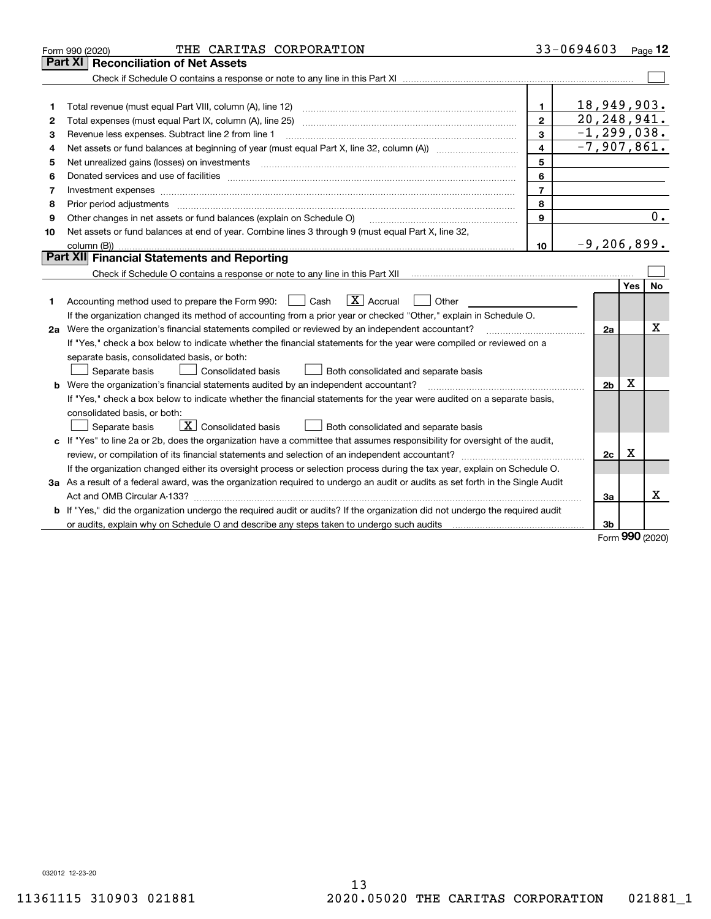Form 990 (2020) THE CARITAS CORPORATION 33-0694603 Page **12**

## Part XI Reconciliation of Net Assets

Check if Schedule O contains a response or note to any line in this Part XI ☐

| | | | |
|---|---|---|---|
| 1 | Total revenue (must equal Part VIII, column (A), line 12) | 1 | 18,949,903. |
| 2 | Total expenses (must equal Part IX, column (A), line 25) | 2 | 20,248,941. |
| 3 | Revenue less expenses. Subtract line 2 from line 1 | 3 | -1,299,038. |
| 4 | Net assets or fund balances at beginning of year (must equal Part X, line 32, column (A)) | 4 | -7,907,861. |
| 5 | Net unrealized gains (losses) on investments | 5 | |
| 6 | Donated services and use of facilities | 6 | |
| 7 | Investment expenses | 7 | |
| 8 | Prior period adjustments | 8 | |
| 9 | Other changes in net assets or fund balances (explain on Schedule O) | 9 | 0. |
| 10 | Net assets or fund balances at end of year. Combine lines 3 through 9 (must equal Part X, line 32, column (B)) | 10 | -9,206,899. |

## Part XII Financial Statements and Reporting

Check if Schedule O contains a response or note to any line in this Part XII ☐

| | | | Yes | No |
|---|---|---|---|---|
| 1 | Accounting method used to prepare the Form 990: ☐ Cash ☒ Accrual ☐ Other<br>If the organization changed its method of accounting from a prior year or checked "Other," explain in Schedule O. | | | |
| 2a | Were the organization's financial statements compiled or reviewed by an independent accountant?<br>If "Yes," check a box below to indicate whether the financial statements for the year were compiled or reviewed on a separate basis, consolidated basis, or both:<br>☐ Separate basis ☐ Consolidated basis ☐ Both consolidated and separate basis | 2a | | X |
| b | Were the organization's financial statements audited by an independent accountant?<br>If "Yes," check a box below to indicate whether the financial statements for the year were audited on a separate basis, consolidated basis, or both:<br>☐ Separate basis ☒ Consolidated basis ☐ Both consolidated and separate basis | 2b | X | |
| c | If "Yes" to line 2a or 2b, does the organization have a committee that assumes responsibility for oversight of the audit, review, or compilation of its financial statements and selection of an independent accountant?<br>If the organization changed either its oversight process or selection process during the tax year, explain on Schedule O. | 2c | X | |
| 3a | As a result of a federal award, was the organization required to undergo an audit or audits as set forth in the Single Audit Act and OMB Circular A-133? | 3a | | X |
| b | If "Yes," did the organization undergo the required audit or audits? If the organization did not undergo the required audit or audits, explain why on Schedule O and describe any steps taken to undergo such audits | 3b | | |

Form **990** (2020)

032012 12-23-20

11361115 310903 021881 2020.05020 THE CARITAS CORPORATION 021881_1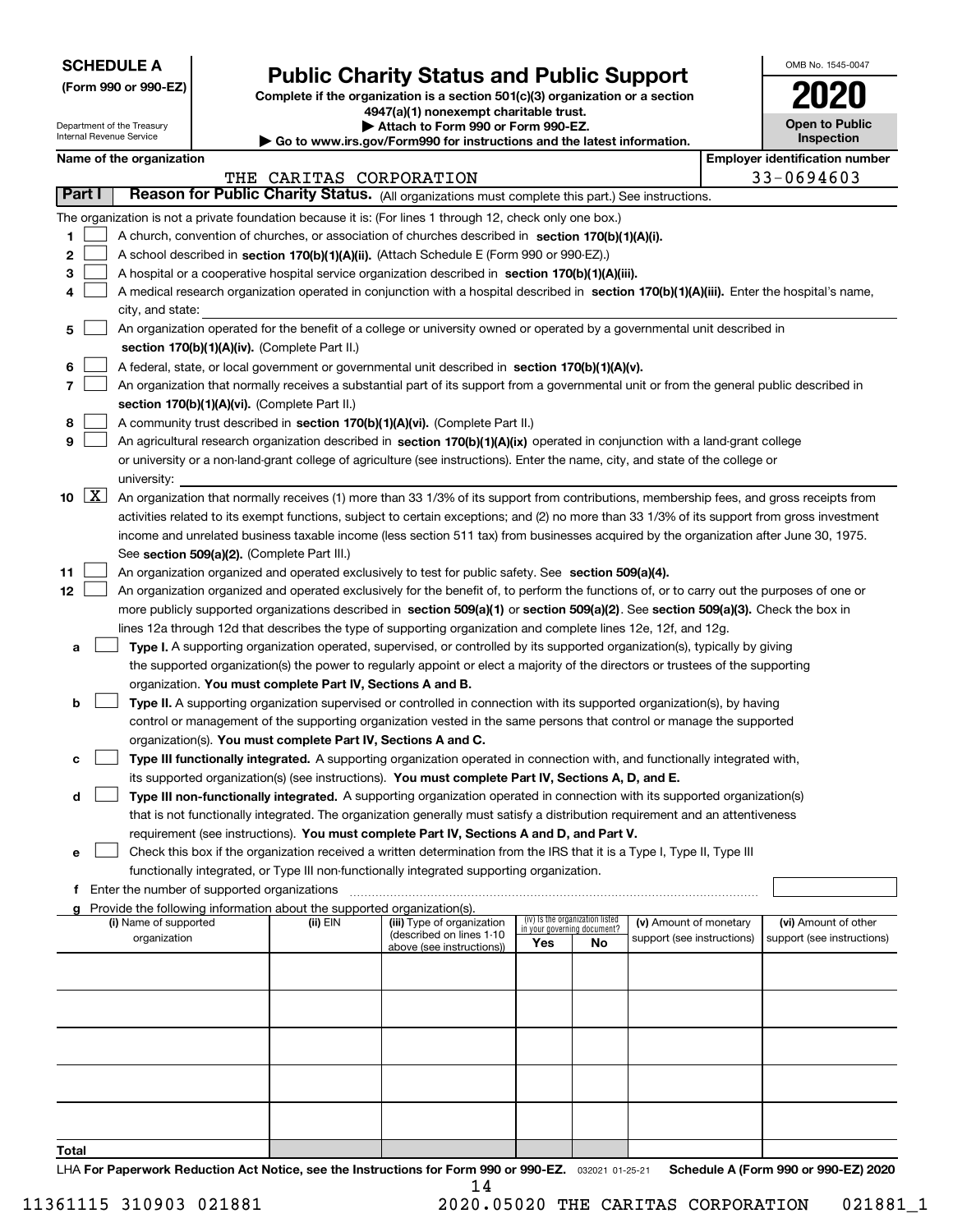**SCHEDULE A**
**(Form 990 or 990-EZ)**

Department of the Treasury
Internal Revenue Service

# Public Charity Status and Public Support

**Complete if the organization is a section 501(c)(3) organization or a section 4947(a)(1) nonexempt charitable trust.**
**▶ Attach to Form 990 or Form 990-EZ.**
**▶ Go to www.irs.gov/Form990 for instructions and the latest information.**

OMB No. 1545-0047

**2020**

**Open to Public Inspection**

**Name of the organization**
THE CARITAS CORPORATION

**Employer identification number**
33-0694603

**Part I** **Reason for Public Charity Status.** (All organizations must complete this part.) See instructions.

The organization is not a private foundation because it is: (For lines 1 through 12, check only one box.)

1 ☐ A church, convention of churches, or association of churches described in **section 170(b)(1)(A)(i).**

2 ☐ A school described in **section 170(b)(1)(A)(ii).** (Attach Schedule E (Form 990 or 990-EZ).)

3 ☐ A hospital or a cooperative hospital service organization described in **section 170(b)(1)(A)(iii).**

4 ☐ A medical research organization operated in conjunction with a hospital described in **section 170(b)(1)(A)(iii).** Enter the hospital's name, city, and state:

5 ☐ An organization operated for the benefit of a college or university owned or operated by a governmental unit described in **section 170(b)(1)(A)(iv).** (Complete Part II.)

6 ☐ A federal, state, or local government or governmental unit described in **section 170(b)(1)(A)(v).**

7 ☐ An organization that normally receives a substantial part of its support from a governmental unit or from the general public described in **section 170(b)(1)(A)(vi).** (Complete Part II.)

8 ☐ A community trust described in **section 170(b)(1)(A)(vi).** (Complete Part II.)

9 ☐ An agricultural research organization described in **section 170(b)(1)(A)(ix)** operated in conjunction with a land-grant college or university or a non-land-grant college of agriculture (see instructions). Enter the name, city, and state of the college or university:

10 ☒ An organization that normally receives (1) more than 33 1/3% of its support from contributions, membership fees, and gross receipts from activities related to its exempt functions, subject to certain exceptions; and (2) no more than 33 1/3% of its support from gross investment income and unrelated business taxable income (less section 511 tax) from businesses acquired by the organization after June 30, 1975. See **section 509(a)(2).** (Complete Part III.)

11 ☐ An organization organized and operated exclusively to test for public safety. See **section 509(a)(4).**

12 ☐ An organization organized and operated exclusively for the benefit of, to perform the functions of, or to carry out the purposes of one or more publicly supported organizations described in **section 509(a)(1)** or **section 509(a)(2)**. See **section 509(a)(3).** Check the box in lines 12a through 12d that describes the type of supporting organization and complete lines 12e, 12f, and 12g.

a ☐ **Type I.** A supporting organization operated, supervised, or controlled by its supported organization(s), typically by giving the supported organization(s) the power to regularly appoint or elect a majority of the directors or trustees of the supporting organization. **You must complete Part IV, Sections A and B.**

b ☐ **Type II.** A supporting organization supervised or controlled in connection with its supported organization(s), by having control or management of the supporting organization vested in the same persons that control or manage the supported organization(s). **You must complete Part IV, Sections A and C.**

c ☐ **Type III functionally integrated.** A supporting organization operated in connection with, and functionally integrated with, its supported organization(s) (see instructions). **You must complete Part IV, Sections A, D, and E.**

d ☐ **Type III non-functionally integrated.** A supporting organization operated in connection with its supported organization(s) that is not functionally integrated. The organization generally must satisfy a distribution requirement and an attentiveness requirement (see instructions). **You must complete Part IV, Sections A and D, and Part V.**

e ☐ Check this box if the organization received a written determination from the IRS that it is a Type I, Type II, Type III functionally integrated, or Type III non-functionally integrated supporting organization.

f Enter the number of supported organizations

g Provide the following information about the supported organization(s).

| (i) Name of supported organization | (ii) EIN | (iii) Type of organization (described on lines 1-10 above (see instructions)) | (iv) Is the organization listed in your governing document? Yes | No | (v) Amount of monetary support (see instructions) | (vi) Amount of other support (see instructions) |
|---|---|---|---|---|---|---|
| | | | | | | |
| | | | | | | |
| | | | | | | |
| | | | | | | |
| | | | | | | |
| **Total** | | | | | | |

LHA **For Paperwork Reduction Act Notice, see the Instructions for Form 990 or 990-EZ.** 032021 01-25-21 **Schedule A (Form 990 or 990-EZ) 2020**

11361115 310903 021881 2020.05020 THE CARITAS CORPORATION 021881_1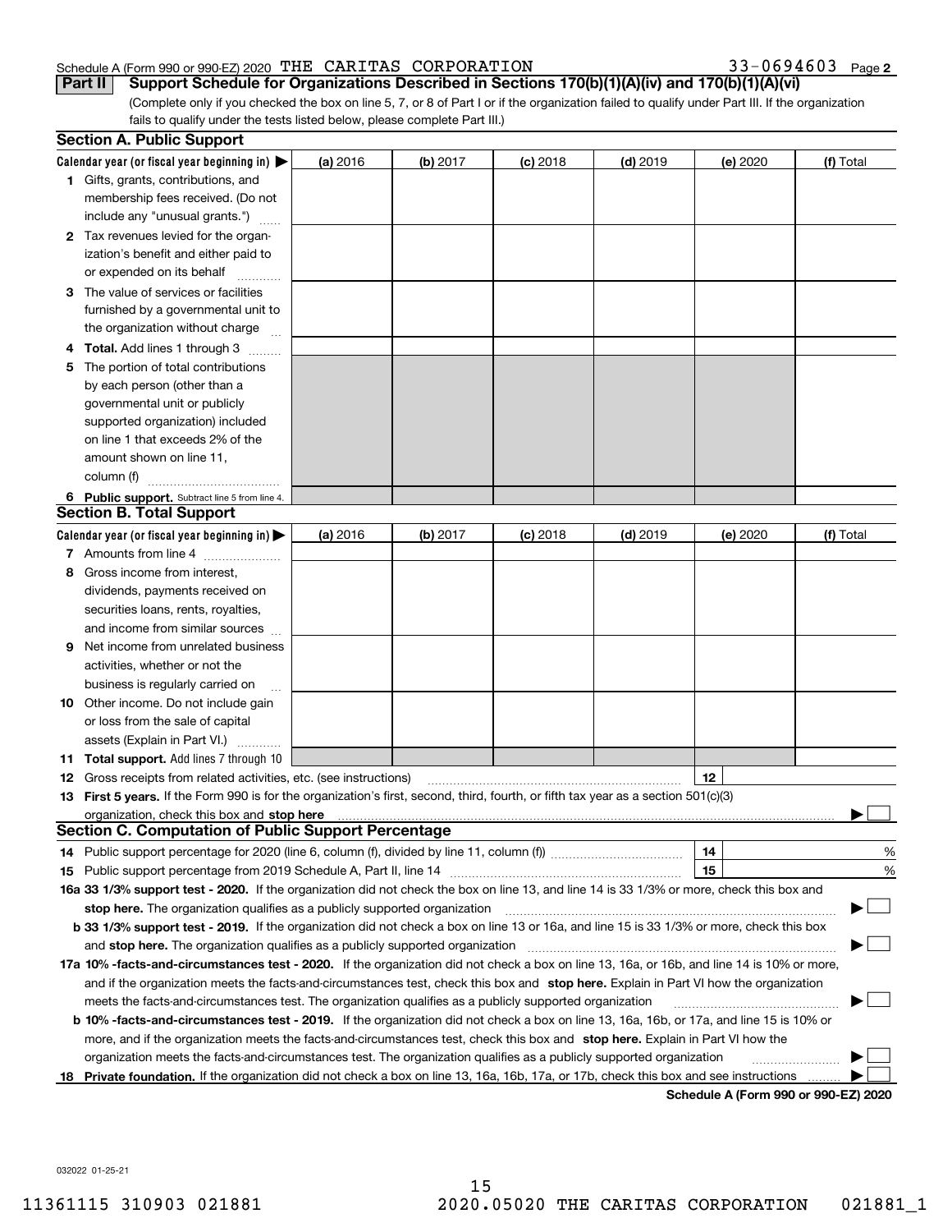Schedule A (Form 990 or 990-EZ) 2020 THE CARITAS CORPORATION 33-0694603 Page **2**

## Part II Support Schedule for Organizations Described in Sections 170(b)(1)(A)(iv) and 170(b)(1)(A)(vi)

(Complete only if you checked the box on line 5, 7, or 8 of Part I or if the organization failed to qualify under Part III. If the organization fails to qualify under the tests listed below, please complete Part III.)

### Section A. Public Support

| Calendar year (or fiscal year beginning in) ▶ | (a) 2016 | (b) 2017 | (c) 2018 | (d) 2019 | (e) 2020 | (f) Total |
|---|---|---|---|---|---|---|
| **1** Gifts, grants, contributions, and membership fees received. (Do not include any "unusual grants.") | | | | | | |
| **2** Tax revenues levied for the organization's benefit and either paid to or expended on its behalf | | | | | | |
| **3** The value of services or facilities furnished by a governmental unit to the organization without charge | | | | | | |
| **4 Total.** Add lines 1 through 3 | | | | | | |
| **5** The portion of total contributions by each person (other than a governmental unit or publicly supported organization) included on line 1 that exceeds 2% of the amount shown on line 11, column (f) | | | | | | |
| **6 Public support.** Subtract line 5 from line 4. | | | | | | |

### Section B. Total Support

| Calendar year (or fiscal year beginning in) ▶ | (a) 2016 | (b) 2017 | (c) 2018 | (d) 2019 | (e) 2020 | (f) Total |
|---|---|---|---|---|---|---|
| **7** Amounts from line 4 | | | | | | |
| **8** Gross income from interest, dividends, payments received on securities loans, rents, royalties, and income from similar sources | | | | | | |
| **9** Net income from unrelated business activities, whether or not the business is regularly carried on | | | | | | |
| **10** Other income. Do not include gain or loss from the sale of capital assets (Explain in Part VI.) | | | | | | |
| **11 Total support.** Add lines 7 through 10 | | | | | | |

**12** Gross receipts from related activities, etc. (see instructions) **12**

**13 First 5 years.** If the Form 990 is for the organization's first, second, third, fourth, or fifth tax year as a section 501(c)(3) organization, check this box and **stop here** ▶ ☐

### Section C. Computation of Public Support Percentage

**14** Public support percentage for 2020 (line 6, column (f), divided by line 11, column (f)) **14** %

**15** Public support percentage from 2019 Schedule A, Part II, line 14 **15** %

**16a 33 1/3% support test - 2020.** If the organization did not check the box on line 13, and line 14 is 33 1/3% or more, check this box and **stop here.** The organization qualifies as a publicly supported organization ▶ ☐

**b 33 1/3% support test - 2019.** If the organization did not check a box on line 13 or 16a, and line 15 is 33 1/3% or more, check this box and **stop here.** The organization qualifies as a publicly supported organization ▶ ☐

**17a 10% -facts-and-circumstances test - 2020.** If the organization did not check a box on line 13, 16a, or 16b, and line 14 is 10% or more, and if the organization meets the facts-and-circumstances test, check this box and **stop here.** Explain in Part VI how the organization meets the facts-and-circumstances test. The organization qualifies as a publicly supported organization ▶ ☐

**b 10% -facts-and-circumstances test - 2019.** If the organization did not check a box on line 13, 16a, 16b, or 17a, and line 15 is 10% or more, and if the organization meets the facts-and-circumstances test, check this box and **stop here.** Explain in Part VI how the organization meets the facts-and-circumstances test. The organization qualifies as a publicly supported organization ▶ ☐

**18 Private foundation.** If the organization did not check a box on line 13, 16a, 16b, 17a, or 17b, check this box and see instructions ▶ ☐

**Schedule A (Form 990 or 990-EZ) 2020**

032022 01-25-21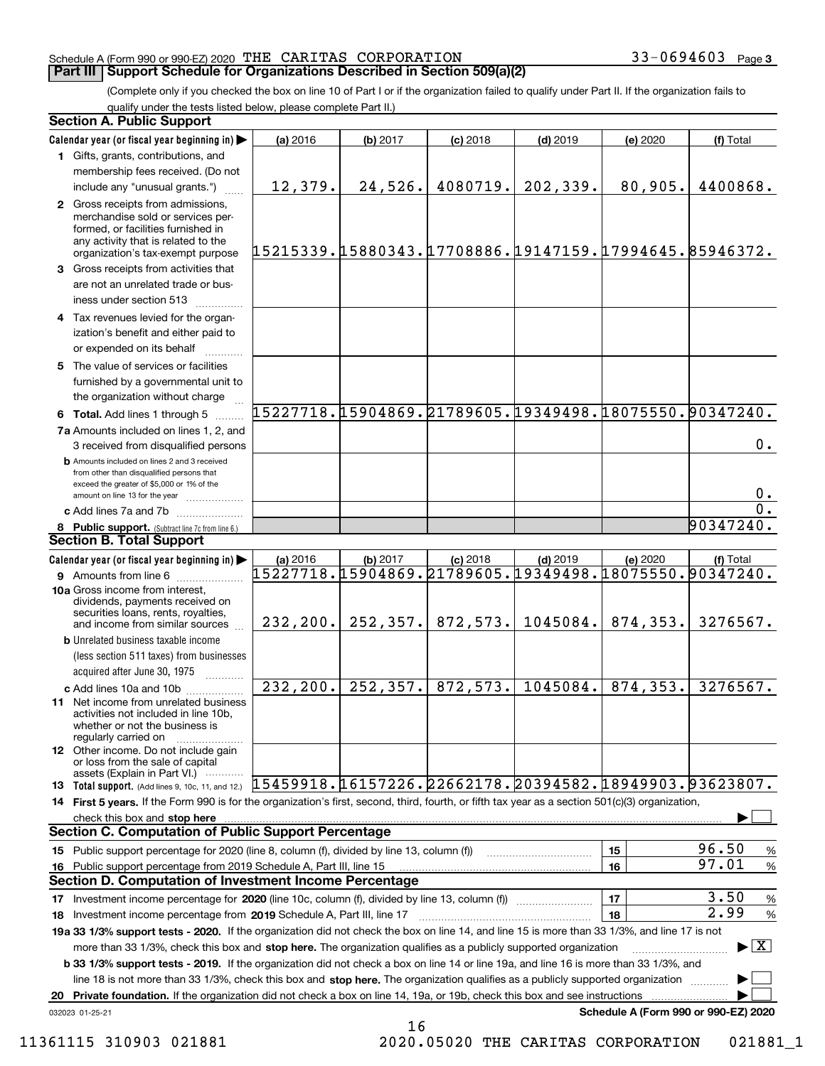Schedule A (Form 990 or 990-EZ) 2020 THE CARITAS CORPORATION 33-0694603 Page 3

## Part III Support Schedule for Organizations Described in Section 509(a)(2)

(Complete only if you checked the box on line 10 of Part I or if the organization failed to qualify under Part II. If the organization fails to qualify under the tests listed below, please complete Part II.)

### Section A. Public Support

| Calendar year (or fiscal year beginning in) ▶ | (a) 2016 | (b) 2017 | (c) 2018 | (d) 2019 | (e) 2020 | (f) Total |
|---|---|---|---|---|---|---|
| 1 Gifts, grants, contributions, and membership fees received. (Do not include any "unusual grants.") | 12,379. | 24,526. | 4080719. | 202,339. | 80,905. | 4400868. |
| 2 Gross receipts from admissions, merchandise sold or services performed, or facilities furnished in any activity that is related to the organization's tax-exempt purpose | 15215339. | 15880343. | 17708886. | 19147159. | 17994645. | 85946372. |
| 3 Gross receipts from activities that are not an unrelated trade or business under section 513 | | | | | | |
| 4 Tax revenues levied for the organization's benefit and either paid to or expended on its behalf | | | | | | |
| 5 The value of services or facilities furnished by a governmental unit to the organization without charge | | | | | | |
| 6 Total. Add lines 1 through 5 | 15227718. | 15904869. | 21789605. | 19349498. | 18075550. | 90347240. |
| 7a Amounts included on lines 1, 2, and 3 received from disqualified persons | | | | | | 0. |
| b Amounts included on lines 2 and 3 received from other than disqualified persons that exceed the greater of $5,000 or 1% of the amount on line 13 for the year | | | | | | 0. |
| c Add lines 7a and 7b | | | | | | 0. |
| 8 Public support. (Subtract line 7c from line 6.) | | | | | | 90347240. |

### Section B. Total Support

| Calendar year (or fiscal year beginning in) ▶ | (a) 2016 | (b) 2017 | (c) 2018 | (d) 2019 | (e) 2020 | (f) Total |
|---|---|---|---|---|---|---|
| 9 Amounts from line 6 | 15227718. | 15904869. | 21789605. | 19349498. | 18075550. | 90347240. |
| 10a Gross income from interest, dividends, payments received on securities loans, rents, royalties, and income from similar sources | 232,200. | 252,357. | 872,573. | 1045084. | 874,353. | 3276567. |
| b Unrelated business taxable income (less section 511 taxes) from businesses acquired after June 30, 1975 | | | | | | |
| c Add lines 10a and 10b | 232,200. | 252,357. | 872,573. | 1045084. | 874,353. | 3276567. |
| 11 Net income from unrelated business activities not included in line 10b, whether or not the business is regularly carried on | | | | | | |
| 12 Other income. Do not include gain or loss from the sale of capital assets (Explain in Part VI.) | | | | | | |
| 13 Total support. (Add lines 9, 10c, 11, and 12.) | 15459918. | 16157226. | 22662178. | 20394582. | 18949903. | 93623807. |

14 First 5 years. If the Form 990 is for the organization's first, second, third, fourth, or fifth tax year as a section 501(c)(3) organization, check this box and stop here ▶ ☐

### Section C. Computation of Public Support Percentage

| | | |
|---|---|---|
| 15 Public support percentage for 2020 (line 8, column (f), divided by line 13, column (f)) | 15 | 96.50 % |
| 16 Public support percentage from 2019 Schedule A, Part III, line 15 | 16 | 97.01 % |

### Section D. Computation of Investment Income Percentage

| | | |
|---|---|---|
| 17 Investment income percentage for 2020 (line 10c, column (f), divided by line 13, column (f)) | 17 | 3.50 % |
| 18 Investment income percentage from 2019 Schedule A, Part III, line 17 | 18 | 2.99 % |

19a 33 1/3% support tests - 2020. If the organization did not check the box on line 14, and line 15 is more than 33 1/3%, and line 17 is not more than 33 1/3%, check this box and stop here. The organization qualifies as a publicly supported organization ▶ ☒

b 33 1/3% support tests - 2019. If the organization did not check a box on line 14 or line 19a, and line 16 is more than 33 1/3%, and line 18 is not more than 33 1/3%, check this box and stop here. The organization qualifies as a publicly supported organization ▶ ☐

20 Private foundation. If the organization did not check a box on line 14, 19a, or 19b, check this box and see instructions ▶ ☐

032023 01-25-21 Schedule A (Form 990 or 990-EZ) 2020

11361115 310903 021881 2020.05020 THE CARITAS CORPORATION 021881_1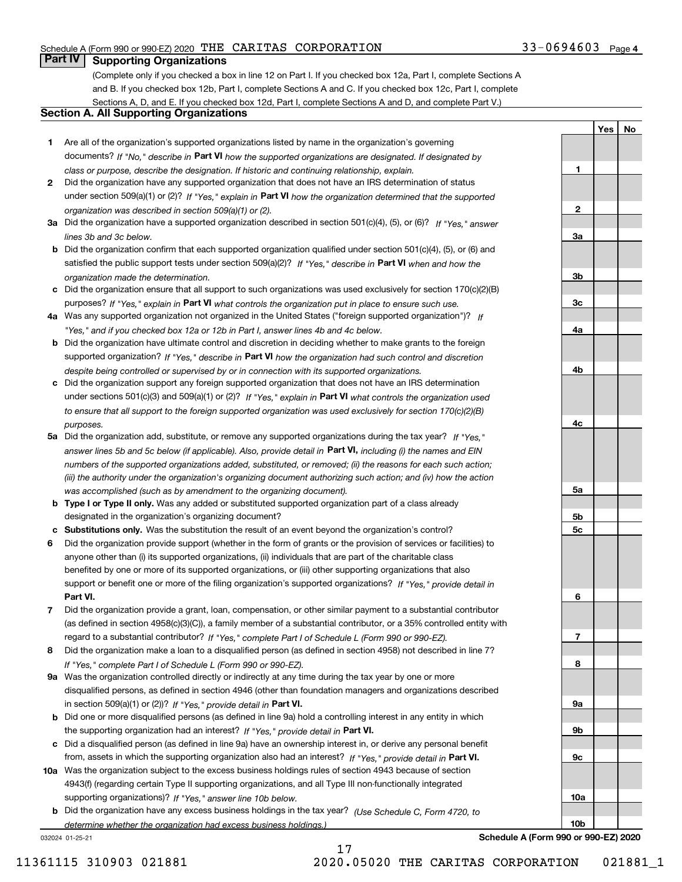## Part IV Supporting Organizations

(Complete only if you checked a box in line 12 on Part I. If you checked box 12a, Part I, complete Sections A and B. If you checked box 12b, Part I, complete Sections A and C. If you checked box 12c, Part I, complete Sections A, D, and E. If you checked box 12d, Part I, complete Sections A and D, and complete Part V.)

### Section A. All Supporting Organizations

| | | Line | Yes | No |
|---|---|---|---|---|
| **1** | Are all of the organization's supported organizations listed by name in the organization's governing documents? *If "No," describe in* **Part VI** *how the supported organizations are designated. If designated by class or purpose, describe the designation. If historic and continuing relationship, explain.* | **1** | | |
| **2** | Did the organization have any supported organization that does not have an IRS determination of status under section 509(a)(1) or (2)? *If "Yes," explain in* **Part VI** *how the organization determined that the supported organization was described in section 509(a)(1) or (2).* | **2** | | |
| **3a** | Did the organization have a supported organization described in section 501(c)(4), (5), or (6)? *If "Yes," answer lines 3b and 3c below.* | **3a** | | |
| **b** | Did the organization confirm that each supported organization qualified under section 501(c)(4), (5), or (6) and satisfied the public support tests under section 509(a)(2)? *If "Yes," describe in* **Part VI** *when and how the organization made the determination.* | **3b** | | |
| **c** | Did the organization ensure that all support to such organizations was used exclusively for section 170(c)(2)(B) purposes? *If "Yes," explain in* **Part VI** *what controls the organization put in place to ensure such use.* | **3c** | | |
| **4a** | Was any supported organization not organized in the United States ("foreign supported organization")? *If "Yes," and if you checked box 12a or 12b in Part I, answer lines 4b and 4c below.* | **4a** | | |
| **b** | Did the organization have ultimate control and discretion in deciding whether to make grants to the foreign supported organization? *If "Yes," describe in* **Part VI** *how the organization had such control and discretion despite being controlled or supervised by or in connection with its supported organizations.* | **4b** | | |
| **c** | Did the organization support any foreign supported organization that does not have an IRS determination under sections 501(c)(3) and 509(a)(1) or (2)? *If "Yes," explain in* **Part VI** *what controls the organization used to ensure that all support to the foreign supported organization was used exclusively for section 170(c)(2)(B) purposes.* | **4c** | | |
| **5a** | Did the organization add, substitute, or remove any supported organizations during the tax year? *If "Yes," answer lines 5b and 5c below (if applicable). Also, provide detail in* **Part VI,** *including (i) the names and EIN numbers of the supported organizations added, substituted, or removed; (ii) the reasons for each such action; (iii) the authority under the organization's organizing document authorizing such action; and (iv) how the action was accomplished (such as by amendment to the organizing document).* | **5a** | | |
| **b** | **Type I or Type II only.** Was any added or substituted supported organization part of a class already designated in the organization's organizing document? | **5b** | | |
| **c** | **Substitutions only.** Was the substitution the result of an event beyond the organization's control? | **5c** | | |
| **6** | Did the organization provide support (whether in the form of grants or the provision of services or facilities) to anyone other than (i) its supported organizations, (ii) individuals that are part of the charitable class benefited by one or more of its supported organizations, or (iii) other supporting organizations that also support or benefit one or more of the filing organization's supported organizations? *If "Yes," provide detail in* **Part VI.** | **6** | | |
| **7** | Did the organization provide a grant, loan, compensation, or other similar payment to a substantial contributor (as defined in section 4958(c)(3)(C)), a family member of a substantial contributor, or a 35% controlled entity with regard to a substantial contributor? *If "Yes," complete Part I of Schedule L (Form 990 or 990-EZ).* | **7** | | |
| **8** | Did the organization make a loan to a disqualified person (as defined in section 4958) not described in line 7? *If "Yes," complete Part I of Schedule L (Form 990 or 990-EZ).* | **8** | | |
| **9a** | Was the organization controlled directly or indirectly at any time during the tax year by one or more disqualified persons, as defined in section 4946 (other than foundation managers and organizations described in section 509(a)(1) or (2))? *If "Yes," provide detail in* **Part VI.** | **9a** | | |
| **b** | Did one or more disqualified persons (as defined in line 9a) hold a controlling interest in any entity in which the supporting organization had an interest? *If "Yes," provide detail in* **Part VI.** | **9b** | | |
| **c** | Did a disqualified person (as defined in line 9a) have an ownership interest in, or derive any personal benefit from, assets in which the supporting organization also had an interest? *If "Yes," provide detail in* **Part VI.** | **9c** | | |
| **10a** | Was the organization subject to the excess business holdings rules of section 4943 because of section 4943(f) (regarding certain Type II supporting organizations, and all Type III non-functionally integrated supporting organizations)? *If "Yes," answer line 10b below.* | **10a** | | |
| **b** | Did the organization have any excess business holdings in the tax year? *(Use Schedule C, Form 4720, to determine whether the organization had excess business holdings.)* | **10b** | | |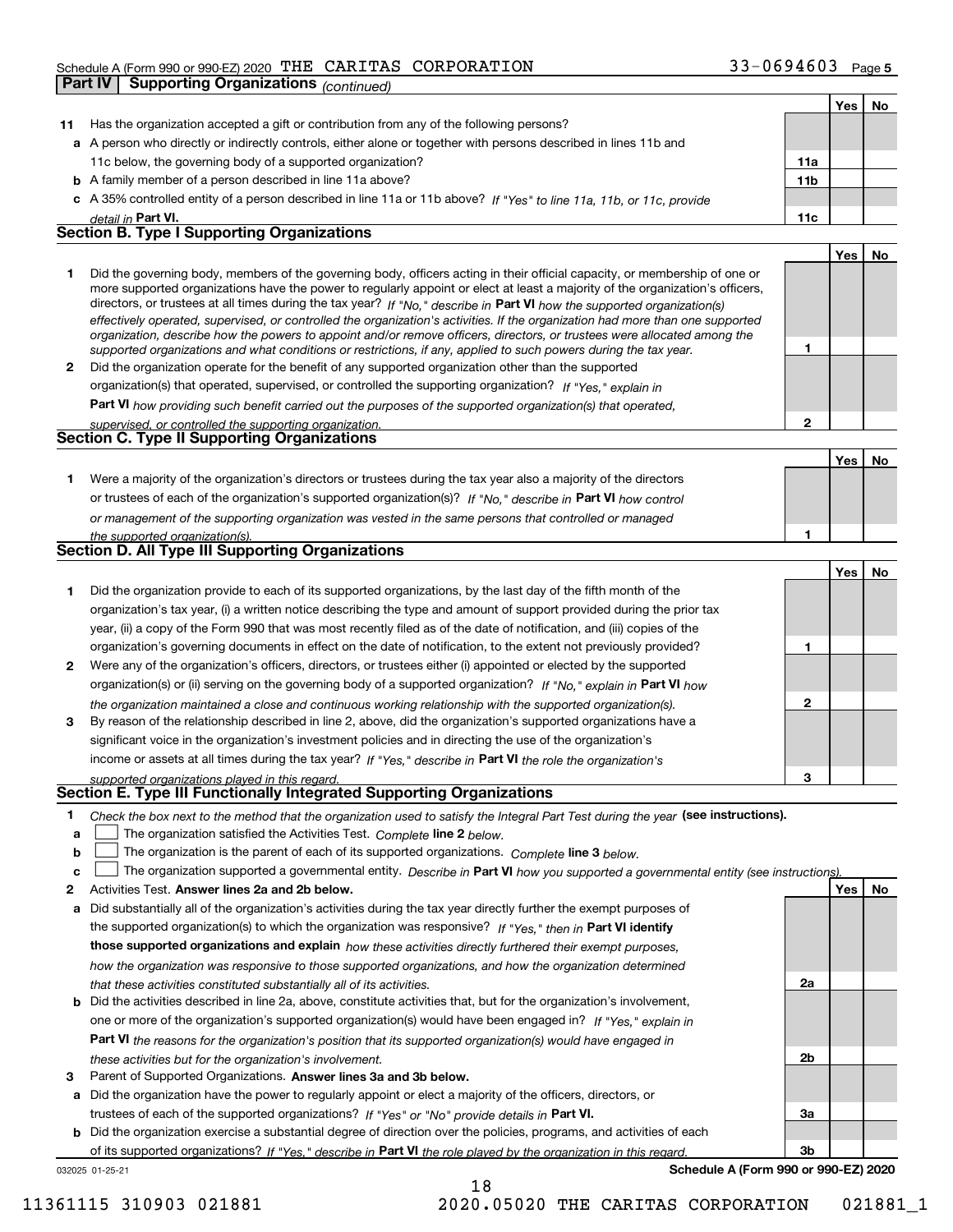Schedule A (Form 990 or 990-EZ) 2020 THE CARITAS CORPORATION 33-0694603 Page 5

**Part IV | Supporting Organizations** *(continued)*

| | | | Yes | No |
|---|---|---|---|---|
| **11** | Has the organization accepted a gift or contribution from any of the following persons? | | | |
| **a** | A person who directly or indirectly controls, either alone or together with persons described in lines 11b and 11c below, the governing body of a supported organization? | **11a** | | |
| **b** | A family member of a person described in line 11a above? | **11b** | | |
| **c** | A 35% controlled entity of a person described in line 11a or 11b above? *If "Yes" to line 11a, 11b, or 11c, provide detail in* **Part VI.** | **11c** | | |

## Section B. Type I Supporting Organizations

| | | | Yes | No |
|---|---|---|---|---|
| **1** | Did the governing body, members of the governing body, officers acting in their official capacity, or membership of one or more supported organizations have the power to regularly appoint or elect at least a majority of the organization's officers, directors, or trustees at all times during the tax year? *If "No," describe in* **Part VI** *how the supported organization(s) effectively operated, supervised, or controlled the organization's activities. If the organization had more than one supported organization, describe how the powers to appoint and/or remove officers, directors, or trustees were allocated among the supported organizations and what conditions or restrictions, if any, applied to such powers during the tax year.* | **1** | | |
| **2** | Did the organization operate for the benefit of any supported organization other than the supported organization(s) that operated, supervised, or controlled the supporting organization? *If "Yes," explain in* **Part VI** *how providing such benefit carried out the purposes of the supported organization(s) that operated, supervised, or controlled the supporting organization.* | **2** | | |

## Section C. Type II Supporting Organizations

| | | | Yes | No |
|---|---|---|---|---|
| **1** | Were a majority of the organization's directors or trustees during the tax year also a majority of the directors or trustees of each of the organization's supported organization(s)? *If "No," describe in* **Part VI** *how control or management of the supporting organization was vested in the same persons that controlled or managed the supported organization(s).* | **1** | | |

## Section D. All Type III Supporting Organizations

| | | | Yes | No |
|---|---|---|---|---|
| **1** | Did the organization provide to each of its supported organizations, by the last day of the fifth month of the organization's tax year, (i) a written notice describing the type and amount of support provided during the prior tax year, (ii) a copy of the Form 990 that was most recently filed as of the date of notification, and (iii) copies of the organization's governing documents in effect on the date of notification, to the extent not previously provided? | **1** | | |
| **2** | Were any of the organization's officers, directors, or trustees either (i) appointed or elected by the supported organization(s) or (ii) serving on the governing body of a supported organization? *If "No," explain in* **Part VI** *how the organization maintained a close and continuous working relationship with the supported organization(s).* | **2** | | |
| **3** | By reason of the relationship described in line 2, above, did the organization's supported organizations have a significant voice in the organization's investment policies and in directing the use of the organization's income or assets at all times during the tax year? *If "Yes," describe in* **Part VI** *the role the organization's supported organizations played in this regard.* | **3** | | |

## Section E. Type III Functionally Integrated Supporting Organizations

**1** *Check the box next to the method that the organization used to satisfy the Integral Part Test during the year* **(see instructions).**

- **a** ☐ The organization satisfied the Activities Test. *Complete* **line 2** *below.*
- **b** ☐ The organization is the parent of each of its supported organizations. *Complete* **line 3** *below.*
- **c** ☐ The organization supported a governmental entity. *Describe in* **Part VI** *how you supported a governmental entity (see instructions).*

| | | | Yes | No |
|---|---|---|---|---|
| **2** | Activities Test. **Answer lines 2a and 2b below.** | | | |
| **a** | Did substantially all of the organization's activities during the tax year directly further the exempt purposes of the supported organization(s) to which the organization was responsive? *If "Yes," then in* **Part VI identify those supported organizations and explain** *how these activities directly furthered their exempt purposes, how the organization was responsive to those supported organizations, and how the organization determined that these activities constituted substantially all of its activities.* | **2a** | | |
| **b** | Did the activities described in line 2a, above, constitute activities that, but for the organization's involvement, one or more of the organization's supported organization(s) would have been engaged in? *If "Yes," explain in* **Part VI** *the reasons for the organization's position that its supported organization(s) would have engaged in these activities but for the organization's involvement.* | **2b** | | |
| **3** | Parent of Supported Organizations. **Answer lines 3a and 3b below.** | | | |
| **a** | Did the organization have the power to regularly appoint or elect a majority of the officers, directors, or trustees of each of the supported organizations? *If "Yes" or "No" provide details in* **Part VI.** | **3a** | | |
| **b** | Did the organization exercise a substantial degree of direction over the policies, programs, and activities of each of its supported organizations? *If "Yes," describe in* **Part VI** *the role played by the organization in this regard.* | **3b** | | |

032025 01-25-21 **Schedule A (Form 990 or 990-EZ) 2020**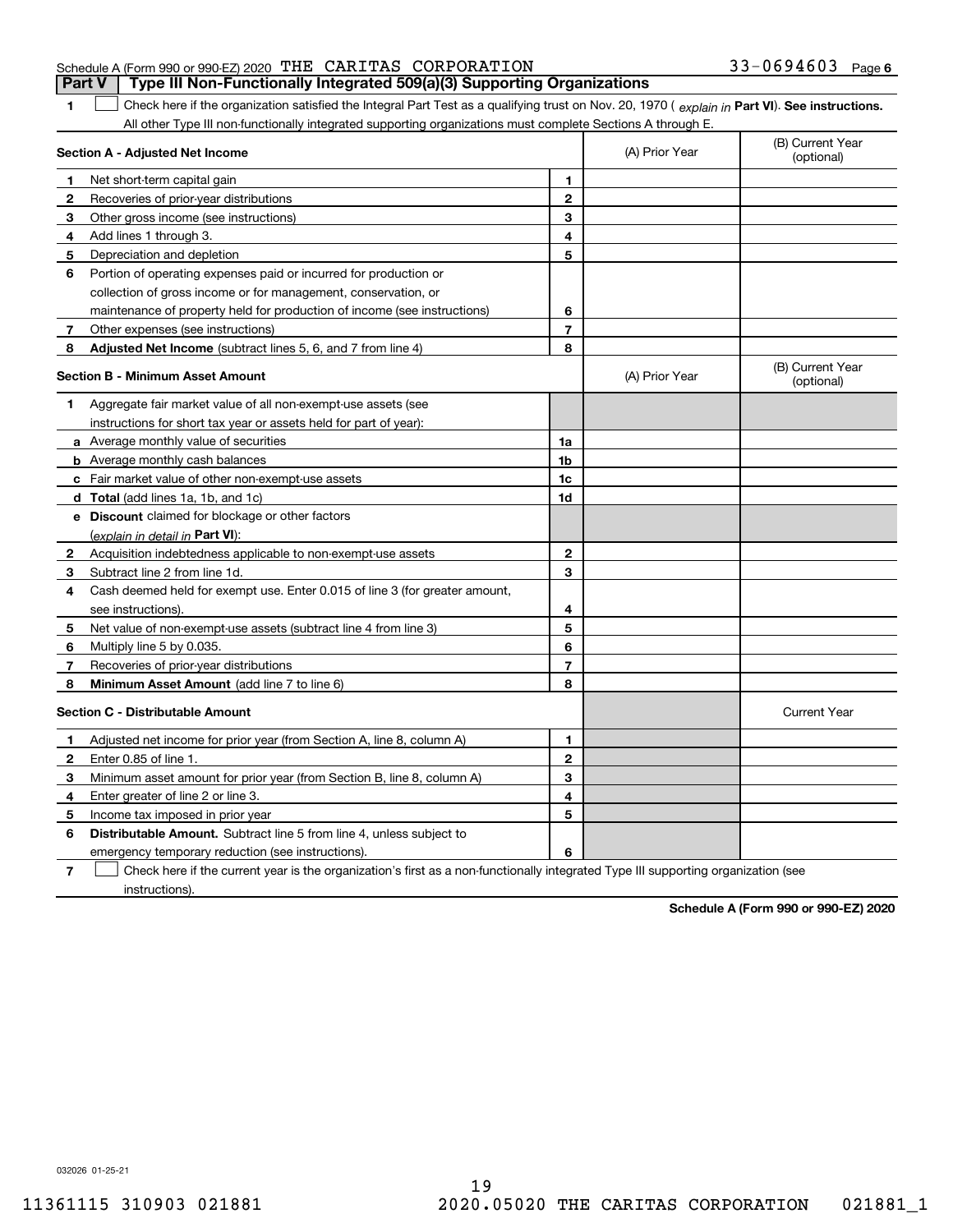Schedule A (Form 990 or 990-EZ) 2020 THE CARITAS CORPORATION 33-0694603 Page 6

## Part V Type III Non-Functionally Integrated 509(a)(3) Supporting Organizations

**1** ☐ Check here if the organization satisfied the Integral Part Test as a qualifying trust on Nov. 20, 1970 ( *explain in* **Part VI**). **See instructions.** All other Type III non-functionally integrated supporting organizations must complete Sections A through E.

| **Section A - Adjusted Net Income** | | | (A) Prior Year | (B) Current Year (optional) |
|---|---|---|---|---|
| **1** | Net short-term capital gain | 1 | | |
| **2** | Recoveries of prior-year distributions | 2 | | |
| **3** | Other gross income (see instructions) | 3 | | |
| **4** | Add lines 1 through 3. | 4 | | |
| **5** | Depreciation and depletion | 5 | | |
| **6** | Portion of operating expenses paid or incurred for production or collection of gross income or for management, conservation, or maintenance of property held for production of income (see instructions) | 6 | | |
| **7** | Other expenses (see instructions) | 7 | | |
| **8** | **Adjusted Net Income** (subtract lines 5, 6, and 7 from line 4) | 8 | | |

| **Section B - Minimum Asset Amount** | | | (A) Prior Year | (B) Current Year (optional) |
|---|---|---|---|---|
| **1** | Aggregate fair market value of all non-exempt-use assets (see instructions for short tax year or assets held for part of year): | | | |
| **a** | Average monthly value of securities | 1a | | |
| **b** | Average monthly cash balances | 1b | | |
| **c** | Fair market value of other non-exempt-use assets | 1c | | |
| **d** | **Total** (add lines 1a, 1b, and 1c) | 1d | | |
| **e** | **Discount** claimed for blockage or other factors (*explain in detail in* **Part VI**): | | | |
| **2** | Acquisition indebtedness applicable to non-exempt-use assets | 2 | | |
| **3** | Subtract line 2 from line 1d. | 3 | | |
| **4** | Cash deemed held for exempt use. Enter 0.015 of line 3 (for greater amount, see instructions). | 4 | | |
| **5** | Net value of non-exempt-use assets (subtract line 4 from line 3) | 5 | | |
| **6** | Multiply line 5 by 0.035. | 6 | | |
| **7** | Recoveries of prior-year distributions | 7 | | |
| **8** | **Minimum Asset Amount** (add line 7 to line 6) | 8 | | |

| **Section C - Distributable Amount** | | | | Current Year |
|---|---|---|---|---|
| **1** | Adjusted net income for prior year (from Section A, line 8, column A) | 1 | | |
| **2** | Enter 0.85 of line 1. | 2 | | |
| **3** | Minimum asset amount for prior year (from Section B, line 8, column A) | 3 | | |
| **4** | Enter greater of line 2 or line 3. | 4 | | |
| **5** | Income tax imposed in prior year | 5 | | |
| **6** | **Distributable Amount.** Subtract line 5 from line 4, unless subject to emergency temporary reduction (see instructions). | 6 | | |

**7** ☐ Check here if the current year is the organization's first as a non-functionally integrated Type III supporting organization (see instructions).

**Schedule A (Form 990 or 990-EZ) 2020**

032026 01-25-21

11361115 310903 021881 2020.05020 THE CARITAS CORPORATION 021881_1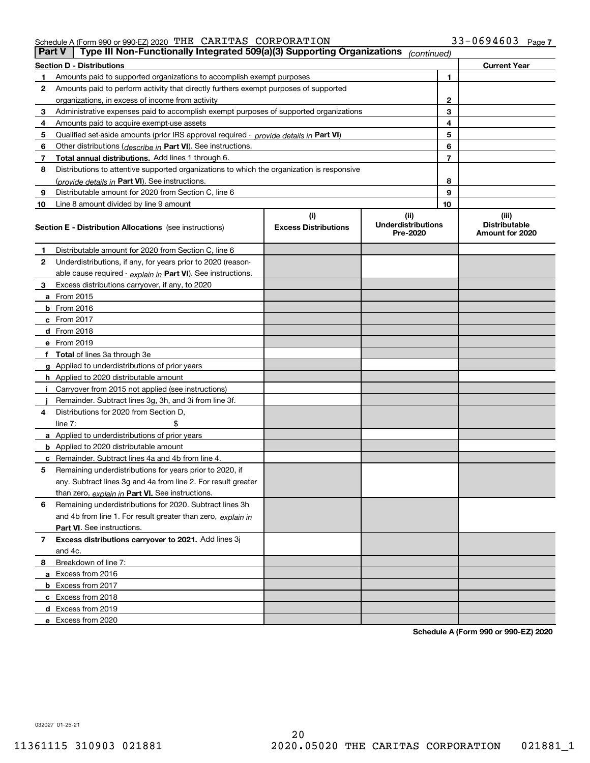Schedule A (Form 990 or 990-EZ) 2020 THE CARITAS CORPORATION 33-0694603

## Part V Type III Non-Functionally Integrated 509(a)(3) Supporting Organizations *(continued)*

| **Section D - Distributions** | | | **Current Year** |
|---|---|---|---|
| 1 | Amounts paid to supported organizations to accomplish exempt purposes | 1 | |
| 2 | Amounts paid to perform activity that directly furthers exempt purposes of supported organizations, in excess of income from activity | 2 | |
| 3 | Administrative expenses paid to accomplish exempt purposes of supported organizations | 3 | |
| 4 | Amounts paid to acquire exempt-use assets | 4 | |
| 5 | Qualified set-aside amounts (prior IRS approval required - *provide details in* **Part VI**) | 5 | |
| 6 | Other distributions (*describe in* **Part VI**). See instructions. | 6 | |
| 7 | **Total annual distributions.** Add lines 1 through 6. | 7 | |
| 8 | Distributions to attentive supported organizations to which the organization is responsive (*provide details in* **Part VI**). See instructions. | 8 | |
| 9 | Distributable amount for 2020 from Section C, line 6 | 9 | |
| 10 | Line 8 amount divided by line 9 amount | 10 | |

| **Section E - Distribution Allocations** (see instructions) | (i) Excess Distributions | (ii) Underdistributions Pre-2020 | (iii) Distributable Amount for 2020 |
|---|---|---|---|
| **1** Distributable amount for 2020 from Section C, line 6 | | | |
| **2** Underdistributions, if any, for years prior to 2020 (reasonable cause required - *explain in* **Part VI**). See instructions. | | | |
| **3** Excess distributions carryover, if any, to 2020 | | | |
| **a** From 2015 | | | |
| **b** From 2016 | | | |
| **c** From 2017 | | | |
| **d** From 2018 | | | |
| **e** From 2019 | | | |
| **f** **Total** of lines 3a through 3e | | | |
| **g** Applied to underdistributions of prior years | | | |
| **h** Applied to 2020 distributable amount | | | |
| **i** Carryover from 2015 not applied (see instructions) | | | |
| **j** Remainder. Subtract lines 3g, 3h, and 3i from line 3f. | | | |
| **4** Distributions for 2020 from Section D, line 7: $ | | | |
| **a** Applied to underdistributions of prior years | | | |
| **b** Applied to 2020 distributable amount | | | |
| **c** Remainder. Subtract lines 4a and 4b from line 4. | | | |
| **5** Remaining underdistributions for years prior to 2020, if any. Subtract lines 3g and 4a from line 2. For result greater than zero, *explain in* **Part VI.** See instructions. | | | |
| **6** Remaining underdistributions for 2020. Subtract lines 3h and 4b from line 1. For result greater than zero, *explain in* **Part VI**. See instructions. | | | |
| **7** **Excess distributions carryover to 2021.** Add lines 3j and 4c. | | | |
| **8** Breakdown of line 7: | | | |
| **a** Excess from 2016 | | | |
| **b** Excess from 2017 | | | |
| **c** Excess from 2018 | | | |
| **d** Excess from 2019 | | | |
| **e** Excess from 2020 | | | |

**Schedule A (Form 990 or 990-EZ) 2020**

032027 01-25-21

11361115 310903 021881 2020.05020 THE CARITAS CORPORATION 021881_1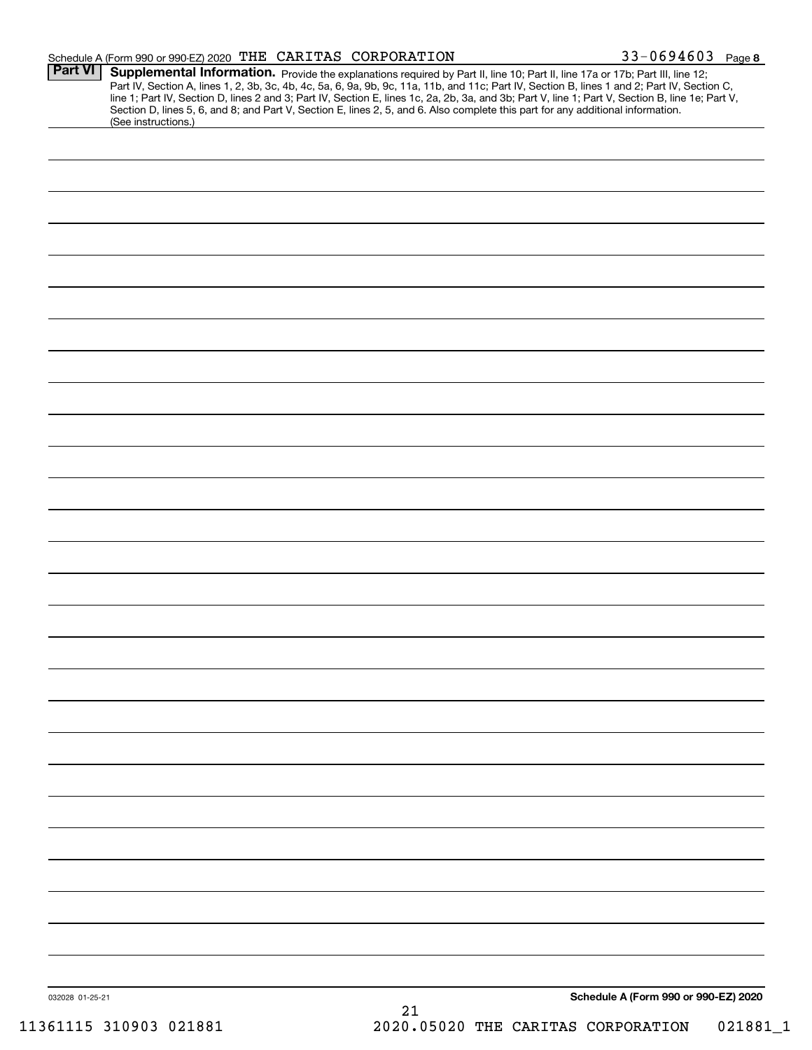Schedule A (Form 990 or 990-EZ) 2020 THE CARITAS CORPORATION 33-0694603 Page 8

**Part VI Supplemental Information.** Provide the explanations required by Part II, line 10; Part II, line 17a or 17b; Part III, line 12; Part IV, Section A, lines 1, 2, 3b, 3c, 4b, 4c, 5a, 6, 9a, 9b, 9c, 11a, 11b, and 11c; Part IV, Section B, lines 1 and 2; Part IV, Section C, line 1; Part IV, Section D, lines 2 and 3; Part IV, Section E, lines 1c, 2a, 2b, 3a, and 3b; Part V, line 1; Part V, Section B, line 1e; Part V, Section D, lines 5, 6, and 8; and Part V, Section E, lines 2, 5, and 6. Also complete this part for any additional information. (See instructions.)

032028 01-25-21

Schedule A (Form 990 or 990-EZ) 2020

11361115 310903 021881 2020.05020 THE CARITAS CORPORATION 021881_1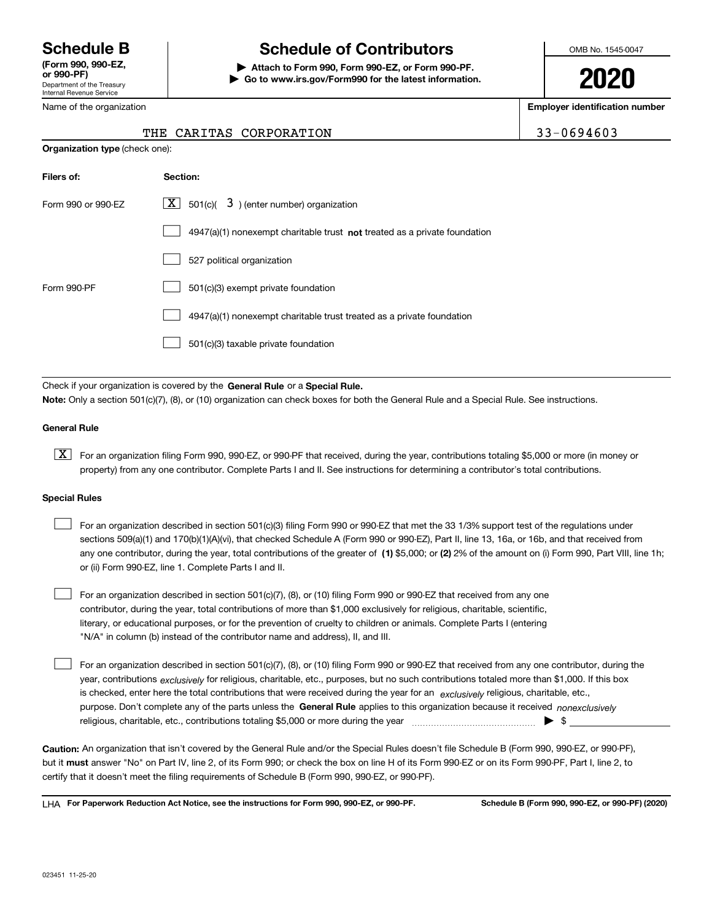# Schedule B

**(Form 990, 990-EZ, or 990-PF)**

Department of the Treasury
Internal Revenue Service

## Schedule of Contributors

**▶ Attach to Form 990, Form 990-EZ, or Form 990-PF.**
**▶ Go to www.irs.gov/Form990 for the latest information.**

OMB No. 1545-0047

**2020**

| Name of the organization | Employer identification number |
|---|---|
| THE CARITAS CORPORATION | 33-0694603 |

**Organization type** (check one):

| Filers of: | Section: |
|---|---|
| Form 990 or 990-EZ | [X] 501(c)( 3 ) (enter number) organization |
| | [ ] 4947(a)(1) nonexempt charitable trust **not** treated as a private foundation |
| | [ ] 527 political organization |
| Form 990-PF | [ ] 501(c)(3) exempt private foundation |
| | [ ] 4947(a)(1) nonexempt charitable trust treated as a private foundation |
| | [ ] 501(c)(3) taxable private foundation |

Check if your organization is covered by the **General Rule** or a **Special Rule.**

**Note:** Only a section 501(c)(7), (8), or (10) organization can check boxes for both the General Rule and a Special Rule. See instructions.

**General Rule**

[X] For an organization filing Form 990, 990-EZ, or 990-PF that received, during the year, contributions totaling $5,000 or more (in money or property) from any one contributor. Complete Parts I and II. See instructions for determining a contributor's total contributions.

**Special Rules**

[ ] For an organization described in section 501(c)(3) filing Form 990 or 990-EZ that met the 33 1/3% support test of the regulations under sections 509(a)(1) and 170(b)(1)(A)(vi), that checked Schedule A (Form 990 or 990-EZ), Part II, line 13, 16a, or 16b, and that received from any one contributor, during the year, total contributions of the greater of **(1)** $5,000; or **(2)** 2% of the amount on (i) Form 990, Part VIII, line 1h; or (ii) Form 990-EZ, line 1. Complete Parts I and II.

[ ] For an organization described in section 501(c)(7), (8), or (10) filing Form 990 or 990-EZ that received from any one contributor, during the year, total contributions of more than $1,000 exclusively for religious, charitable, scientific, literary, or educational purposes, or for the prevention of cruelty to children or animals. Complete Parts I (entering "N/A" in column (b) instead of the contributor name and address), II, and III.

[ ] For an organization described in section 501(c)(7), (8), or (10) filing Form 990 or 990-EZ that received from any one contributor, during the year, contributions *exclusively* for religious, charitable, etc., purposes, but no such contributions totaled more than $1,000. If this box is checked, enter here the total contributions that were received during the year for an *exclusively* religious, charitable, etc., purpose. Don't complete any of the parts unless the **General Rule** applies to this organization because it received *nonexclusively* religious, charitable, etc., contributions totaling $5,000 or more during the year ▶ $

**Caution:** An organization that isn't covered by the General Rule and/or the Special Rules doesn't file Schedule B (Form 990, 990-EZ, or 990-PF), but it **must** answer "No" on Part IV, line 2, of its Form 990; or check the box on line H of its Form 990-EZ or on its Form 990-PF, Part I, line 2, to certify that it doesn't meet the filing requirements of Schedule B (Form 990, 990-EZ, or 990-PF).

LHA **For Paperwork Reduction Act Notice, see the instructions for Form 990, 990-EZ, or 990-PF.** **Schedule B (Form 990, 990-EZ, or 990-PF) (2020)**

023451 11-25-20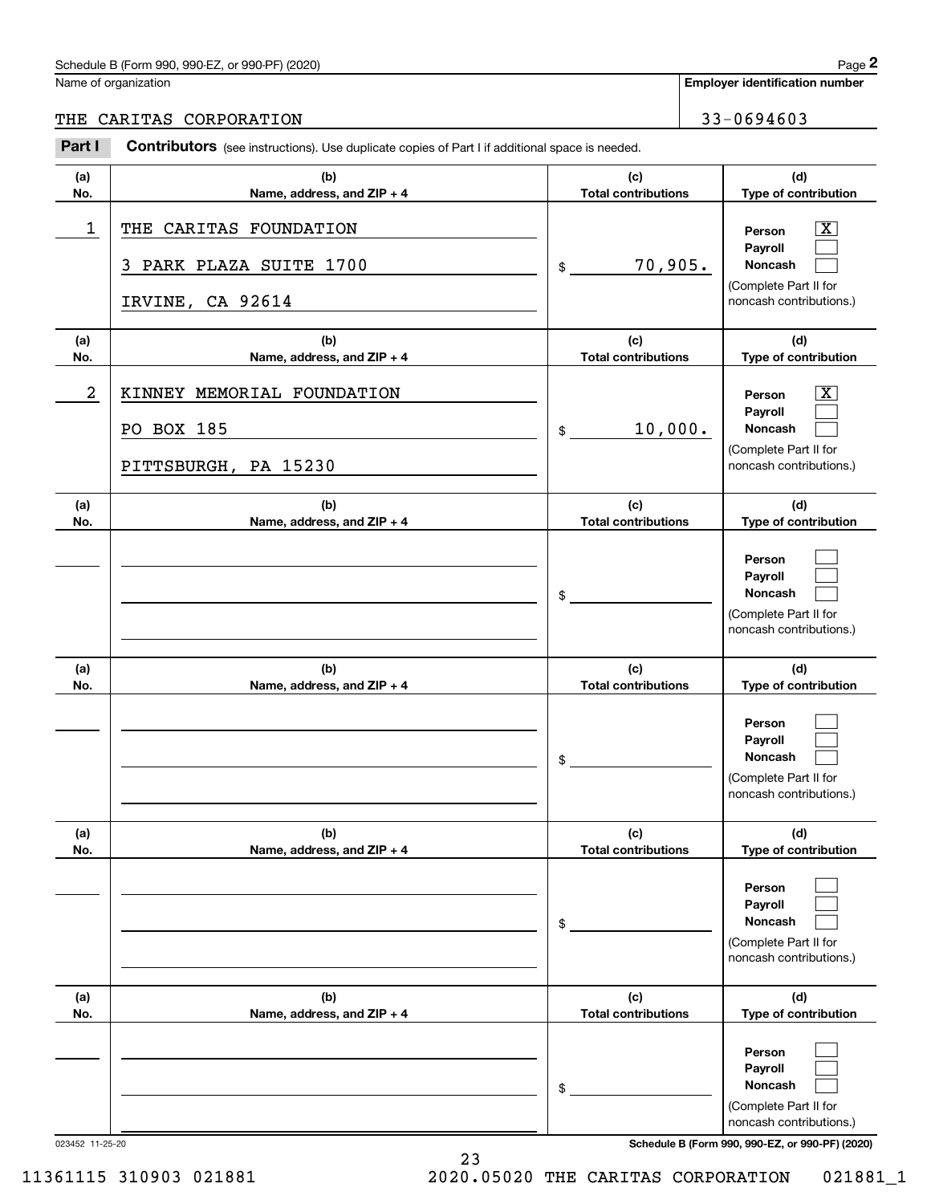Schedule B (Form 990, 990-EZ, or 990-PF) (2020)

Name of organization: THE CARITAS CORPORATION

Employer identification number: 33-0694603

**Part I** **Contributors** (see instructions). Use duplicate copies of Part I if additional space is needed.

| (a) No. | (b) Name, address, and ZIP + 4 | (c) Total contributions | (d) Type of contribution |
|---|---|---|---|
| 1 | THE CARITAS FOUNDATION<br>3 PARK PLAZA SUITE 1700<br>IRVINE, CA 92614 | $ 70,905. | Person [X]<br>Payroll [ ]<br>Noncash [ ]<br>(Complete Part II for noncash contributions.) |
| 2 | KINNEY MEMORIAL FOUNDATION<br>PO BOX 185<br>PITTSBURGH, PA 15230 | $ 10,000. | Person [X]<br>Payroll [ ]<br>Noncash [ ]<br>(Complete Part II for noncash contributions.) |
| | | $ | Person [ ]<br>Payroll [ ]<br>Noncash [ ]<br>(Complete Part II for noncash contributions.) |
| | | $ | Person [ ]<br>Payroll [ ]<br>Noncash [ ]<br>(Complete Part II for noncash contributions.) |
| | | $ | Person [ ]<br>Payroll [ ]<br>Noncash [ ]<br>(Complete Part II for noncash contributions.) |
| | | $ | Person [ ]<br>Payroll [ ]<br>Noncash [ ]<br>(Complete Part II for noncash contributions.) |

023452 11-25-20

Schedule B (Form 990, 990-EZ, or 990-PF) (2020)

11361115 310903 021881 2020.05020 THE CARITAS CORPORATION 021881_1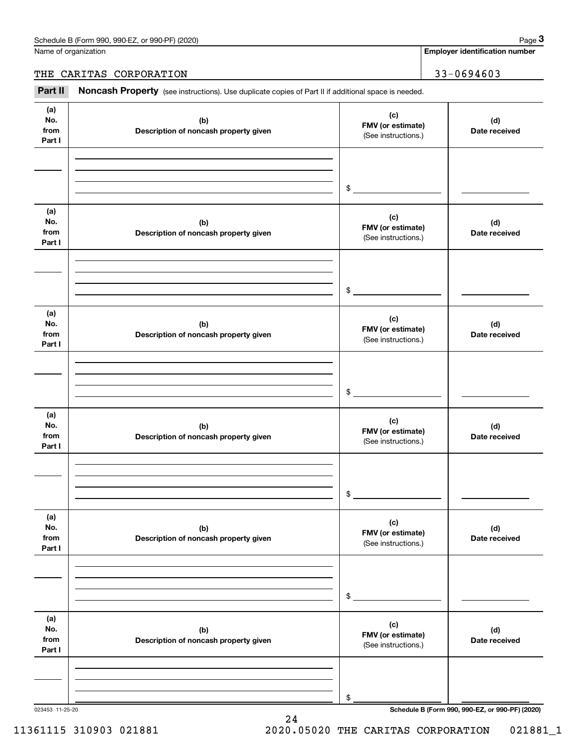Name of organization

**Employer identification number**

THE CARITAS CORPORATION

33-0694603

**Part II** **Noncash Property** (see instructions). Use duplicate copies of Part II if additional space is needed.

| (a) No. from Part I | (b) Description of noncash property given | (c) FMV (or estimate) (See instructions.) | (d) Date received |
|---|---|---|---|
| | | $ | |

| (a) No. from Part I | (b) Description of noncash property given | (c) FMV (or estimate) (See instructions.) | (d) Date received |
|---|---|---|---|
| | | $ | |

| (a) No. from Part I | (b) Description of noncash property given | (c) FMV (or estimate) (See instructions.) | (d) Date received |
|---|---|---|---|
| | | $ | |

| (a) No. from Part I | (b) Description of noncash property given | (c) FMV (or estimate) (See instructions.) | (d) Date received |
|---|---|---|---|
| | | $ | |

| (a) No. from Part I | (b) Description of noncash property given | (c) FMV (or estimate) (See instructions.) | (d) Date received |
|---|---|---|---|
| | | $ | |

| (a) No. from Part I | (b) Description of noncash property given | (c) FMV (or estimate) (See instructions.) | (d) Date received |
|---|---|---|---|
| | | $ | |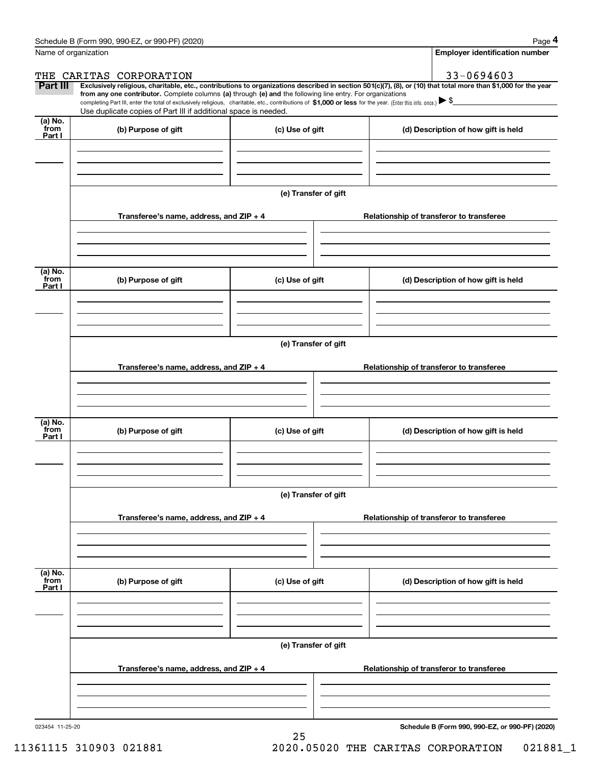Schedule B (Form 990, 990-EZ, or 990-PF) (2020)

Name of organization: THE CARITAS CORPORATION

**Employer identification number:** 33-0694603

**Part III** **Exclusively religious, charitable, etc., contributions to organizations described in section 501(c)(7), (8), or (10) that total more than $1,000 for the year from any one contributor.** Complete columns **(a)** through **(e) and** the following line entry. For organizations completing Part III, enter the total of exclusively religious, charitable, etc., contributions of **$1,000 or less** for the year. (Enter this info. once.) ▶ $

Use duplicate copies of Part III if additional space is needed.

| (a) No. from Part I | (b) Purpose of gift | (c) Use of gift | (d) Description of how gift is held |
|---|---|---|---|
| | | | |

(e) Transfer of gift

| Transferee's name, address, and ZIP + 4 | Relationship of transferor to transferee |
|---|---|
| | |

| (a) No. from Part I | (b) Purpose of gift | (c) Use of gift | (d) Description of how gift is held |
|---|---|---|---|
| | | | |

(e) Transfer of gift

| Transferee's name, address, and ZIP + 4 | Relationship of transferor to transferee |
|---|---|
| | |

| (a) No. from Part I | (b) Purpose of gift | (c) Use of gift | (d) Description of how gift is held |
|---|---|---|---|
| | | | |

(e) Transfer of gift

| Transferee's name, address, and ZIP + 4 | Relationship of transferor to transferee |
|---|---|
| | |

| (a) No. from Part I | (b) Purpose of gift | (c) Use of gift | (d) Description of how gift is held |
|---|---|---|---|
| | | | |

(e) Transfer of gift

| Transferee's name, address, and ZIP + 4 | Relationship of transferor to transferee |
|---|---|
| | |

023454 11-25-20

**Schedule B (Form 990, 990-EZ, or 990-PF) (2020)**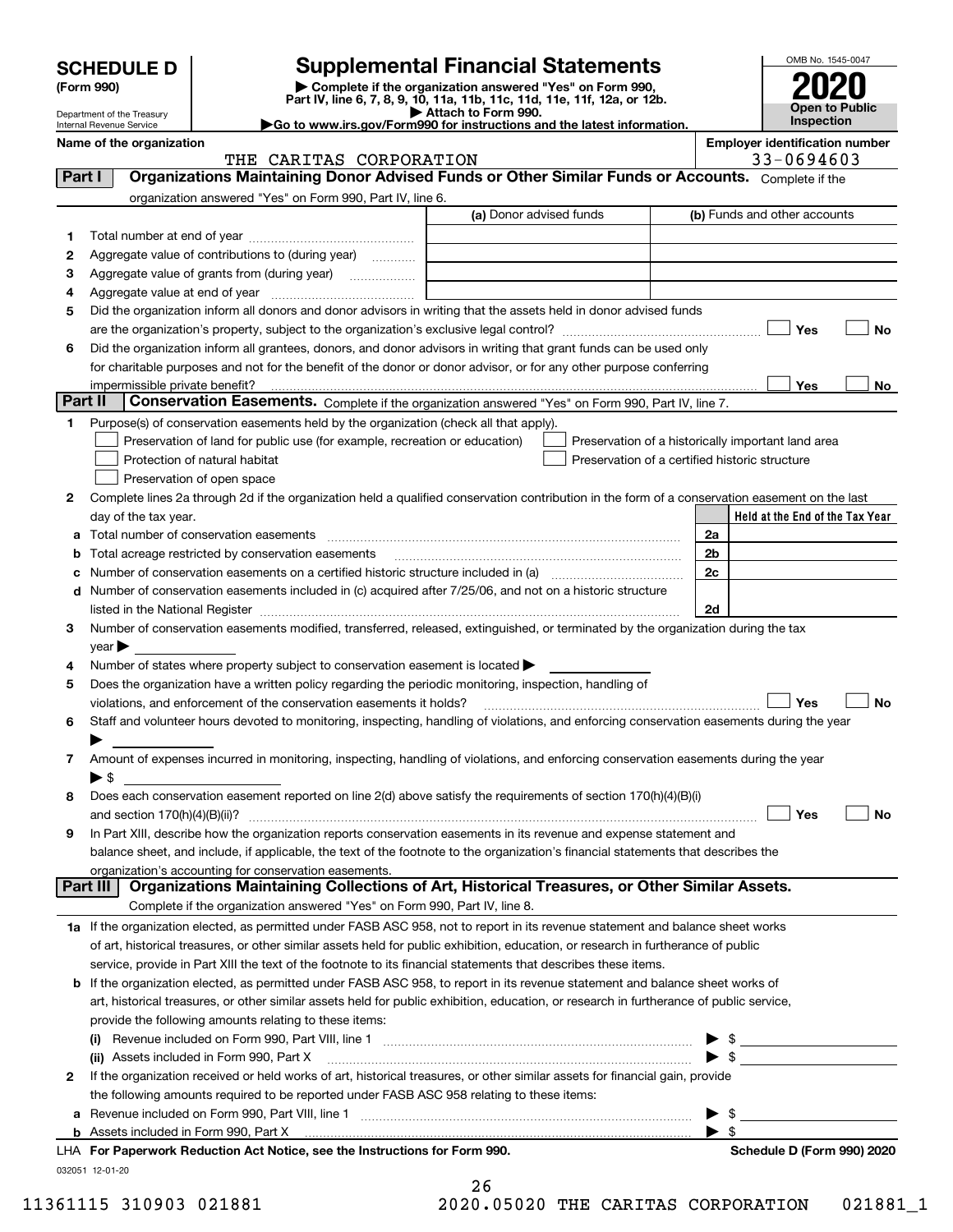# SCHEDULE D (Form 990)

Department of the Treasury
Internal Revenue Service

## Supplemental Financial Statements

▶ Complete if the organization answered "Yes" on Form 990, Part IV, line 6, 7, 8, 9, 10, 11a, 11b, 11c, 11d, 11e, 11f, 12a, or 12b.
▶ Attach to Form 990.
▶Go to www.irs.gov/Form990 for instructions and the latest information.

OMB No. 1545-0047
**2020**
**Open to Public Inspection**

**Name of the organization:** THE CARITAS CORPORATION
**Employer identification number:** 33-0694603

### Part I — Organizations Maintaining Donor Advised Funds or Other Similar Funds or Accounts.
Complete if the organization answered "Yes" on Form 990, Part IV, line 6.

| | | (a) Donor advised funds | (b) Funds and other accounts |
|---|---|---|---|
| 1 | Total number at end of year | | |
| 2 | Aggregate value of contributions to (during year) | | |
| 3 | Aggregate value of grants from (during year) | | |
| 4 | Aggregate value at end of year | | |

5 Did the organization inform all donors and donor advisors in writing that the assets held in donor advised funds are the organization's property, subject to the organization's exclusive legal control? ☐ Yes ☐ No

6 Did the organization inform all grantees, donors, and donor advisors in writing that grant funds can be used only for charitable purposes and not for the benefit of the donor or donor advisor, or for any other purpose conferring impermissible private benefit? ☐ Yes ☐ No

### Part II — Conservation Easements.
Complete if the organization answered "Yes" on Form 990, Part IV, line 7.

1 Purpose(s) of conservation easements held by the organization (check all that apply).
- ☐ Preservation of land for public use (for example, recreation or education)
- ☐ Protection of natural habitat
- ☐ Preservation of open space
- ☐ Preservation of a historically important land area
- ☐ Preservation of a certified historic structure

2 Complete lines 2a through 2d if the organization held a qualified conservation contribution in the form of a conservation easement on the last day of the tax year.

| | | | Held at the End of the Tax Year |
|---|---|---|---|
| a | Total number of conservation easements | 2a | |
| b | Total acreage restricted by conservation easements | 2b | |
| c | Number of conservation easements on a certified historic structure included in (a) | 2c | |
| d | Number of conservation easements included in (c) acquired after 7/25/06, and not on a historic structure listed in the National Register | 2d | |

3 Number of conservation easements modified, transferred, released, extinguished, or terminated by the organization during the tax year ▶

4 Number of states where property subject to conservation easement is located ▶

5 Does the organization have a written policy regarding the periodic monitoring, inspection, handling of violations, and enforcement of the conservation easements it holds? ☐ Yes ☐ No

6 Staff and volunteer hours devoted to monitoring, inspecting, handling of violations, and enforcing conservation easements during the year ▶

7 Amount of expenses incurred in monitoring, inspecting, handling of violations, and enforcing conservation easements during the year ▶ $

8 Does each conservation easement reported on line 2(d) above satisfy the requirements of section 170(h)(4)(B)(i) and section 170(h)(4)(B)(ii)? ☐ Yes ☐ No

9 In Part XIII, describe how the organization reports conservation easements in its revenue and expense statement and balance sheet, and include, if applicable, the text of the footnote to the organization's financial statements that describes the organization's accounting for conservation easements.

### Part III — Organizations Maintaining Collections of Art, Historical Treasures, or Other Similar Assets.
Complete if the organization answered "Yes" on Form 990, Part IV, line 8.

1a If the organization elected, as permitted under FASB ASC 958, not to report in its revenue statement and balance sheet works of art, historical treasures, or other similar assets held for public exhibition, education, or research in furtherance of public service, provide in Part XIII the text of the footnote to its financial statements that describes these items.

b If the organization elected, as permitted under FASB ASC 958, to report in its revenue statement and balance sheet works of art, historical treasures, or other similar assets held for public exhibition, education, or research in furtherance of public service, provide the following amounts relating to these items:

(i) Revenue included on Form 990, Part VIII, line 1 ▶ $

(ii) Assets included in Form 990, Part X ▶ $

2 If the organization received or held works of art, historical treasures, or other similar assets for financial gain, provide the following amounts required to be reported under FASB ASC 958 relating to these items:

a Revenue included on Form 990, Part VIII, line 1 ▶ $

b Assets included in Form 990, Part X ▶ $

LHA **For Paperwork Reduction Act Notice, see the Instructions for Form 990.** **Schedule D (Form 990) 2020**

032051 12-01-20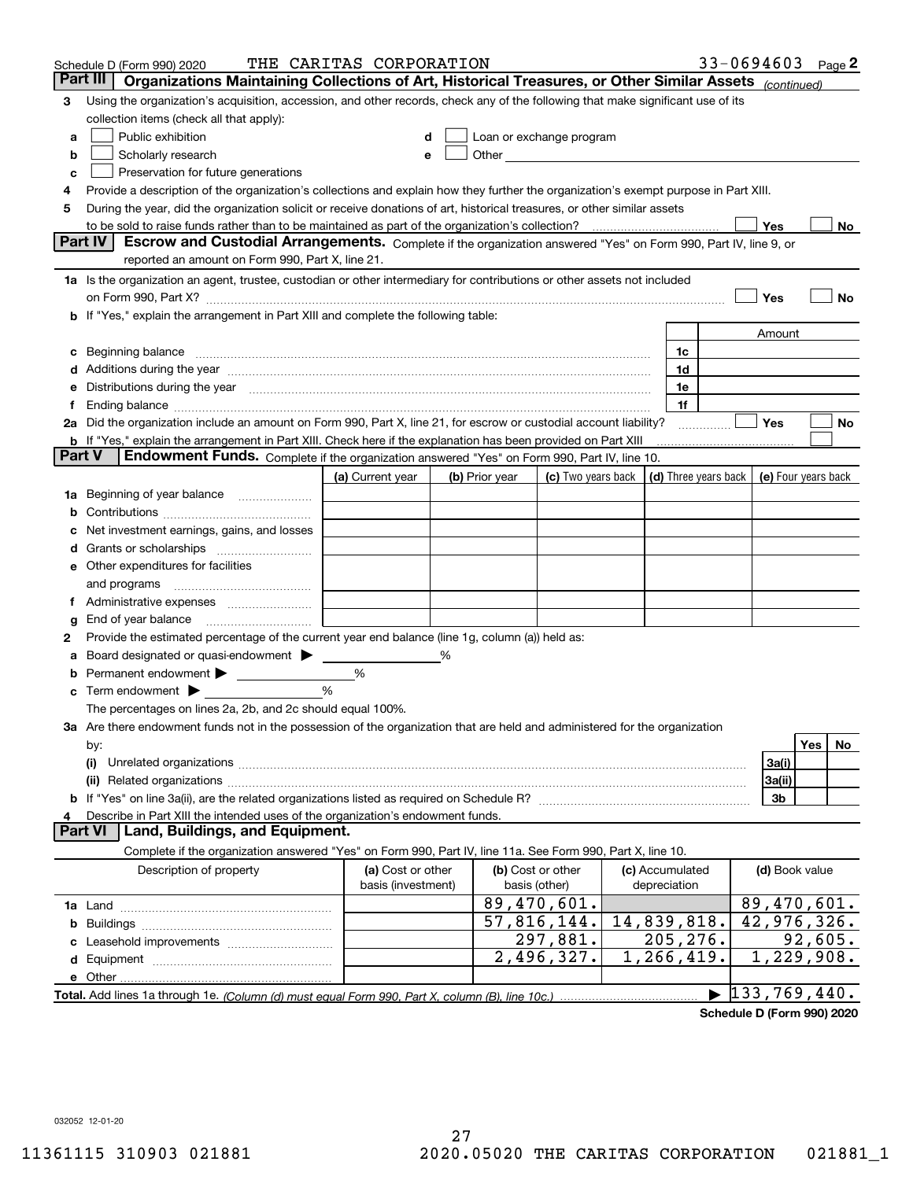Schedule D (Form 990) 2020 THE CARITAS CORPORATION 33-0694603 Page **2**

## Part III Organizations Maintaining Collections of Art, Historical Treasures, or Other Similar Assets *(continued)*

**3** Using the organization's acquisition, accession, and other records, check any of the following that make significant use of its collection items (check all that apply):

- **a** ☐ Public exhibition
- **b** ☐ Scholarly research
- **c** ☐ Preservation for future generations
- **d** ☐ Loan or exchange program
- **e** ☐ Other

**4** Provide a description of the organization's collections and explain how they further the organization's exempt purpose in Part XIII.

**5** During the year, did the organization solicit or receive donations of art, historical treasures, or other similar assets to be sold to raise funds rather than to be maintained as part of the organization's collection? ☐ Yes ☐ No

## Part IV Escrow and Custodial Arrangements.

Complete if the organization answered "Yes" on Form 990, Part IV, line 9, or reported an amount on Form 990, Part X, line 21.

**1a** Is the organization an agent, trustee, custodian or other intermediary for contributions or other assets not included on Form 990, Part X? ☐ Yes ☐ No

**b** If "Yes," explain the arrangement in Part XIII and complete the following table:

| | | Amount |
|---|---|---|
| **c** Beginning balance | 1c | |
| **d** Additions during the year | 1d | |
| **e** Distributions during the year | 1e | |
| **f** Ending balance | 1f | |

**2a** Did the organization include an amount on Form 990, Part X, line 21, for escrow or custodial account liability? ☐ Yes ☐ No

**b** If "Yes," explain the arrangement in Part XIII. Check here if the explanation has been provided on Part XIII ☐

## Part V Endowment Funds.

Complete if the organization answered "Yes" on Form 990, Part IV, line 10.

| | (a) Current year | (b) Prior year | (c) Two years back | (d) Three years back | (e) Four years back |
|---|---|---|---|---|---|
| **1a** Beginning of year balance | | | | | |
| **b** Contributions | | | | | |
| **c** Net investment earnings, gains, and losses | | | | | |
| **d** Grants or scholarships | | | | | |
| **e** Other expenditures for facilities and programs | | | | | |
| **f** Administrative expenses | | | | | |
| **g** End of year balance | | | | | |

**2** Provide the estimated percentage of the current year end balance (line 1g, column (a)) held as:

- **a** Board designated or quasi-endowment ▶ ______ %
- **b** Permanent endowment ▶ ______ %
- **c** Term endowment ▶ ______ %

The percentages on lines 2a, 2b, and 2c should equal 100%.

**3a** Are there endowment funds not in the possession of the organization that are held and administered for the organization by:

| | | Yes | No |
|---|---|---|---|
| **(i)** Unrelated organizations | 3a(i) | | |
| **(ii)** Related organizations | 3a(ii) | | |
| **b** If "Yes" on line 3a(ii), are the related organizations listed as required on Schedule R? | 3b | | |

**4** Describe in Part XIII the intended uses of the organization's endowment funds.

## Part VI Land, Buildings, and Equipment.

Complete if the organization answered "Yes" on Form 990, Part IV, line 11a. See Form 990, Part X, line 10.

| Description of property | (a) Cost or other basis (investment) | (b) Cost or other basis (other) | (c) Accumulated depreciation | (d) Book value |
|---|---|---|---|---|
| **1a** Land | | 89,470,601. | | 89,470,601. |
| **b** Buildings | | 57,816,144. | 14,839,818. | 42,976,326. |
| **c** Leasehold improvements | | 297,881. | 205,276. | 92,605. |
| **d** Equipment | | 2,496,327. | 1,266,419. | 1,229,908. |
| **e** Other | | | | |
| **Total.** Add lines 1a through 1e. *(Column (d) must equal Form 990, Part X, column (B), line 10c.)* | | | | ▶ 133,769,440. |

**Schedule D (Form 990) 2020**

032052 12-01-20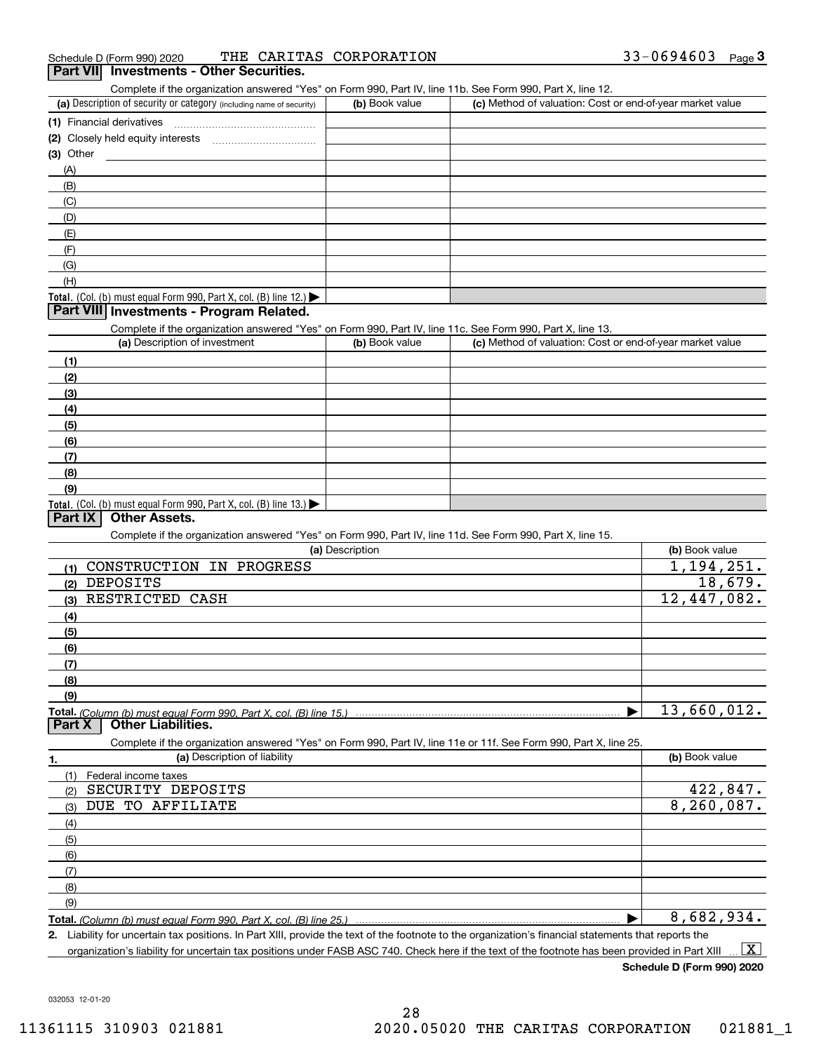Schedule D (Form 990) 2020 THE CARITAS CORPORATION 33-0694603

## Part VII Investments - Other Securities.

Complete if the organization answered "Yes" on Form 990, Part IV, line 11b. See Form 990, Part X, line 12.

| (a) Description of security or category (including name of security) | (b) Book value | (c) Method of valuation: Cost or end-of-year market value |
|---|---|---|
| (1) Financial derivatives | | |
| (2) Closely held equity interests | | |
| (3) Other | | |
| (A) | | |
| (B) | | |
| (C) | | |
| (D) | | |
| (E) | | |
| (F) | | |
| (G) | | |
| (H) | | |
| **Total.** (Col. (b) must equal Form 990, Part X, col. (B) line 12.) | | |

## Part VIII Investments - Program Related.

Complete if the organization answered "Yes" on Form 990, Part IV, line 11c. See Form 990, Part X, line 13.

| (a) Description of investment | (b) Book value | (c) Method of valuation: Cost or end-of-year market value |
|---|---|---|
| (1) | | |
| (2) | | |
| (3) | | |
| (4) | | |
| (5) | | |
| (6) | | |
| (7) | | |
| (8) | | |
| (9) | | |
| **Total.** (Col. (b) must equal Form 990, Part X, col. (B) line 13.) | | |

## Part IX Other Assets.

Complete if the organization answered "Yes" on Form 990, Part IV, line 11d. See Form 990, Part X, line 15.

| (a) Description | (b) Book value |
|---|---|
| (1) CONSTRUCTION IN PROGRESS | 1,194,251. |
| (2) DEPOSITS | 18,679. |
| (3) RESTRICTED CASH | 12,447,082. |
| (4) | |
| (5) | |
| (6) | |
| (7) | |
| (8) | |
| (9) | |
| **Total.** *(Column (b) must equal Form 990, Part X, col. (B) line 15.)* | 13,660,012. |

## Part X Other Liabilities.

Complete if the organization answered "Yes" on Form 990, Part IV, line 11e or 11f. See Form 990, Part X, line 25.

| 1. (a) Description of liability | (b) Book value |
|---|---|
| (1) Federal income taxes | |
| (2) SECURITY DEPOSITS | 422,847. |
| (3) DUE TO AFFILIATE | 8,260,087. |
| (4) | |
| (5) | |
| (6) | |
| (7) | |
| (8) | |
| (9) | |
| **Total.** *(Column (b) must equal Form 990, Part X, col. (B) line 25.)* | 8,682,934. |

2. Liability for uncertain tax positions. In Part XIII, provide the text of the footnote to the organization's financial statements that reports the organization's liability for uncertain tax positions under FASB ASC 740. Check here if the text of the footnote has been provided in Part XIII [X]

**Schedule D (Form 990) 2020**

032053 12-01-20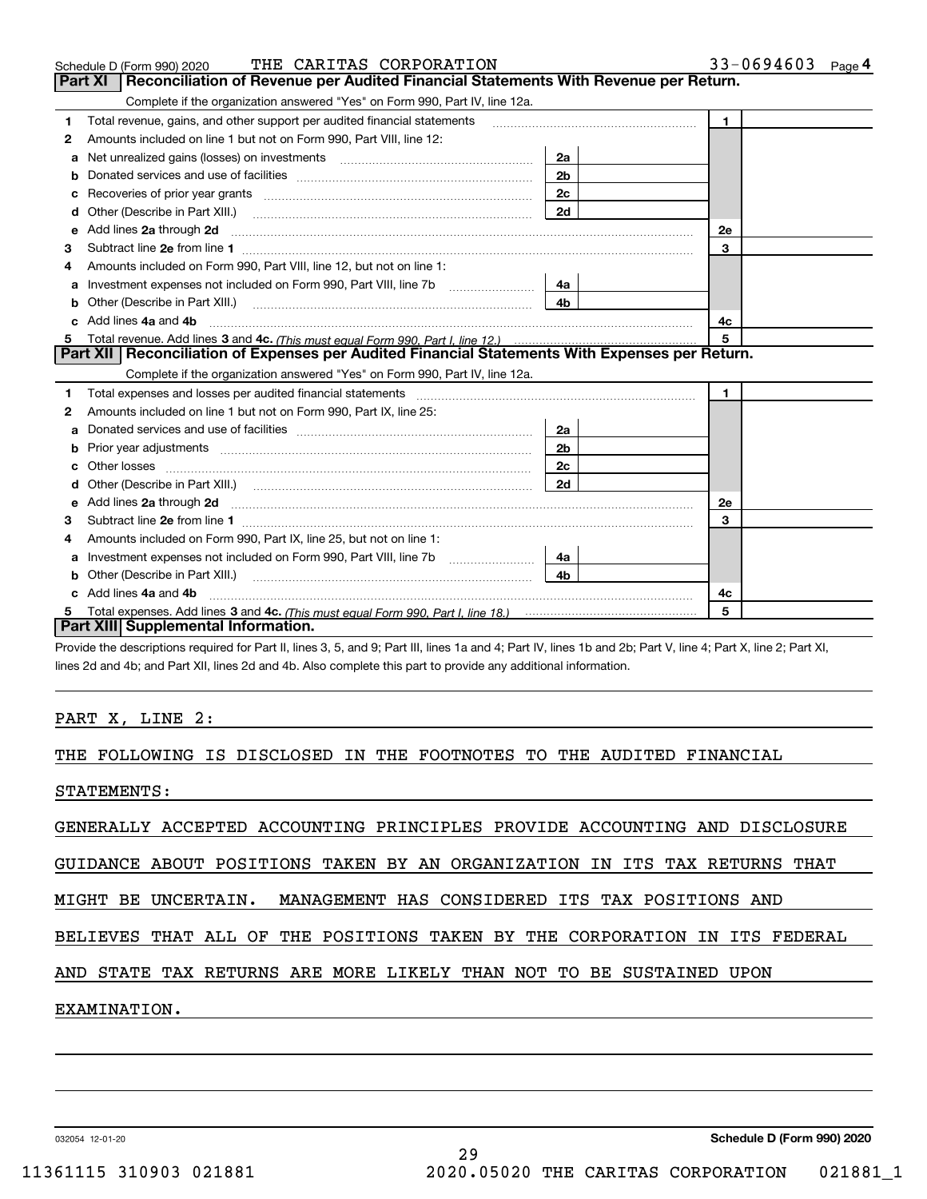Schedule D (Form 990) 2020 THE CARITAS CORPORATION 33-0694603 Page 4

## Part XI Reconciliation of Revenue per Audited Financial Statements With Revenue per Return.

Complete if the organization answered "Yes" on Form 990, Part IV, line 12a.

| | | | | | |
|---|---|---|---|---|---|
| 1 | Total revenue, gains, and other support per audited financial statements | | | 1 | |
| 2 | Amounts included on line 1 but not on Form 990, Part VIII, line 12: | | | | |
| a | Net unrealized gains (losses) on investments | 2a | | | |
| b | Donated services and use of facilities | 2b | | | |
| c | Recoveries of prior year grants | 2c | | | |
| d | Other (Describe in Part XIII.) | 2d | | | |
| e | Add lines 2a through 2d | | | 2e | |
| 3 | Subtract line 2e from line 1 | | | 3 | |
| 4 | Amounts included on Form 990, Part VIII, line 12, but not on line 1: | | | | |
| a | Investment expenses not included on Form 990, Part VIII, line 7b | 4a | | | |
| b | Other (Describe in Part XIII.) | 4b | | | |
| c | Add lines 4a and 4b | | | 4c | |
| 5 | Total revenue. Add lines 3 and 4c. *(This must equal Form 990, Part I, line 12.)* | | | 5 | |

## Part XII Reconciliation of Expenses per Audited Financial Statements With Expenses per Return.

Complete if the organization answered "Yes" on Form 990, Part IV, line 12a.

| | | | | | |
|---|---|---|---|---|---|
| 1 | Total expenses and losses per audited financial statements | | | 1 | |
| 2 | Amounts included on line 1 but not on Form 990, Part IX, line 25: | | | | |
| a | Donated services and use of facilities | 2a | | | |
| b | Prior year adjustments | 2b | | | |
| c | Other losses | 2c | | | |
| d | Other (Describe in Part XIII.) | 2d | | | |
| e | Add lines 2a through 2d | | | 2e | |
| 3 | Subtract line 2e from line 1 | | | 3 | |
| 4 | Amounts included on Form 990, Part IX, line 25, but not on line 1: | | | | |
| a | Investment expenses not included on Form 990, Part VIII, line 7b | 4a | | | |
| b | Other (Describe in Part XIII.) | 4b | | | |
| c | Add lines 4a and 4b | | | 4c | |
| 5 | Total expenses. Add lines 3 and 4c. *(This must equal Form 990, Part I, line 18.)* | | | 5 | |

## Part XIII Supplemental Information.

Provide the descriptions required for Part II, lines 3, 5, and 9; Part III, lines 1a and 4; Part IV, lines 1b and 2b; Part V, line 4; Part X, line 2; Part XI, lines 2d and 4b; and Part XII, lines 2d and 4b. Also complete this part to provide any additional information.

PART X, LINE 2:

THE FOLLOWING IS DISCLOSED IN THE FOOTNOTES TO THE AUDITED FINANCIAL STATEMENTS:

GENERALLY ACCEPTED ACCOUNTING PRINCIPLES PROVIDE ACCOUNTING AND DISCLOSURE GUIDANCE ABOUT POSITIONS TAKEN BY AN ORGANIZATION IN ITS TAX RETURNS THAT MIGHT BE UNCERTAIN. MANAGEMENT HAS CONSIDERED ITS TAX POSITIONS AND BELIEVES THAT ALL OF THE POSITIONS TAKEN BY THE CORPORATION IN ITS FEDERAL AND STATE TAX RETURNS ARE MORE LIKELY THAN NOT TO BE SUSTAINED UPON EXAMINATION.

032054 12-01-20 **Schedule D (Form 990) 2020**

11361115 310903 021881 2020.05020 THE CARITAS CORPORATION 021881_1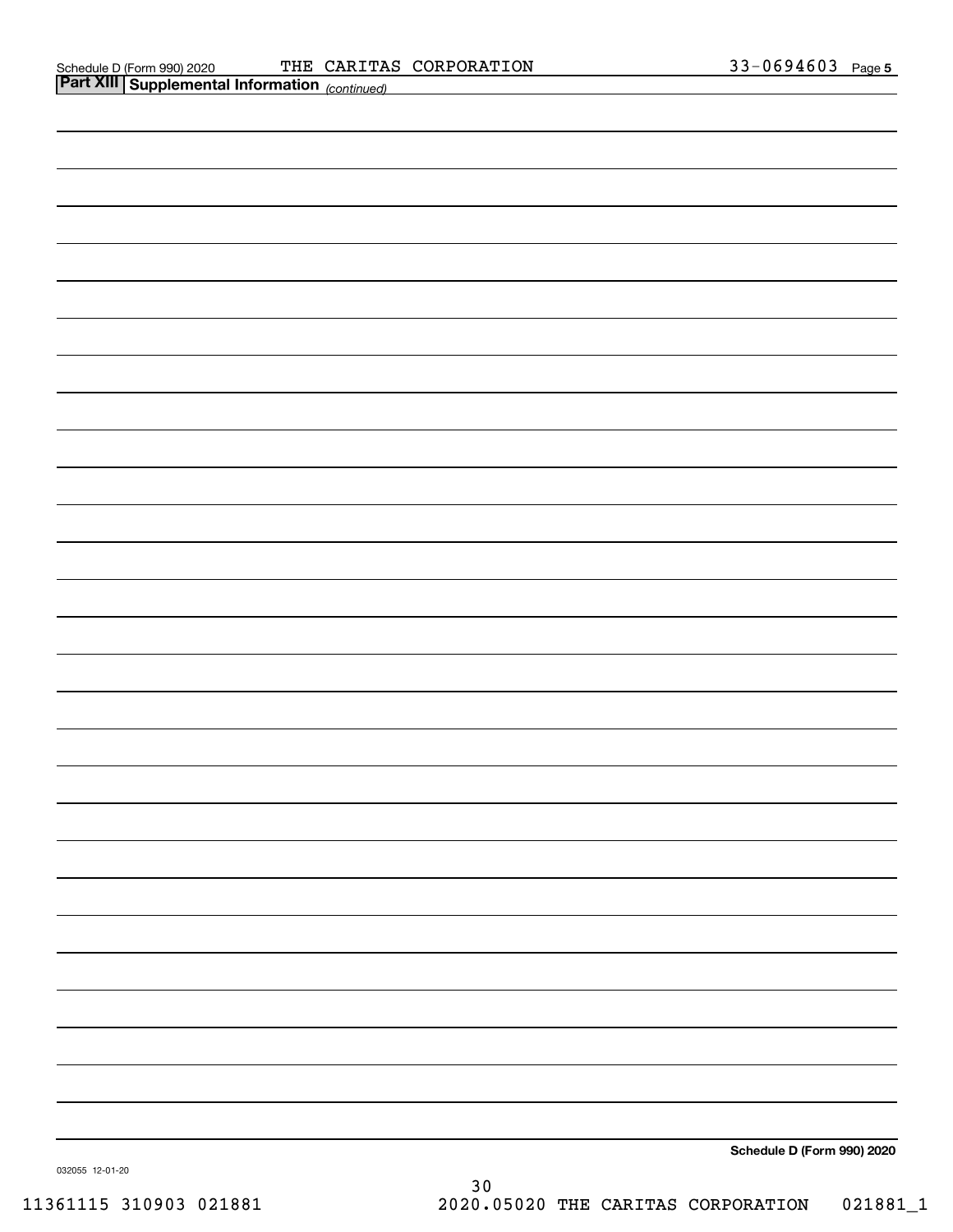Schedule D (Form 990) 2020 THE CARITAS CORPORATION 33-0694603 Page 5

**Part XIII Supplemental Information** *(continued)*

**Schedule D (Form 990) 2020**

032055 12-01-20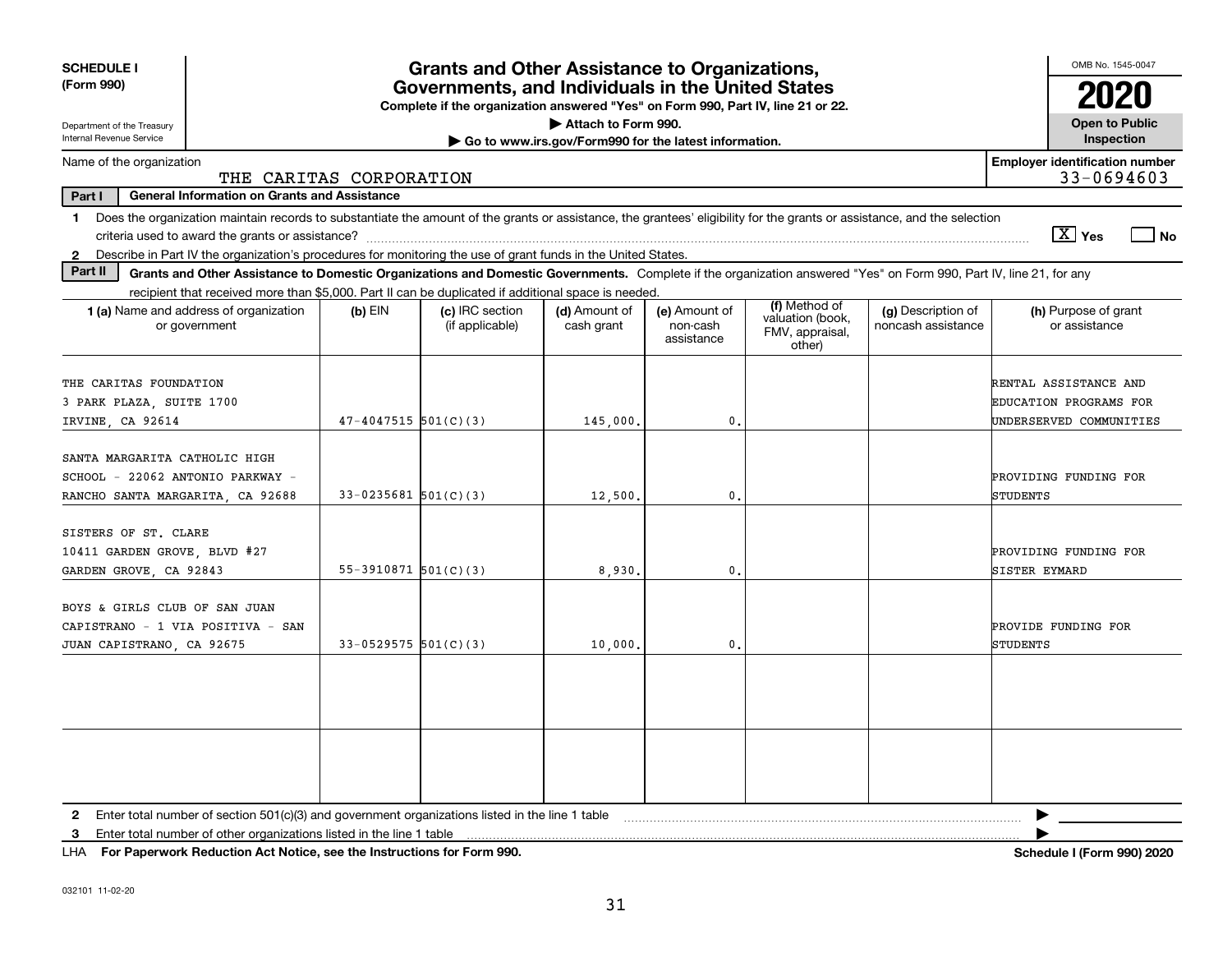**SCHEDULE I (Form 990)**

Department of the Treasury
Internal Revenue Service

# Grants and Other Assistance to Organizations, Governments, and Individuals in the United States

**Complete if the organization answered "Yes" on Form 990, Part IV, line 21 or 22.**
**▶ Attach to Form 990.**
**▶ Go to www.irs.gov/Form990 for the latest information.**

OMB No. 1545-0047

**2020**

**Open to Public Inspection**

Name of the organization: THE CARITAS CORPORATION

**Employer identification number** 33-0694603

**Part I — General Information on Grants and Assistance**

1 Does the organization maintain records to substantiate the amount of the grants or assistance, the grantees' eligibility for the grants or assistance, and the selection criteria used to award the grants or assistance? [X] Yes [ ] No

2 Describe in Part IV the organization's procedures for monitoring the use of grant funds in the United States.

**Part II — Grants and Other Assistance to Domestic Organizations and Domestic Governments.** Complete if the organization answered "Yes" on Form 990, Part IV, line 21, for any recipient that received more than $5,000. Part II can be duplicated if additional space is needed.

| 1 (a) Name and address of organization or government | (b) EIN | (c) IRC section (if applicable) | (d) Amount of cash grant | (e) Amount of non-cash assistance | (f) Method of valuation (book, FMV, appraisal, other) | (g) Description of noncash assistance | (h) Purpose of grant or assistance |
|---|---|---|---|---|---|---|---|
| THE CARITAS FOUNDATION 3 PARK PLAZA, SUITE 1700 IRVINE, CA 92614 | 47-4047515 | 501(C)(3) | 145,000. | 0. | | | RENTAL ASSISTANCE AND EDUCATION PROGRAMS FOR UNDERSERVED COMMUNITIES |
| SANTA MARGARITA CATHOLIC HIGH SCHOOL - 22062 ANTONIO PARKWAY - RANCHO SANTA MARGARITA, CA 92688 | 33-0235681 | 501(C)(3) | 12,500. | 0. | | | PROVIDING FUNDING FOR STUDENTS |
| SISTERS OF ST. CLARE 10411 GARDEN GROVE, BLVD #27 GARDEN GROVE, CA 92843 | 55-3910871 | 501(C)(3) | 8,930. | 0. | | | PROVIDING FUNDING FOR SISTER EYMARD |
| BOYS & GIRLS CLUB OF SAN JUAN CAPISTRANO - 1 VIA POSITIVA - SAN JUAN CAPISTRANO, CA 92675 | 33-0529575 | 501(C)(3) | 10,000. | 0. | | | PROVIDE FUNDING FOR STUDENTS |
| | | | | | | | |
| | | | | | | | |

2 Enter total number of section 501(c)(3) and government organizations listed in the line 1 table ▶

3 Enter total number of other organizations listed in the line 1 table ▶

LHA **For Paperwork Reduction Act Notice, see the Instructions for Form 990.** **Schedule I (Form 990) 2020**

032101 11-02-20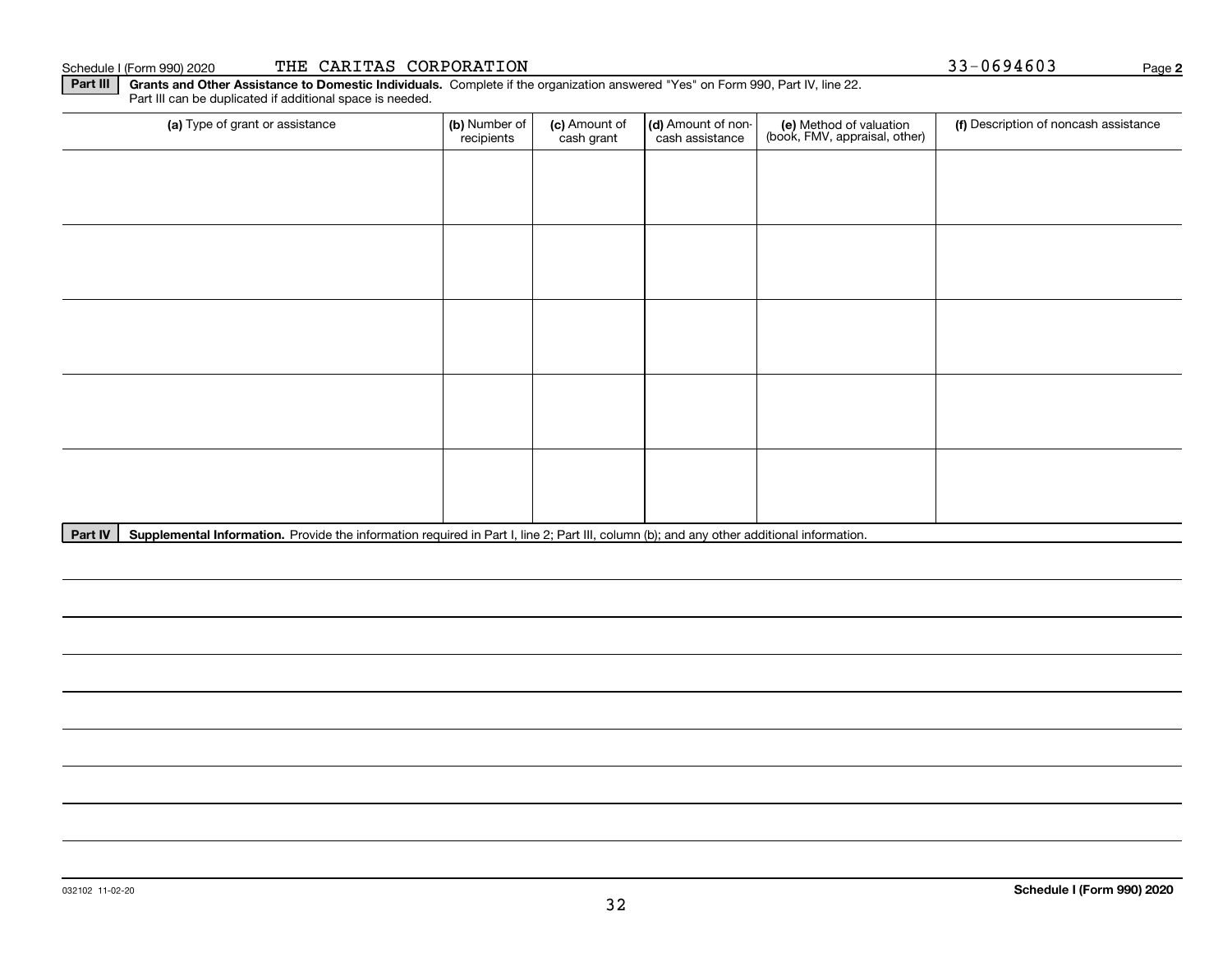Schedule I (Form 990) 2020 THE CARITAS CORPORATION 33-0694603 Page **2**

**Part III** **Grants and Other Assistance to Domestic Individuals.** Complete if the organization answered "Yes" on Form 990, Part IV, line 22. Part III can be duplicated if additional space is needed.

| (a) Type of grant or assistance | (b) Number of recipients | (c) Amount of cash grant | (d) Amount of non-cash assistance | (e) Method of valuation (book, FMV, appraisal, other) | (f) Description of noncash assistance |
|---|---|---|---|---|---|
| | | | | | |
| | | | | | |
| | | | | | |
| | | | | | |
| | | | | | |

**Part IV** **Supplemental Information.** Provide the information required in Part I, line 2; Part III, column (b); and any other additional information.

032102 11-02-20 **Schedule I (Form 990) 2020**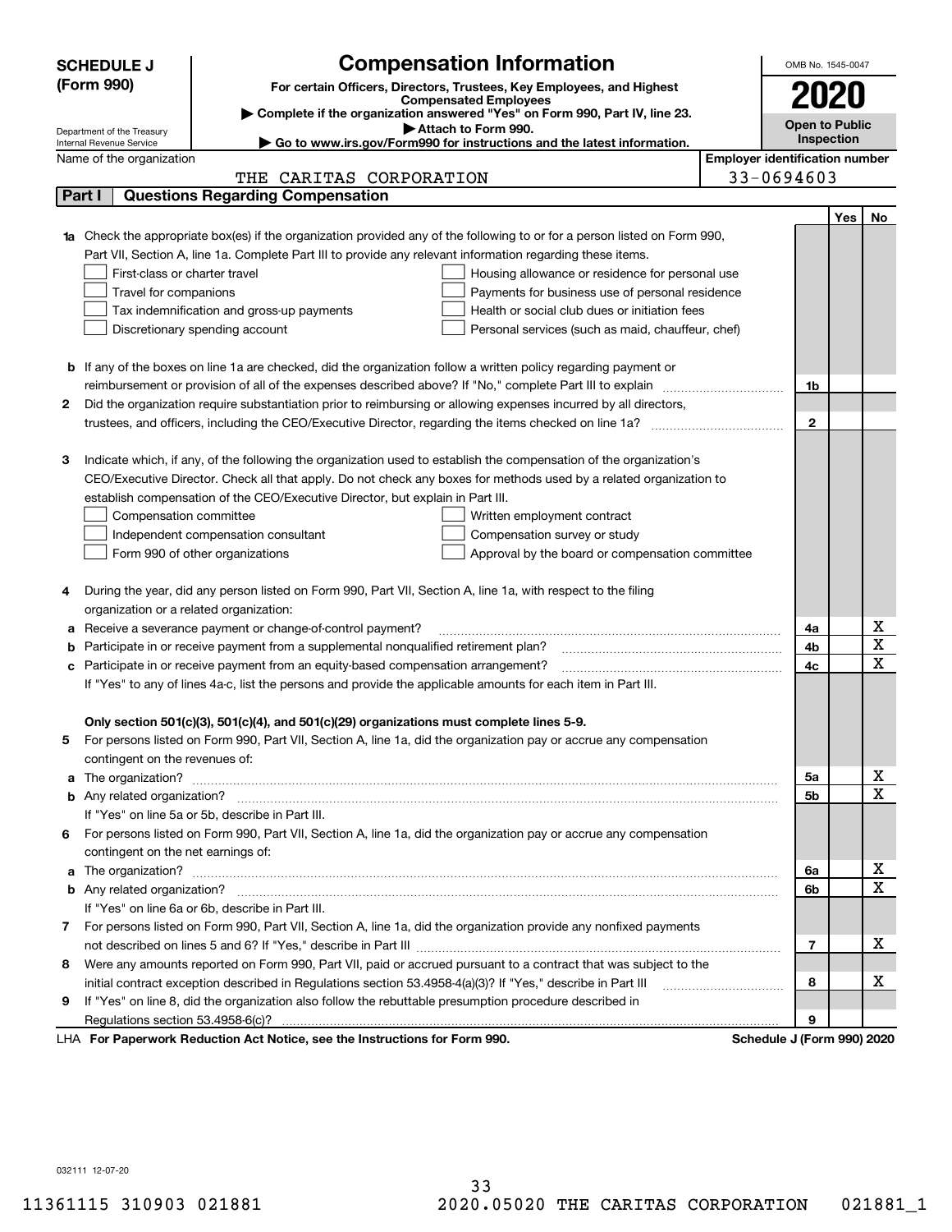**SCHEDULE J (Form 990)**

Department of the Treasury
Internal Revenue Service

# Compensation Information

**For certain Officers, Directors, Trustees, Key Employees, and Highest Compensated Employees**

▶ **Complete if the organization answered "Yes" on Form 990, Part IV, line 23.**

▶ **Attach to Form 990.**

▶ **Go to www.irs.gov/Form990 for instructions and the latest information.**

OMB No. 1545-0047

**2020**

**Open to Public Inspection**

Name of the organization: THE CARITAS CORPORATION

**Employer identification number:** 33-0694603

## Part I Questions Regarding Compensation

| | | | Yes | No |
|---|---|---|---|---|
| **1a** | Check the appropriate box(es) if the organization provided any of the following to or for a person listed on Form 990, Part VII, Section A, line 1a. Complete Part III to provide any relevant information regarding these items.<br>☐ First-class or charter travel ☐ Housing allowance or residence for personal use<br>☐ Travel for companions ☐ Payments for business use of personal residence<br>☐ Tax indemnification and gross-up payments ☐ Health or social club dues or initiation fees<br>☐ Discretionary spending account ☐ Personal services (such as maid, chauffeur, chef) | | | |
| **b** | If any of the boxes on line 1a are checked, did the organization follow a written policy regarding payment or reimbursement or provision of all of the expenses described above? If "No," complete Part III to explain | 1b | | |
| **2** | Did the organization require substantiation prior to reimbursing or allowing expenses incurred by all directors, trustees, and officers, including the CEO/Executive Director, regarding the items checked on line 1a? | 2 | | |
| **3** | Indicate which, if any, of the following the organization used to establish the compensation of the organization's CEO/Executive Director. Check all that apply. Do not check any boxes for methods used by a related organization to establish compensation of the CEO/Executive Director, but explain in Part III.<br>☐ Compensation committee ☐ Written employment contract<br>☐ Independent compensation consultant ☐ Compensation survey or study<br>☐ Form 990 of other organizations ☐ Approval by the board or compensation committee | | | |
| **4** | During the year, did any person listed on Form 990, Part VII, Section A, line 1a, with respect to the filing organization or a related organization: | | | |
| **a** | Receive a severance payment or change-of-control payment? | 4a | | X |
| **b** | Participate in or receive payment from a supplemental nonqualified retirement plan? | 4b | | X |
| **c** | Participate in or receive payment from an equity-based compensation arrangement? | 4c | | X |
| | If "Yes" to any of lines 4a-c, list the persons and provide the applicable amounts for each item in Part III. | | | |
| | **Only section 501(c)(3), 501(c)(4), and 501(c)(29) organizations must complete lines 5-9.** | | | |
| **5** | For persons listed on Form 990, Part VII, Section A, line 1a, did the organization pay or accrue any compensation contingent on the revenues of: | | | |
| **a** | The organization? | 5a | | X |
| **b** | Any related organization? | 5b | | X |
| | If "Yes" on line 5a or 5b, describe in Part III. | | | |
| **6** | For persons listed on Form 990, Part VII, Section A, line 1a, did the organization pay or accrue any compensation contingent on the net earnings of: | | | |
| **a** | The organization? | 6a | | X |
| **b** | Any related organization? | 6b | | X |
| | If "Yes" on line 6a or 6b, describe in Part III. | | | |
| **7** | For persons listed on Form 990, Part VII, Section A, line 1a, did the organization provide any nonfixed payments not described on lines 5 and 6? If "Yes," describe in Part III | 7 | | X |
| **8** | Were any amounts reported on Form 990, Part VII, paid or accrued pursuant to a contract that was subject to the initial contract exception described in Regulations section 53.4958-4(a)(3)? If "Yes," describe in Part III | 8 | | X |
| **9** | If "Yes" on line 8, did the organization also follow the rebuttable presumption procedure described in Regulations section 53.4958-6(c)? | 9 | | |

LHA **For Paperwork Reduction Act Notice, see the Instructions for Form 990.** **Schedule J (Form 990) 2020**

032111 12-07-20

11361115 310903 021881 2020.05020 THE CARITAS CORPORATION 021881_1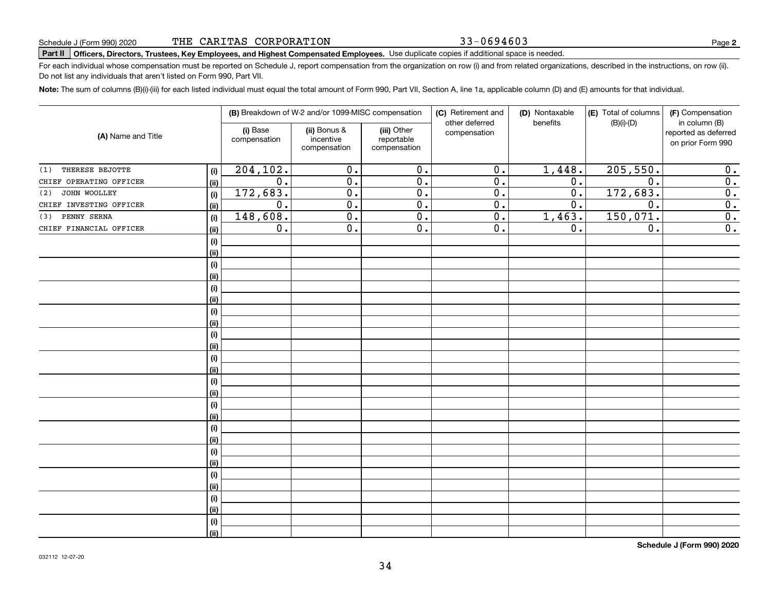Schedule J (Form 990) 2020 THE CARITAS CORPORATION 33-0694603

**Part II** **Officers, Directors, Trustees, Key Employees, and Highest Compensated Employees.** Use duplicate copies if additional space is needed.

For each individual whose compensation must be reported on Schedule J, report compensation from the organization on row (i) and from related organizations, described in the instructions, on row (ii). Do not list any individuals that aren't listed on Form 990, Part VII.

**Note:** The sum of columns (B)(i)-(iii) for each listed individual must equal the total amount of Form 990, Part VII, Section A, line 1a, applicable column (D) and (E) amounts for that individual.

| (A) Name and Title | | (B) Breakdown of W-2 and/or 1099-MISC compensation | | | (C) Retirement and other deferred compensation | (D) Nontaxable benefits | (E) Total of columns (B)(i)-(D) | (F) Compensation in column (B) reported as deferred on prior Form 990 |
|---|---|---|---|---|---|---|---|---|
| | | (i) Base compensation | (ii) Bonus & incentive compensation | (iii) Other reportable compensation | | | | |
| (1) THERESE BEJOTTE | (i) | 204,102. | 0. | 0. | 0. | 1,448. | 205,550. | 0. |
| CHIEF OPERATING OFFICER | (ii) | 0. | 0. | 0. | 0. | 0. | 0. | 0. |
| (2) JOHN WOOLLEY | (i) | 172,683. | 0. | 0. | 0. | 0. | 172,683. | 0. |
| CHIEF INVESTING OFFICER | (ii) | 0. | 0. | 0. | 0. | 0. | 0. | 0. |
| (3) PENNY SERNA | (i) | 148,608. | 0. | 0. | 0. | 1,463. | 150,071. | 0. |
| CHIEF FINANCIAL OFFICER | (ii) | 0. | 0. | 0. | 0. | 0. | 0. | 0. |

**Schedule J (Form 990) 2020**

032112 12-07-20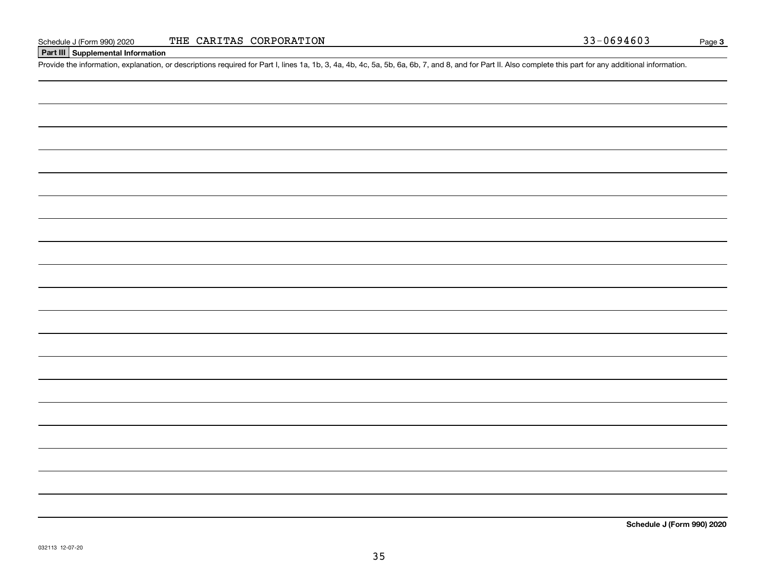## Part III Supplemental Information

Provide the information, explanation, or descriptions required for Part I, lines 1a, 1b, 3, 4a, 4b, 4c, 5a, 5b, 6a, 6b, 7, and 8, and for Part II. Also complete this part for any additional information.

**Schedule J (Form 990) 2020**

032113 12-07-20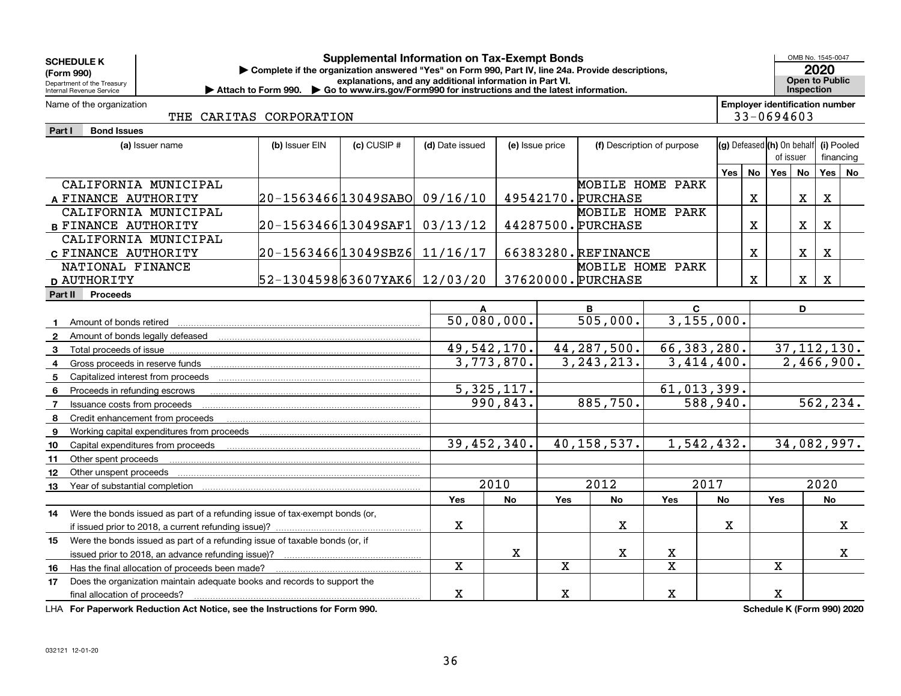**SCHEDULE K (Form 990)**
Department of the Treasury
Internal Revenue Service

# Supplemental Information on Tax-Exempt Bonds

▶ Complete if the organization answered "Yes" on Form 990, Part IV, line 24a. Provide descriptions, explanations, and any additional information in Part VI.
▶ Attach to Form 990. ▶ Go to www.irs.gov/Form990 for instructions and the latest information.

OMB No. 1545-0047
**2020**
**Open to Public Inspection**

Name of the organization: THE CARITAS CORPORATION
Employer identification number: 33-0694603

## Part I Bond Issues

| | (a) Issuer name | (b) Issuer EIN | (c) CUSIP # | (d) Date issued | (e) Issue price | (f) Description of purpose | (g) Defeased Yes | (g) Defeased No | (h) On behalf of issuer Yes | (h) On behalf of issuer No | (i) Pooled financing Yes | (i) Pooled financing No |
|---|---|---|---|---|---|---|---|---|---|---|---|---|
| A | CALIFORNIA MUNICIPAL FINANCE AUTHORITY | 20-1563466 | 13049SABO | 09/16/10 | 49542170. | MOBILE HOME PARK PURCHASE | | X | | X | X | |
| B | CALIFORNIA MUNICIPAL FINANCE AUTHORITY | 20-1563466 | 13049SAF1 | 03/13/12 | 44287500. | MOBILE HOME PARK PURCHASE | | X | | X | X | |
| C | CALIFORNIA MUNICIPAL FINANCE AUTHORITY | 20-1563466 | 13049SBZ6 | 11/16/17 | 66383280. | REFINANCE | | X | | X | X | |
| D | NATIONAL FINANCE AUTHORITY | 52-1304598 | 63607YAK6 | 12/03/20 | 37620000. | MOBILE HOME PARK PURCHASE | | X | | X | X | |

## Part II Proceeds

| | | A | | B | | C | | D | |
|---|---|---|---|---|---|---|---|---|---|
| 1 | Amount of bonds retired | 50,080,000. | | 505,000. | | 3,155,000. | | | |
| 2 | Amount of bonds legally defeased | | | | | | | | |
| 3 | Total proceeds of issue | 49,542,170. | | 44,287,500. | | 66,383,280. | | 37,112,130. | |
| 4 | Gross proceeds in reserve funds | 3,773,870. | | 3,243,213. | | 3,414,400. | | 2,466,900. | |
| 5 | Capitalized interest from proceeds | | | | | | | | |
| 6 | Proceeds in refunding escrows | 5,325,117. | | | | 61,013,399. | | | |
| 7 | Issuance costs from proceeds | 990,843. | | 885,750. | | 588,940. | | 562,234. | |
| 8 | Credit enhancement from proceeds | | | | | | | | |
| 9 | Working capital expenditures from proceeds | | | | | | | | |
| 10 | Capital expenditures from proceeds | 39,452,340. | | 40,158,537. | | 1,542,432. | | 34,082,997. | |
| 11 | Other spent proceeds | | | | | | | | |
| 12 | Other unspent proceeds | | | | | | | | |
| 13 | Year of substantial completion | 2010 | | 2012 | | 2017 | | 2020 | |
| | | Yes | No | Yes | No | Yes | No | Yes | No |
| 14 | Were the bonds issued as part of a refunding issue of tax-exempt bonds (or, if issued prior to 2018, a current refunding issue)? | X | | | X | | X | | X |
| 15 | Were the bonds issued as part of a refunding issue of taxable bonds (or, if issued prior to 2018, an advance refunding issue)? | | X | | X | X | | | X |
| 16 | Has the final allocation of proceeds been made? | X | | X | | X | | X | |
| 17 | Does the organization maintain adequate books and records to support the final allocation of proceeds? | X | | X | | X | | X | |

LHA **For Paperwork Reduction Act Notice, see the Instructions for Form 990.**

**Schedule K (Form 990) 2020**

032121 12-01-20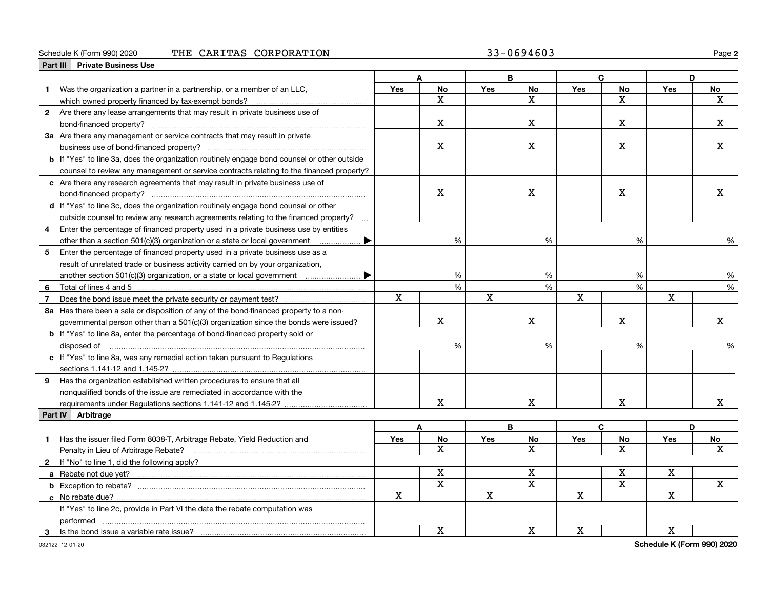Schedule K (Form 990) 2020 THE CARITAS CORPORATION 33-0694603

## Part III Private Business Use

| | A | | B | | C | | D | |
|---|---|---|---|---|---|---|---|---|
| | Yes | No | Yes | No | Yes | No | Yes | No |
| **1** Was the organization a partner in a partnership, or a member of an LLC, which owned property financed by tax-exempt bonds? | | X | | X | | X | | X |
| **2** Are there any lease arrangements that may result in private business use of bond-financed property? | | X | | X | | X | | X |
| **3a** Are there any management or service contracts that may result in private business use of bond-financed property? | | X | | X | | X | | X |
| **b** If "Yes" to line 3a, does the organization routinely engage bond counsel or other outside counsel to review any management or service contracts relating to the financed property? | | | | | | | | |
| **c** Are there any research agreements that may result in private business use of bond-financed property? | | X | | X | | X | | X |
| **d** If "Yes" to line 3c, does the organization routinely engage bond counsel or other outside counsel to review any research agreements relating to the financed property? | | | | | | | | |
| **4** Enter the percentage of financed property used in a private business use by entities other than a section 501(c)(3) organization or a state or local government ▶ | | % | | % | | % | | % |
| **5** Enter the percentage of financed property used in a private business use as a result of unrelated trade or business activity carried on by your organization, another section 501(c)(3) organization, or a state or local government ▶ | | % | | % | | % | | % |
| **6** Total of lines 4 and 5 | | % | | % | | % | | % |
| **7** Does the bond issue meet the private security or payment test? | X | | X | | X | | X | |
| **8a** Has there been a sale or disposition of any of the bond-financed property to a non-governmental person other than a 501(c)(3) organization since the bonds were issued? | | X | | X | | X | | X |
| **b** If "Yes" to line 8a, enter the percentage of bond-financed property sold or disposed of | | % | | % | | % | | % |
| **c** If "Yes" to line 8a, was any remedial action taken pursuant to Regulations sections 1.141-12 and 1.145-2? | | | | | | | | |
| **9** Has the organization established written procedures to ensure that all nonqualified bonds of the issue are remediated in accordance with the requirements under Regulations sections 1.141-12 and 1.145-2? | | X | | X | | X | | X |

## Part IV Arbitrage

| | A | | B | | C | | D | |
|---|---|---|---|---|---|---|---|---|
| | Yes | No | Yes | No | Yes | No | Yes | No |
| **1** Has the issuer filed Form 8038-T, Arbitrage Rebate, Yield Reduction and Penalty in Lieu of Arbitrage Rebate? | | X | | X | | X | | X |
| **2** If "No" to line 1, did the following apply? | | | | | | | | |
| **a** Rebate not due yet? | | X | | X | | X | X | |
| **b** Exception to rebate? | | X | | X | | X | | X |
| **c** No rebate due? | X | | X | | X | | X | |
| If "Yes" to line 2c, provide in Part VI the date the rebate computation was performed | | | | | | | | |
| **3** Is the bond issue a variable rate issue? | | X | | X | X | | X | |

032122 12-01-20

Schedule K (Form 990) 2020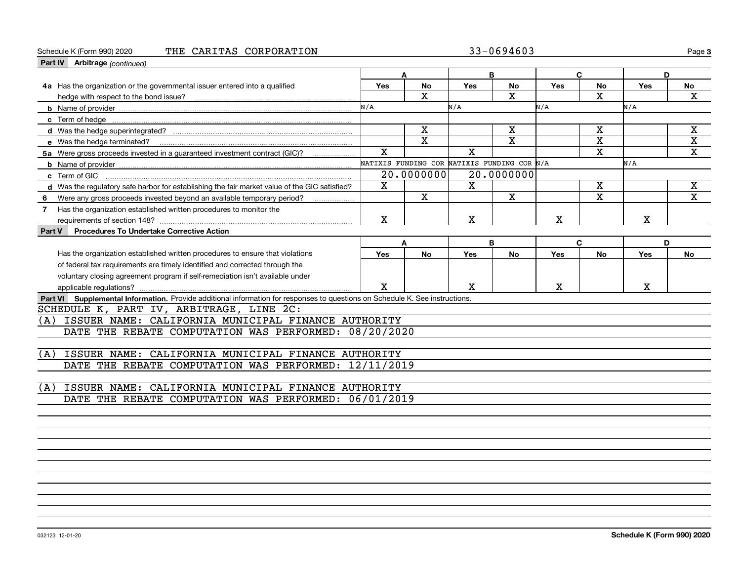Schedule K (Form 990) 2020 THE CARITAS CORPORATION 33-0694603

## Part IV Arbitrage *(continued)*

| | A | | B | | C | | D | |
|---|---|---|---|---|---|---|---|---|
| | Yes | No | Yes | No | Yes | No | Yes | No |
| **4a** Has the organization or the governmental issuer entered into a qualified hedge with respect to the bond issue? | | X | | X | | X | | X |
| **b** Name of provider | N/A | | N/A | | N/A | | N/A | |
| **c** Term of hedge | | | | | | | | |
| **d** Was the hedge superintegrated? | | X | | X | | X | | X |
| **e** Was the hedge terminated? | | X | | X | | X | | X |
| **5a** Were gross proceeds invested in a guaranteed investment contract (GIC)? | X | | X | | | X | | X |
| **b** Name of provider | NATIXIS FUNDING COR | | NATIXIS FUNDING COR | | N/A | | N/A | |
| **c** Term of GIC | 20.0000000 | | 20.0000000 | | | | | |
| **d** Was the regulatory safe harbor for establishing the fair market value of the GIC satisfied? | X | | X | | | X | | X |
| **6** Were any gross proceeds invested beyond an available temporary period? | | X | | X | | X | | X |
| **7** Has the organization established written procedures to monitor the requirements of section 148? | X | | X | | X | | X | |

## Part V Procedures To Undertake Corrective Action

| | A | | B | | C | | D | |
|---|---|---|---|---|---|---|---|---|
| | Yes | No | Yes | No | Yes | No | Yes | No |
| Has the organization established written procedures to ensure that violations of federal tax requirements are timely identified and corrected through the voluntary closing agreement program if self-remediation isn't available under applicable regulations? | X | | X | | X | | X | |

## Part VI Supplemental Information. Provide additional information for responses to questions on Schedule K. See instructions.

SCHEDULE K, PART IV, ARBITRAGE, LINE 2C:

(A) ISSUER NAME: CALIFORNIA MUNICIPAL FINANCE AUTHORITY
DATE THE REBATE COMPUTATION WAS PERFORMED: 08/20/2020

(A) ISSUER NAME: CALIFORNIA MUNICIPAL FINANCE AUTHORITY
DATE THE REBATE COMPUTATION WAS PERFORMED: 12/11/2019

(A) ISSUER NAME: CALIFORNIA MUNICIPAL FINANCE AUTHORITY
DATE THE REBATE COMPUTATION WAS PERFORMED: 06/01/2019

032123 12-01-20 **Schedule K (Form 990) 2020**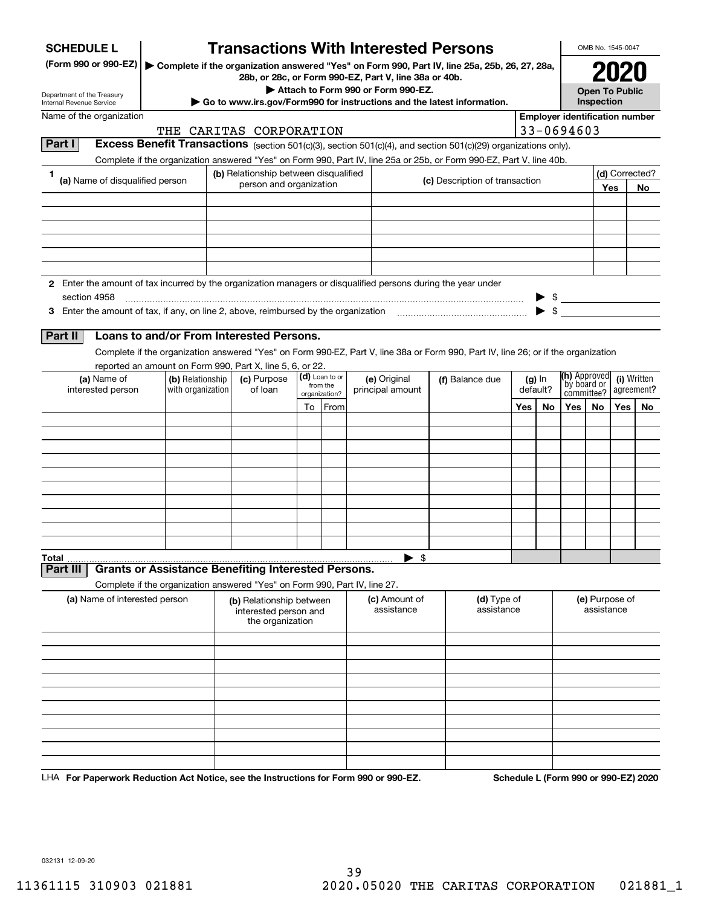**SCHEDULE L**
**(Form 990 or 990-EZ)**

Department of the Treasury
Internal Revenue Service

# Transactions With Interested Persons

▶ **Complete if the organization answered "Yes" on Form 990, Part IV, line 25a, 25b, 26, 27, 28a, 28b, or 28c, or Form 990-EZ, Part V, line 38a or 40b.**
▶ **Attach to Form 990 or Form 990-EZ.**
▶ **Go to www.irs.gov/Form990 for instructions and the latest information.**

OMB No. 1545-0047

**2020**

**Open To Public Inspection**

Name of the organization: THE CARITAS CORPORATION

**Employer identification number** 33-0694603

## Part I — Excess Benefit Transactions (section 501(c)(3), section 501(c)(4), and section 501(c)(29) organizations only).

Complete if the organization answered "Yes" on Form 990, Part IV, line 25a or 25b, or Form 990-EZ, Part V, line 40b.

| 1 (a) Name of disqualified person | (b) Relationship between disqualified person and organization | (c) Description of transaction | (d) Corrected? Yes | No |
|---|---|---|---|---|
| | | | | |
| | | | | |
| | | | | |
| | | | | |
| | | | | |
| | | | | |

**2** Enter the amount of tax incurred by the organization managers or disqualified persons during the year under section 4958 ▶ $

**3** Enter the amount of tax, if any, on line 2, above, reimbursed by the organization ▶ $

## Part II — Loans to and/or From Interested Persons.

Complete if the organization answered "Yes" on Form 990-EZ, Part V, line 38a or Form 990, Part IV, line 26; or if the organization reported an amount on Form 990, Part X, line 5, 6, or 22.

| (a) Name of interested person | (b) Relationship with organization | (c) Purpose of loan | (d) Loan to or from the organization? To | From | (e) Original principal amount | (f) Balance due | (g) In default? Yes | No | (h) Approved by board or committee? Yes | No | (i) Written agreement? Yes | No |
|---|---|---|---|---|---|---|---|---|---|---|---|---|
| | | | | | | | | | | | | |
| | | | | | | | | | | | | |
| | | | | | | | | | | | | |
| | | | | | | | | | | | | |
| | | | | | | | | | | | | |
| | | | | | | | | | | | | |
| | | | | | | | | | | | | |
| | | | | | | | | | | | | |
| | | | | | | | | | | | | |
| | | | | | | | | | | | | |
| **Total** | | | | | ▶ $ | | | | | | | |

## Part III — Grants or Assistance Benefiting Interested Persons.

Complete if the organization answered "Yes" on Form 990, Part IV, line 27.

| (a) Name of interested person | (b) Relationship between interested person and the organization | (c) Amount of assistance | (d) Type of assistance | (e) Purpose of assistance |
|---|---|---|---|---|
| | | | | |
| | | | | |
| | | | | |
| | | | | |
| | | | | |
| | | | | |
| | | | | |
| | | | | |
| | | | | |
| | | | | |

LHA **For Paperwork Reduction Act Notice, see the Instructions for Form 990 or 990-EZ.** **Schedule L (Form 990 or 990-EZ) 2020**

032131 12-09-20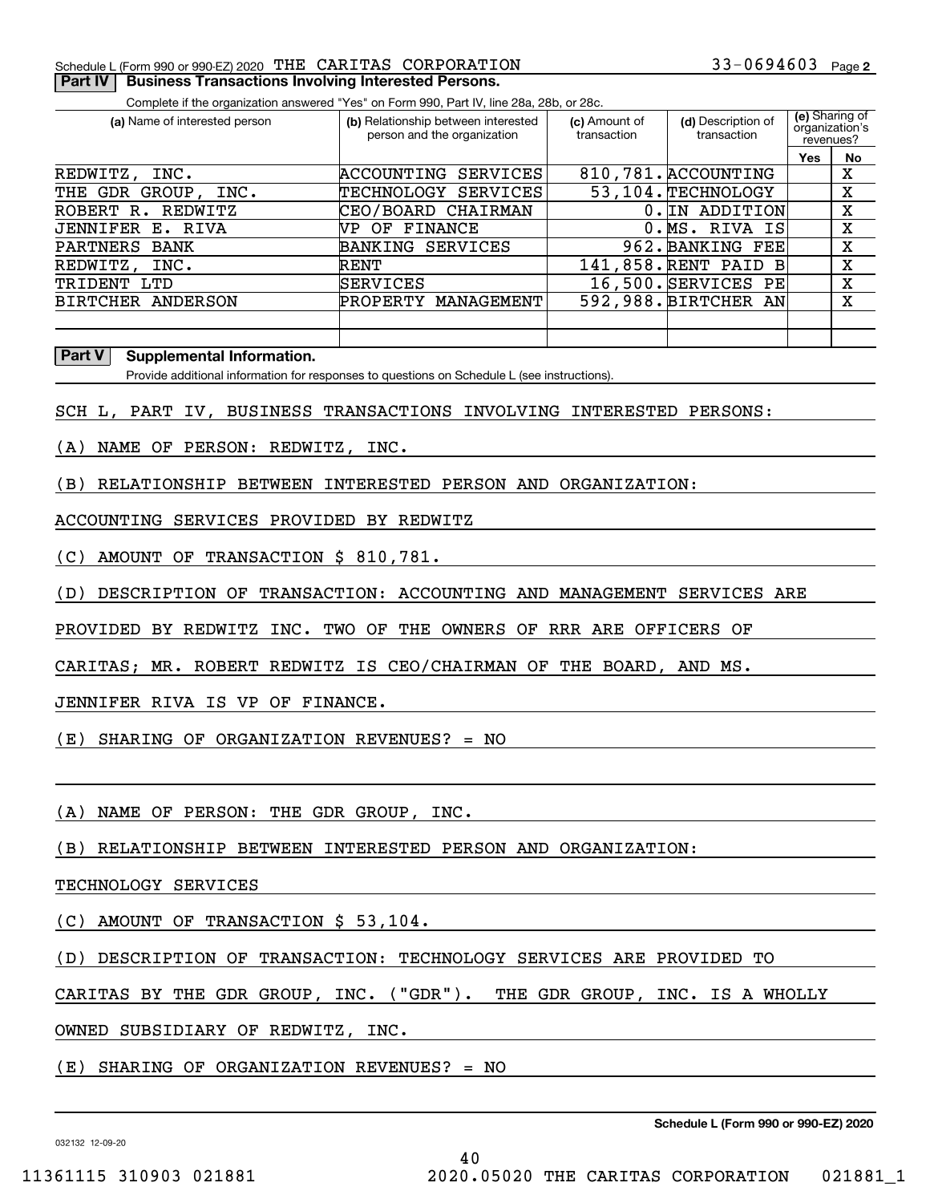Schedule L (Form 990 or 990-EZ) 2020 THE CARITAS CORPORATION 33-0694603 Page 2

**Part IV | Business Transactions Involving Interested Persons.**

Complete if the organization answered "Yes" on Form 990, Part IV, line 28a, 28b, or 28c.

| (a) Name of interested person | (b) Relationship between interested person and the organization | (c) Amount of transaction | (d) Description of transaction | (e) Sharing of organization's revenues? Yes | No |
|---|---|---|---|---|---|
| REDWITZ, INC. | ACCOUNTING SERVICES | 810,781. | ACCOUNTING | | X |
| THE GDR GROUP, INC. | TECHNOLOGY SERVICES | 53,104. | TECHNOLOGY | | X |
| ROBERT R. REDWITZ | CEO/BOARD CHAIRMAN | 0. | IN ADDITION | | X |
| JENNIFER E. RIVA | VP OF FINANCE | 0. | MS. RIVA IS | | X |
| PARTNERS BANK | BANKING SERVICES | 962. | BANKING FEE | | X |
| REDWITZ, INC. | RENT | 141,858. | RENT PAID B | | X |
| TRIDENT LTD | SERVICES | 16,500. | SERVICES PE | | X |
| BIRTCHER ANDERSON | PROPERTY MANAGEMENT | 592,988. | BIRTCHER AN | | X |
| | | | | | |
| | | | | | |

**Part V | Supplemental Information.**

Provide additional information for responses to questions on Schedule L (see instructions).

SCH L, PART IV, BUSINESS TRANSACTIONS INVOLVING INTERESTED PERSONS:

(A) NAME OF PERSON: REDWITZ, INC.

(B) RELATIONSHIP BETWEEN INTERESTED PERSON AND ORGANIZATION:

ACCOUNTING SERVICES PROVIDED BY REDWITZ

(C) AMOUNT OF TRANSACTION $ 810,781.

(D) DESCRIPTION OF TRANSACTION: ACCOUNTING AND MANAGEMENT SERVICES ARE PROVIDED BY REDWITZ INC. TWO OF THE OWNERS OF RRR ARE OFFICERS OF CARITAS; MR. ROBERT REDWITZ IS CEO/CHAIRMAN OF THE BOARD, AND MS. JENNIFER RIVA IS VP OF FINANCE.

(E) SHARING OF ORGANIZATION REVENUES? = NO

(A) NAME OF PERSON: THE GDR GROUP, INC.

(B) RELATIONSHIP BETWEEN INTERESTED PERSON AND ORGANIZATION:

TECHNOLOGY SERVICES

(C) AMOUNT OF TRANSACTION $ 53,104.

(D) DESCRIPTION OF TRANSACTION: TECHNOLOGY SERVICES ARE PROVIDED TO CARITAS BY THE GDR GROUP, INC. ("GDR"). THE GDR GROUP, INC. IS A WHOLLY OWNED SUBSIDIARY OF REDWITZ, INC.

(E) SHARING OF ORGANIZATION REVENUES? = NO

Schedule L (Form 990 or 990-EZ) 2020

032132 12-09-20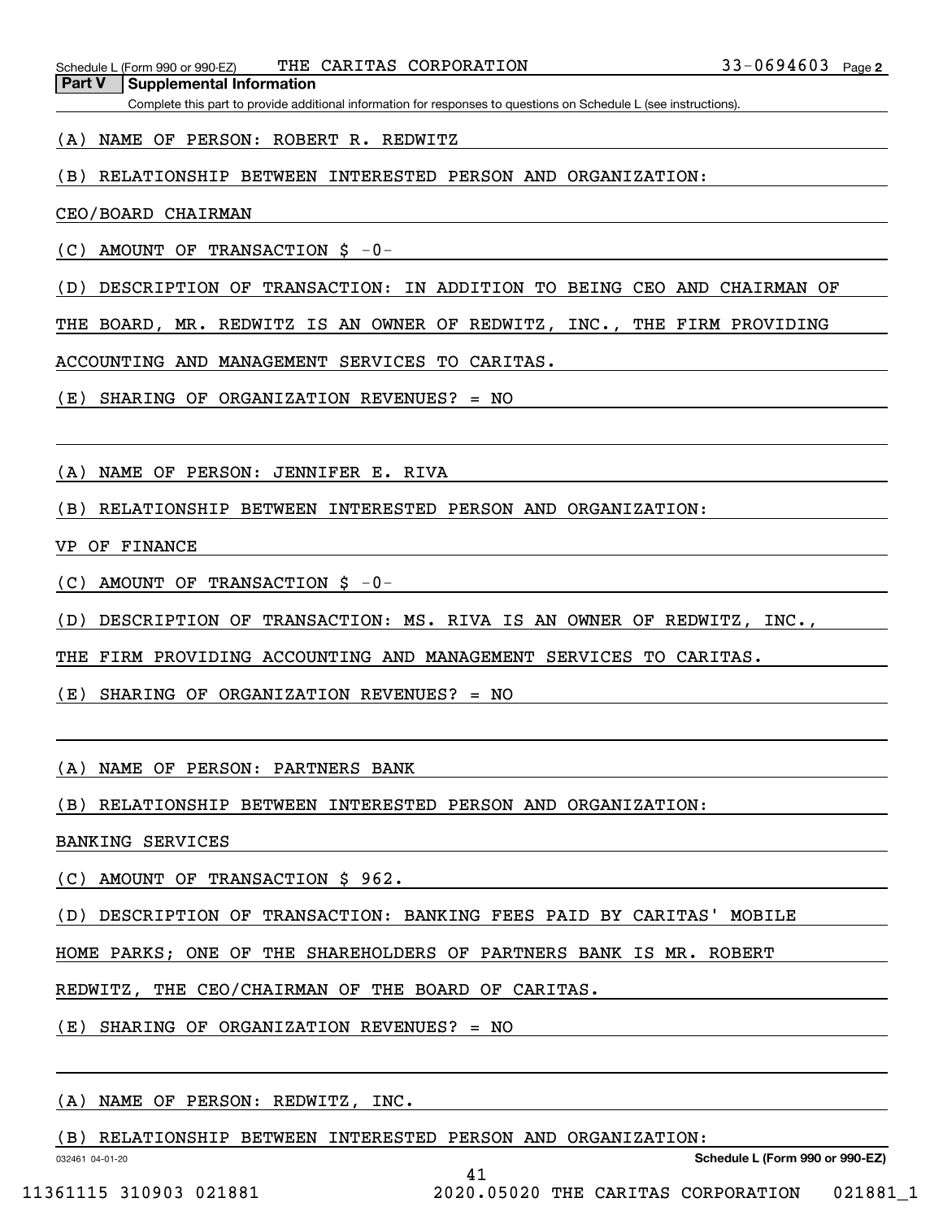Schedule L (Form 990 or 990-EZ) THE CARITAS CORPORATION 33-0694603 Page 2

**Part V Supplemental Information**

Complete this part to provide additional information for responses to questions on Schedule L (see instructions).

(A) NAME OF PERSON: ROBERT R. REDWITZ

(B) RELATIONSHIP BETWEEN INTERESTED PERSON AND ORGANIZATION:

CEO/BOARD CHAIRMAN

(C) AMOUNT OF TRANSACTION $ -0-

(D) DESCRIPTION OF TRANSACTION: IN ADDITION TO BEING CEO AND CHAIRMAN OF THE BOARD, MR. REDWITZ IS AN OWNER OF REDWITZ, INC., THE FIRM PROVIDING ACCOUNTING AND MANAGEMENT SERVICES TO CARITAS.

(E) SHARING OF ORGANIZATION REVENUES? = NO

(A) NAME OF PERSON: JENNIFER E. RIVA

(B) RELATIONSHIP BETWEEN INTERESTED PERSON AND ORGANIZATION:

VP OF FINANCE

(C) AMOUNT OF TRANSACTION $ -0-

(D) DESCRIPTION OF TRANSACTION: MS. RIVA IS AN OWNER OF REDWITZ, INC., THE FIRM PROVIDING ACCOUNTING AND MANAGEMENT SERVICES TO CARITAS.

(E) SHARING OF ORGANIZATION REVENUES? = NO

(A) NAME OF PERSON: PARTNERS BANK

(B) RELATIONSHIP BETWEEN INTERESTED PERSON AND ORGANIZATION:

BANKING SERVICES

(C) AMOUNT OF TRANSACTION $ 962.

(D) DESCRIPTION OF TRANSACTION: BANKING FEES PAID BY CARITAS' MOBILE HOME PARKS; ONE OF THE SHAREHOLDERS OF PARTNERS BANK IS MR. ROBERT REDWITZ, THE CEO/CHAIRMAN OF THE BOARD OF CARITAS.

(E) SHARING OF ORGANIZATION REVENUES? = NO

(A) NAME OF PERSON: REDWITZ, INC.

(B) RELATIONSHIP BETWEEN INTERESTED PERSON AND ORGANIZATION:

032461 04-01-20 Schedule L (Form 990 or 990-EZ)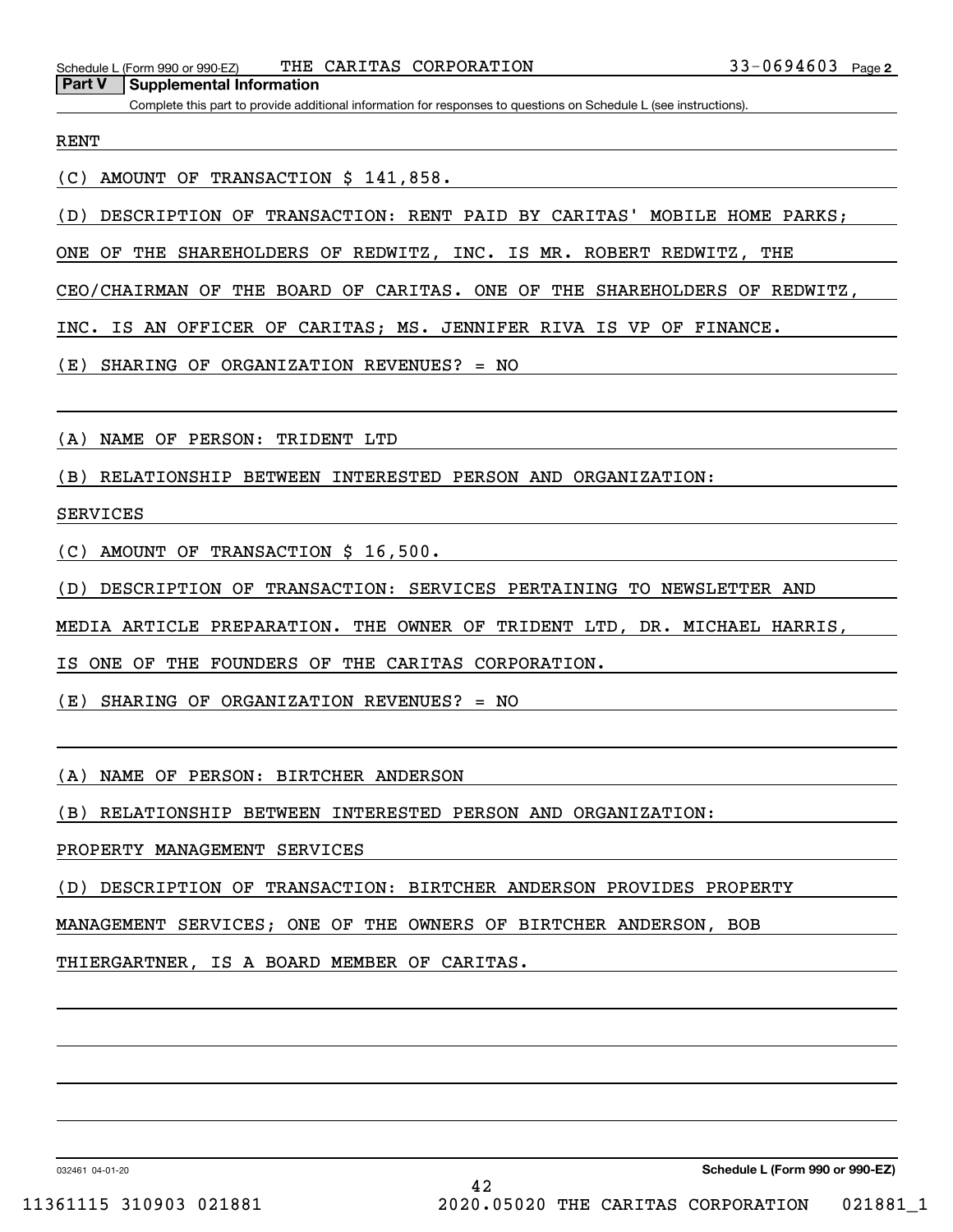Schedule L (Form 990 or 990-EZ) THE CARITAS CORPORATION 33-0694603 Page 2

**Part V Supplemental Information**

Complete this part to provide additional information for responses to questions on Schedule L (see instructions).

RENT

(C) AMOUNT OF TRANSACTION $ 141,858.

(D) DESCRIPTION OF TRANSACTION: RENT PAID BY CARITAS' MOBILE HOME PARKS; ONE OF THE SHAREHOLDERS OF REDWITZ, INC. IS MR. ROBERT REDWITZ, THE CEO/CHAIRMAN OF THE BOARD OF CARITAS. ONE OF THE SHAREHOLDERS OF REDWITZ, INC. IS AN OFFICER OF CARITAS; MS. JENNIFER RIVA IS VP OF FINANCE.

(E) SHARING OF ORGANIZATION REVENUES? = NO

(A) NAME OF PERSON: TRIDENT LTD

(B) RELATIONSHIP BETWEEN INTERESTED PERSON AND ORGANIZATION: SERVICES

(C) AMOUNT OF TRANSACTION $ 16,500.

(D) DESCRIPTION OF TRANSACTION: SERVICES PERTAINING TO NEWSLETTER AND MEDIA ARTICLE PREPARATION. THE OWNER OF TRIDENT LTD, DR. MICHAEL HARRIS, IS ONE OF THE FOUNDERS OF THE CARITAS CORPORATION.

(E) SHARING OF ORGANIZATION REVENUES? = NO

(A) NAME OF PERSON: BIRTCHER ANDERSON

(B) RELATIONSHIP BETWEEN INTERESTED PERSON AND ORGANIZATION: PROPERTY MANAGEMENT SERVICES

(D) DESCRIPTION OF TRANSACTION: BIRTCHER ANDERSON PROVIDES PROPERTY MANAGEMENT SERVICES; ONE OF THE OWNERS OF BIRTCHER ANDERSON, BOB THIERGARTNER, IS A BOARD MEMBER OF CARITAS.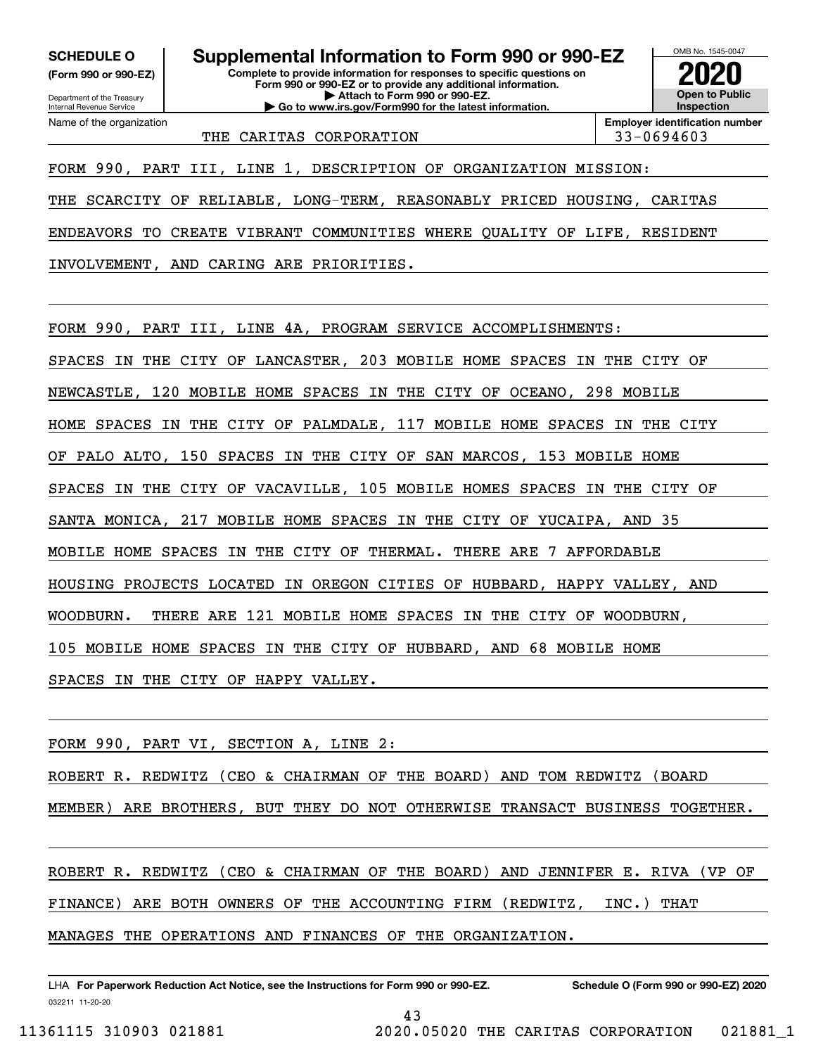**SCHEDULE O**
**(Form 990 or 990-EZ)**

Department of the Treasury
Internal Revenue Service

# Supplemental Information to Form 990 or 990-EZ

**Complete to provide information for responses to specific questions on Form 990 or 990-EZ or to provide any additional information.**
**▶ Attach to Form 990 or 990-EZ.**
**▶ Go to www.irs.gov/Form990 for the latest information.**

OMB No. 1545-0047

**2020**

**Open to Public Inspection**

Name of the organization: THE CARITAS CORPORATION

**Employer identification number** 33-0694603

FORM 990, PART III, LINE 1, DESCRIPTION OF ORGANIZATION MISSION:

THE SCARCITY OF RELIABLE, LONG-TERM, REASONABLY PRICED HOUSING, CARITAS ENDEAVORS TO CREATE VIBRANT COMMUNITIES WHERE QUALITY OF LIFE, RESIDENT INVOLVEMENT, AND CARING ARE PRIORITIES.

FORM 990, PART III, LINE 4A, PROGRAM SERVICE ACCOMPLISHMENTS:

SPACES IN THE CITY OF LANCASTER, 203 MOBILE HOME SPACES IN THE CITY OF NEWCASTLE, 120 MOBILE HOME SPACES IN THE CITY OF OCEANO, 298 MOBILE HOME SPACES IN THE CITY OF PALMDALE, 117 MOBILE HOME SPACES IN THE CITY OF PALO ALTO, 150 SPACES IN THE CITY OF SAN MARCOS, 153 MOBILE HOME SPACES IN THE CITY OF VACAVILLE, 105 MOBILE HOMES SPACES IN THE CITY OF SANTA MONICA, 217 MOBILE HOME SPACES IN THE CITY OF YUCAIPA, AND 35 MOBILE HOME SPACES IN THE CITY OF THERMAL. THERE ARE 7 AFFORDABLE HOUSING PROJECTS LOCATED IN OREGON CITIES OF HUBBARD, HAPPY VALLEY, AND WOODBURN. THERE ARE 121 MOBILE HOME SPACES IN THE CITY OF WOODBURN, 105 MOBILE HOME SPACES IN THE CITY OF HUBBARD, AND 68 MOBILE HOME SPACES IN THE CITY OF HAPPY VALLEY.

FORM 990, PART VI, SECTION A, LINE 2:

ROBERT R. REDWITZ (CEO & CHAIRMAN OF THE BOARD) AND TOM REDWITZ (BOARD MEMBER) ARE BROTHERS, BUT THEY DO NOT OTHERWISE TRANSACT BUSINESS TOGETHER.

ROBERT R. REDWITZ (CEO & CHAIRMAN OF THE BOARD) AND JENNIFER E. RIVA (VP OF FINANCE) ARE BOTH OWNERS OF THE ACCOUNTING FIRM (REDWITZ, INC.) THAT MANAGES THE OPERATIONS AND FINANCES OF THE ORGANIZATION.

LHA **For Paperwork Reduction Act Notice, see the Instructions for Form 990 or 990-EZ.** **Schedule O (Form 990 or 990-EZ) 2020**
032211 11-20-20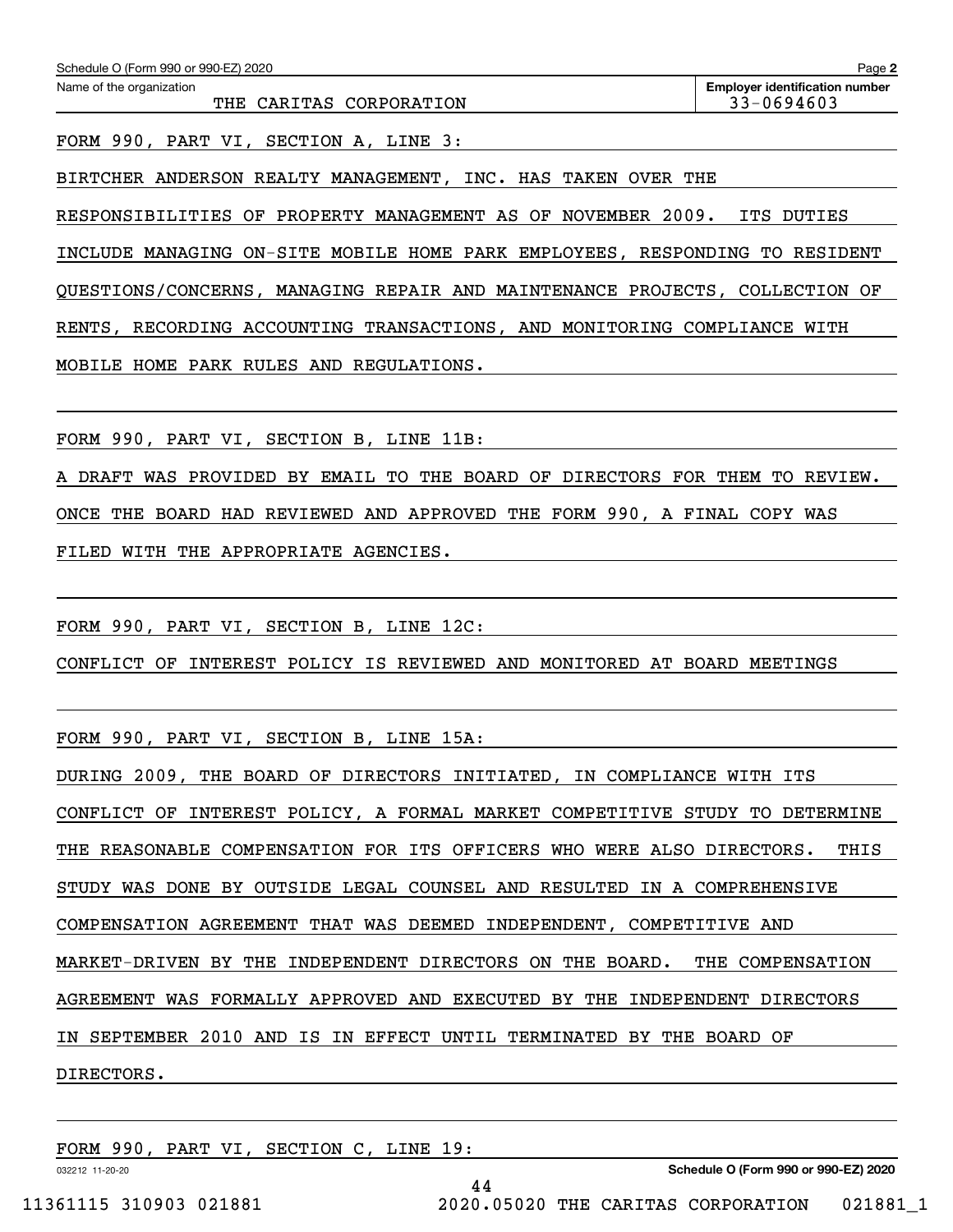Schedule O (Form 990 or 990-EZ) 2020 Page **2**

Name of the organization: THE CARITAS CORPORATION

**Employer identification number**: 33-0694603

FORM 990, PART VI, SECTION A, LINE 3:

BIRTCHER ANDERSON REALTY MANAGEMENT, INC. HAS TAKEN OVER THE RESPONSIBILITIES OF PROPERTY MANAGEMENT AS OF NOVEMBER 2009. ITS DUTIES INCLUDE MANAGING ON-SITE MOBILE HOME PARK EMPLOYEES, RESPONDING TO RESIDENT QUESTIONS/CONCERNS, MANAGING REPAIR AND MAINTENANCE PROJECTS, COLLECTION OF RENTS, RECORDING ACCOUNTING TRANSACTIONS, AND MONITORING COMPLIANCE WITH MOBILE HOME PARK RULES AND REGULATIONS.

FORM 990, PART VI, SECTION B, LINE 11B:

A DRAFT WAS PROVIDED BY EMAIL TO THE BOARD OF DIRECTORS FOR THEM TO REVIEW. ONCE THE BOARD HAD REVIEWED AND APPROVED THE FORM 990, A FINAL COPY WAS FILED WITH THE APPROPRIATE AGENCIES.

FORM 990, PART VI, SECTION B, LINE 12C:

CONFLICT OF INTEREST POLICY IS REVIEWED AND MONITORED AT BOARD MEETINGS

FORM 990, PART VI, SECTION B, LINE 15A:

DURING 2009, THE BOARD OF DIRECTORS INITIATED, IN COMPLIANCE WITH ITS CONFLICT OF INTEREST POLICY, A FORMAL MARKET COMPETITIVE STUDY TO DETERMINE THE REASONABLE COMPENSATION FOR ITS OFFICERS WHO WERE ALSO DIRECTORS. THIS STUDY WAS DONE BY OUTSIDE LEGAL COUNSEL AND RESULTED IN A COMPREHENSIVE COMPENSATION AGREEMENT THAT WAS DEEMED INDEPENDENT, COMPETITIVE AND MARKET-DRIVEN BY THE INDEPENDENT DIRECTORS ON THE BOARD. THE COMPENSATION AGREEMENT WAS FORMALLY APPROVED AND EXECUTED BY THE INDEPENDENT DIRECTORS IN SEPTEMBER 2010 AND IS IN EFFECT UNTIL TERMINATED BY THE BOARD OF DIRECTORS.

FORM 990, PART VI, SECTION C, LINE 19: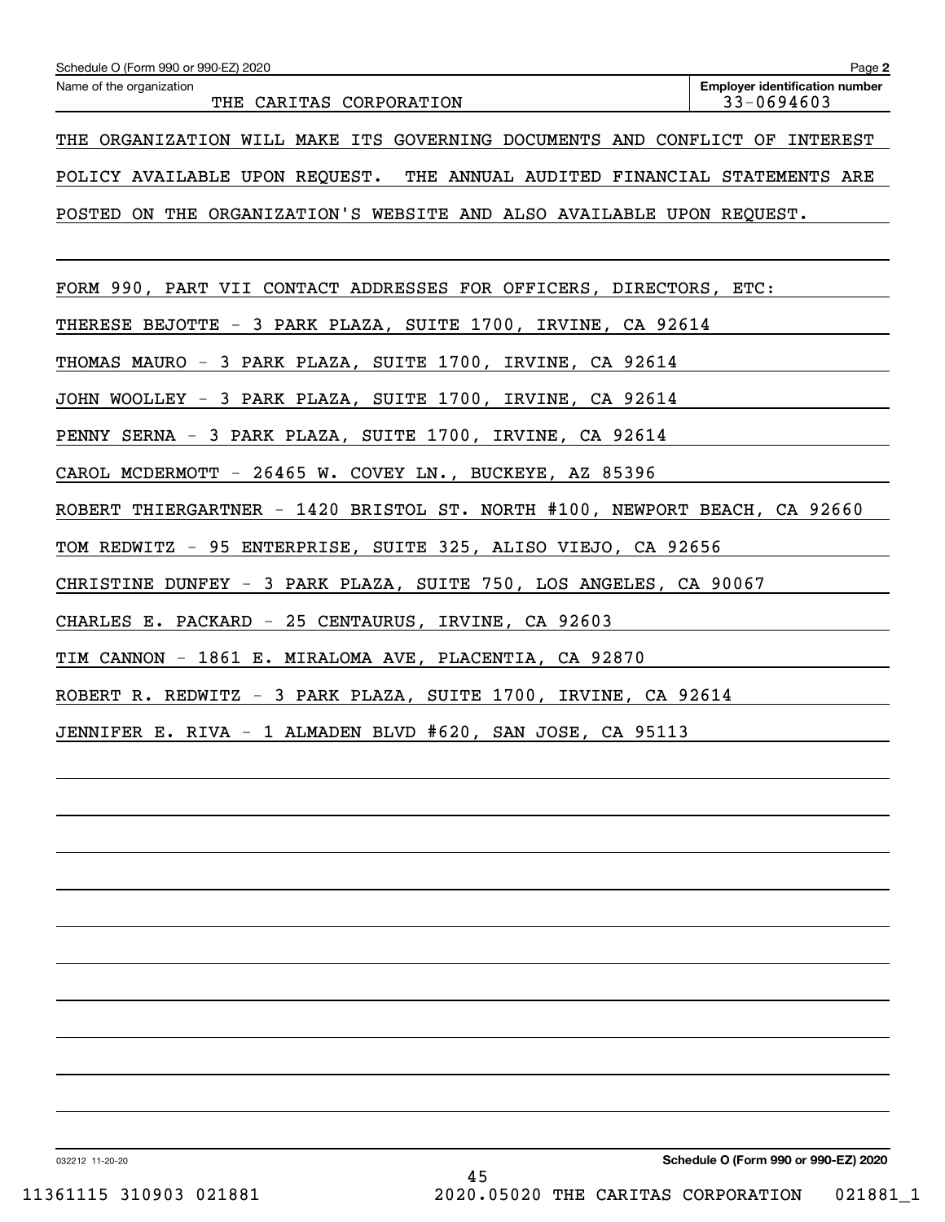Schedule O (Form 990 or 990-EZ) 2020

Name of the organization: THE CARITAS CORPORATION

Employer identification number: 33-0694603

THE ORGANIZATION WILL MAKE ITS GOVERNING DOCUMENTS AND CONFLICT OF INTEREST POLICY AVAILABLE UPON REQUEST. THE ANNUAL AUDITED FINANCIAL STATEMENTS ARE POSTED ON THE ORGANIZATION'S WEBSITE AND ALSO AVAILABLE UPON REQUEST.

FORM 990, PART VII CONTACT ADDRESSES FOR OFFICERS, DIRECTORS, ETC:

THERESE BEJOTTE - 3 PARK PLAZA, SUITE 1700, IRVINE, CA 92614

THOMAS MAURO - 3 PARK PLAZA, SUITE 1700, IRVINE, CA 92614

JOHN WOOLLEY - 3 PARK PLAZA, SUITE 1700, IRVINE, CA 92614

PENNY SERNA - 3 PARK PLAZA, SUITE 1700, IRVINE, CA 92614

CAROL MCDERMOTT - 26465 W. COVEY LN., BUCKEYE, AZ 85396

ROBERT THIERGARTNER - 1420 BRISTOL ST. NORTH #100, NEWPORT BEACH, CA 92660

TOM REDWITZ - 95 ENTERPRISE, SUITE 325, ALISO VIEJO, CA 92656

CHRISTINE DUNFEY - 3 PARK PLAZA, SUITE 750, LOS ANGELES, CA 90067

CHARLES E. PACKARD - 25 CENTAURUS, IRVINE, CA 92603

TIM CANNON - 1861 E. MIRALOMA AVE, PLACENTIA, CA 92870

ROBERT R. REDWITZ - 3 PARK PLAZA, SUITE 1700, IRVINE, CA 92614

JENNIFER E. RIVA - 1 ALMADEN BLVD #620, SAN JOSE, CA 95113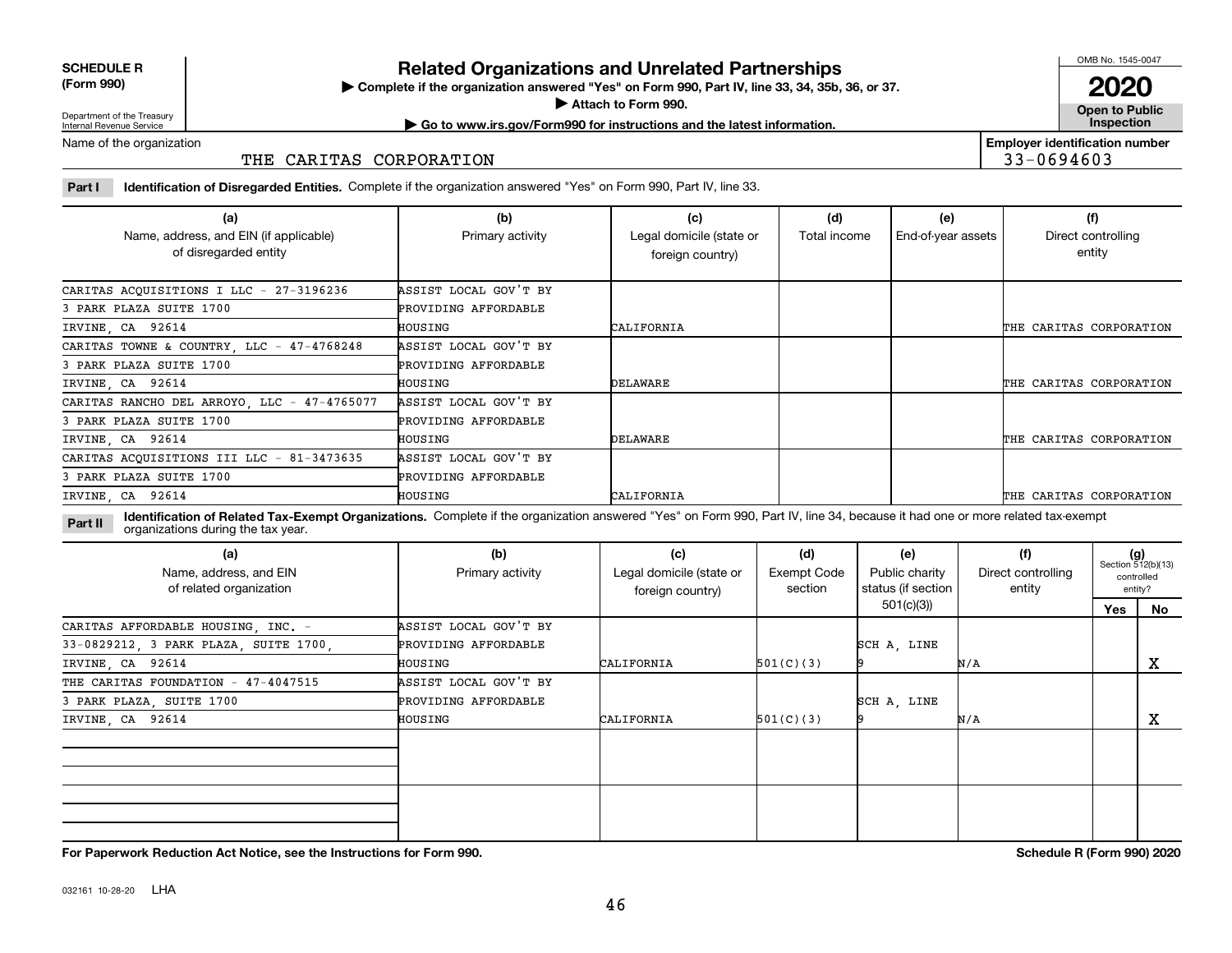**SCHEDULE R (Form 990)**

Department of the Treasury
Internal Revenue Service

# Related Organizations and Unrelated Partnerships

▶ Complete if the organization answered "Yes" on Form 990, Part IV, line 33, 34, 35b, 36, or 37.
▶ Attach to Form 990.
▶ Go to www.irs.gov/Form990 for instructions and the latest information.

OMB No. 1545-0047

**2020**

**Open to Public Inspection**

Name of the organization: THE CARITAS CORPORATION

**Employer identification number**: 33-0694603

**Part I** **Identification of Disregarded Entities.** Complete if the organization answered "Yes" on Form 990, Part IV, line 33.

| (a) Name, address, and EIN (if applicable) of disregarded entity | (b) Primary activity | (c) Legal domicile (state or foreign country) | (d) Total income | (e) End-of-year assets | (f) Direct controlling entity |
|---|---|---|---|---|---|
| CARITAS ACQUISITIONS I LLC - 27-3196236 3 PARK PLAZA SUITE 1700 IRVINE, CA 92614 | ASSIST LOCAL GOV'T BY PROVIDING AFFORDABLE HOUSING | CALIFORNIA | | | THE CARITAS CORPORATION |
| CARITAS TOWNE & COUNTRY, LLC - 47-4768248 3 PARK PLAZA SUITE 1700 IRVINE, CA 92614 | ASSIST LOCAL GOV'T BY PROVIDING AFFORDABLE HOUSING | DELAWARE | | | THE CARITAS CORPORATION |
| CARITAS RANCHO DEL ARROYO, LLC - 47-4765077 3 PARK PLAZA SUITE 1700 IRVINE, CA 92614 | ASSIST LOCAL GOV'T BY PROVIDING AFFORDABLE HOUSING | DELAWARE | | | THE CARITAS CORPORATION |
| CARITAS ACQUISITIONS III LLC - 81-3473635 3 PARK PLAZA SUITE 1700 IRVINE, CA 92614 | ASSIST LOCAL GOV'T BY PROVIDING AFFORDABLE HOUSING | CALIFORNIA | | | THE CARITAS CORPORATION |

**Part II** **Identification of Related Tax-Exempt Organizations.** Complete if the organization answered "Yes" on Form 990, Part IV, line 34, because it had one or more related tax-exempt organizations during the tax year.

| (a) Name, address, and EIN of related organization | (b) Primary activity | (c) Legal domicile (state or foreign country) | (d) Exempt Code section | (e) Public charity status (if section 501(c)(3)) | (f) Direct controlling entity | (g) Section 512(b)(13) controlled entity? Yes | No |
|---|---|---|---|---|---|---|---|
| CARITAS AFFORDABLE HOUSING, INC. - 33-0829212, 3 PARK PLAZA, SUITE 1700, IRVINE, CA 92614 | ASSIST LOCAL GOV'T BY PROVIDING AFFORDABLE HOUSING | CALIFORNIA | 501(C)(3) | SCH A, LINE 9 | N/A | | X |
| THE CARITAS FOUNDATION - 47-4047515 3 PARK PLAZA, SUITE 1700 IRVINE, CA 92614 | ASSIST LOCAL GOV'T BY PROVIDING AFFORDABLE HOUSING | CALIFORNIA | 501(C)(3) | SCH A, LINE 9 | N/A | | X |
| | | | | | | | |
| | | | | | | | |

**For Paperwork Reduction Act Notice, see the Instructions for Form 990.** **Schedule R (Form 990) 2020**

032161 10-28-20 LHA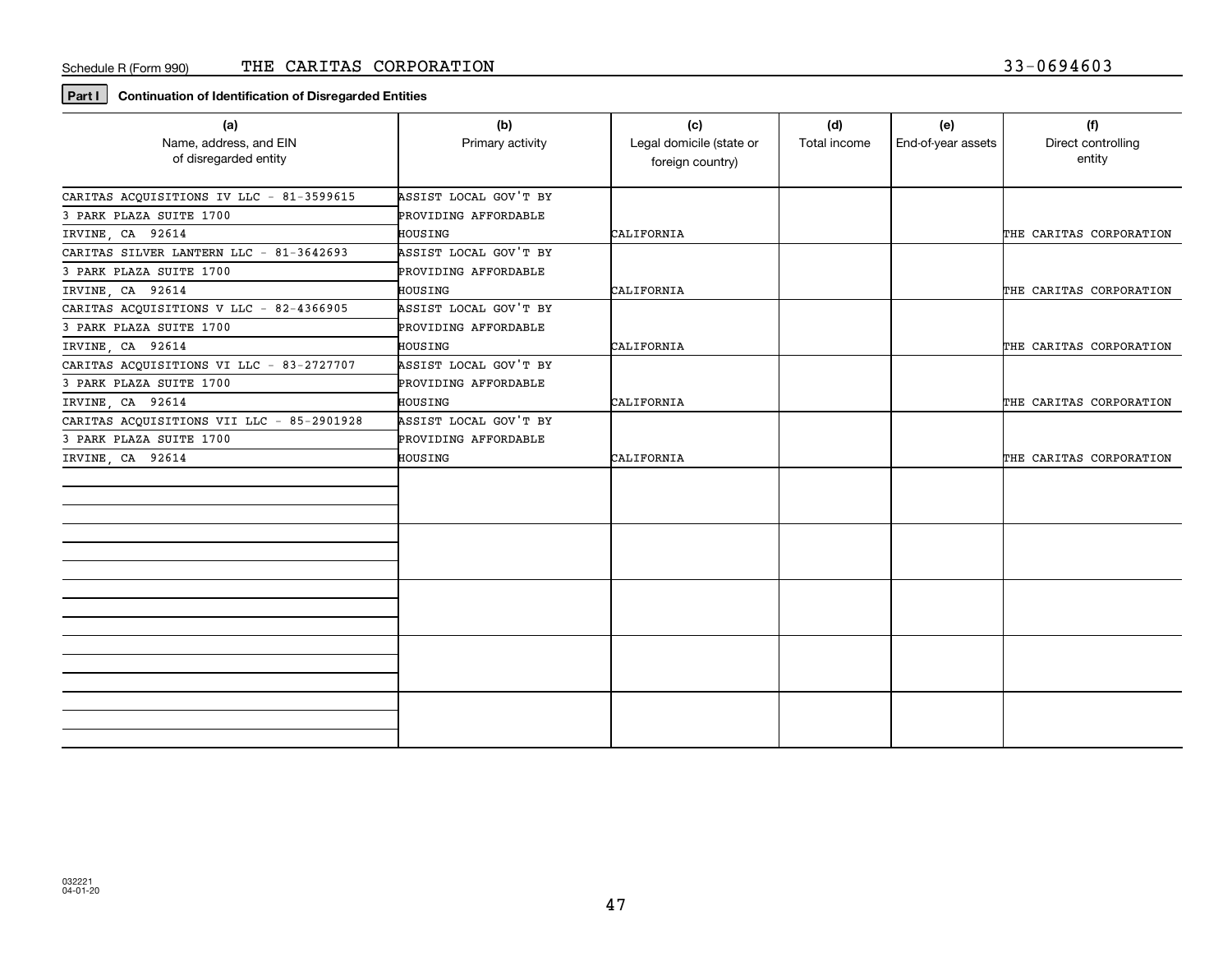Schedule R (Form 990) THE CARITAS CORPORATION 33-0694603

**Part I** **Continuation of Identification of Disregarded Entities**

| (a) Name, address, and EIN of disregarded entity | (b) Primary activity | (c) Legal domicile (state or foreign country) | (d) Total income | (e) End-of-year assets | (f) Direct controlling entity |
|---|---|---|---|---|---|
| CARITAS ACQUISITIONS IV LLC - 81-3599615 3 PARK PLAZA SUITE 1700 IRVINE, CA 92614 | ASSIST LOCAL GOV'T BY PROVIDING AFFORDABLE HOUSING | CALIFORNIA | | | THE CARITAS CORPORATION |
| CARITAS SILVER LANTERN LLC - 81-3642693 3 PARK PLAZA SUITE 1700 IRVINE, CA 92614 | ASSIST LOCAL GOV'T BY PROVIDING AFFORDABLE HOUSING | CALIFORNIA | | | THE CARITAS CORPORATION |
| CARITAS ACQUISITIONS V LLC - 82-4366905 3 PARK PLAZA SUITE 1700 IRVINE, CA 92614 | ASSIST LOCAL GOV'T BY PROVIDING AFFORDABLE HOUSING | CALIFORNIA | | | THE CARITAS CORPORATION |
| CARITAS ACQUISITIONS VI LLC - 83-2727707 3 PARK PLAZA SUITE 1700 IRVINE, CA 92614 | ASSIST LOCAL GOV'T BY PROVIDING AFFORDABLE HOUSING | CALIFORNIA | | | THE CARITAS CORPORATION |
| CARITAS ACQUISITIONS VII LLC - 85-2901928 3 PARK PLAZA SUITE 1700 IRVINE, CA 92614 | ASSIST LOCAL GOV'T BY PROVIDING AFFORDABLE HOUSING | CALIFORNIA | | | THE CARITAS CORPORATION |
| | | | | | |
| | | | | | |
| | | | | | |
| | | | | | |
| | | | | | |

032221 04-01-20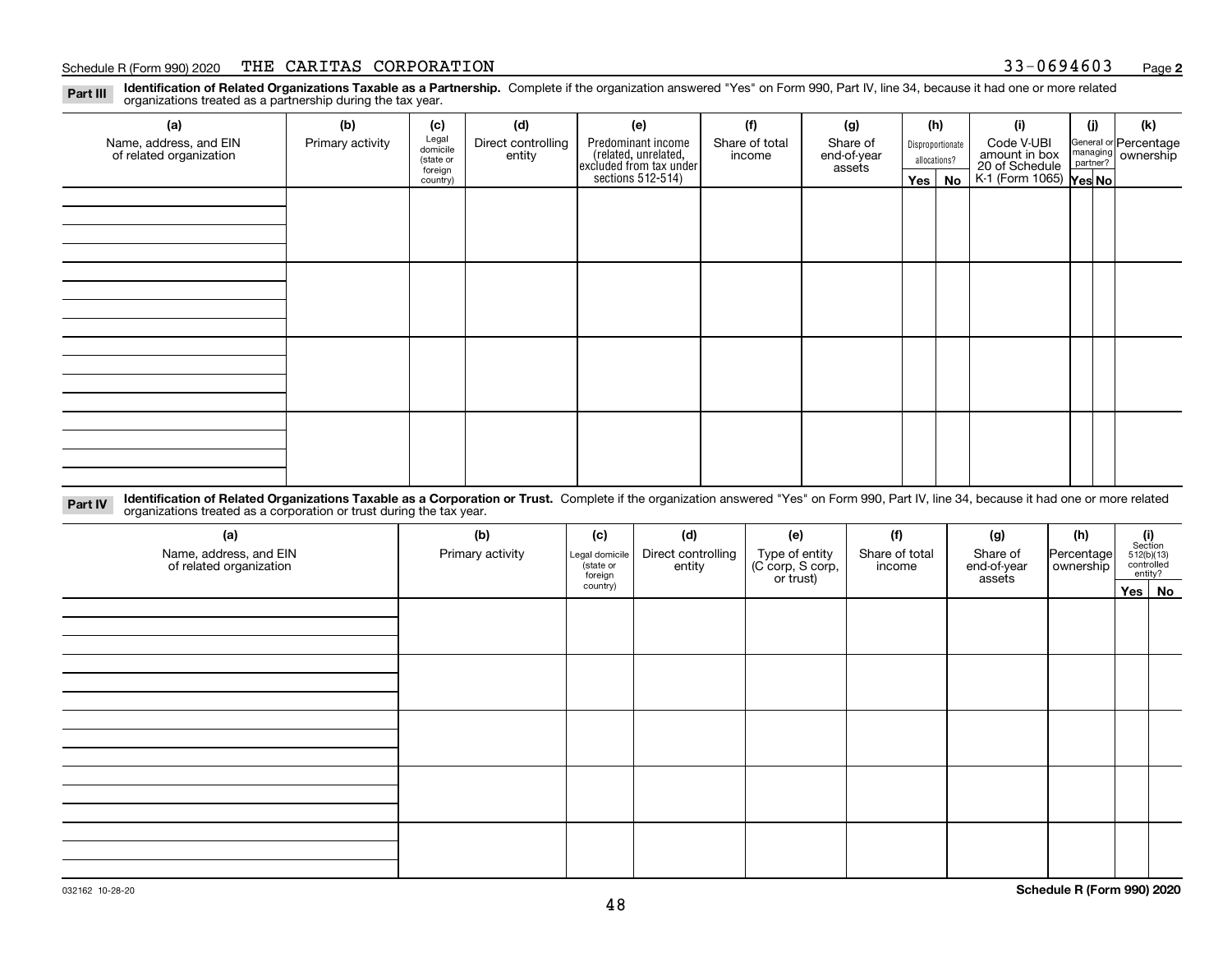Schedule R (Form 990) 2020 THE CARITAS CORPORATION 33-0694603 Page **2**

**Part III** **Identification of Related Organizations Taxable as a Partnership.** Complete if the organization answered "Yes" on Form 990, Part IV, line 34, because it had one or more related organizations treated as a partnership during the tax year.

| (a) Name, address, and EIN of related organization | (b) Primary activity | (c) Legal domicile (state or foreign country) | (d) Direct controlling entity | (e) Predominant income (related, unrelated, excluded from tax under sections 512-514) | (f) Share of total income | (g) Share of end-of-year assets | (h) Disproportionate allocations? Yes | No | (i) Code V-UBI amount in box 20 of Schedule K-1 (Form 1065) | (j) General or managing partner? Yes | No | (k) Percentage ownership |
|---|---|---|---|---|---|---|---|---|---|---|---|---|
| | | | | | | | | | | | | |
| | | | | | | | | | | | | |
| | | | | | | | | | | | | |
| | | | | | | | | | | | | |

**Part IV** **Identification of Related Organizations Taxable as a Corporation or Trust.** Complete if the organization answered "Yes" on Form 990, Part IV, line 34, because it had one or more related organizations treated as a corporation or trust during the tax year.

| (a) Name, address, and EIN of related organization | (b) Primary activity | (c) Legal domicile (state or foreign country) | (d) Direct controlling entity | (e) Type of entity (C corp, S corp, or trust) | (f) Share of total income | (g) Share of end-of-year assets | (h) Percentage ownership | (i) Section 512(b)(13) controlled entity? Yes | No |
|---|---|---|---|---|---|---|---|---|---|
| | | | | | | | | | |
| | | | | | | | | | |
| | | | | | | | | | |
| | | | | | | | | | |
| | | | | | | | | | |

032162 10-28-20 **Schedule R (Form 990) 2020**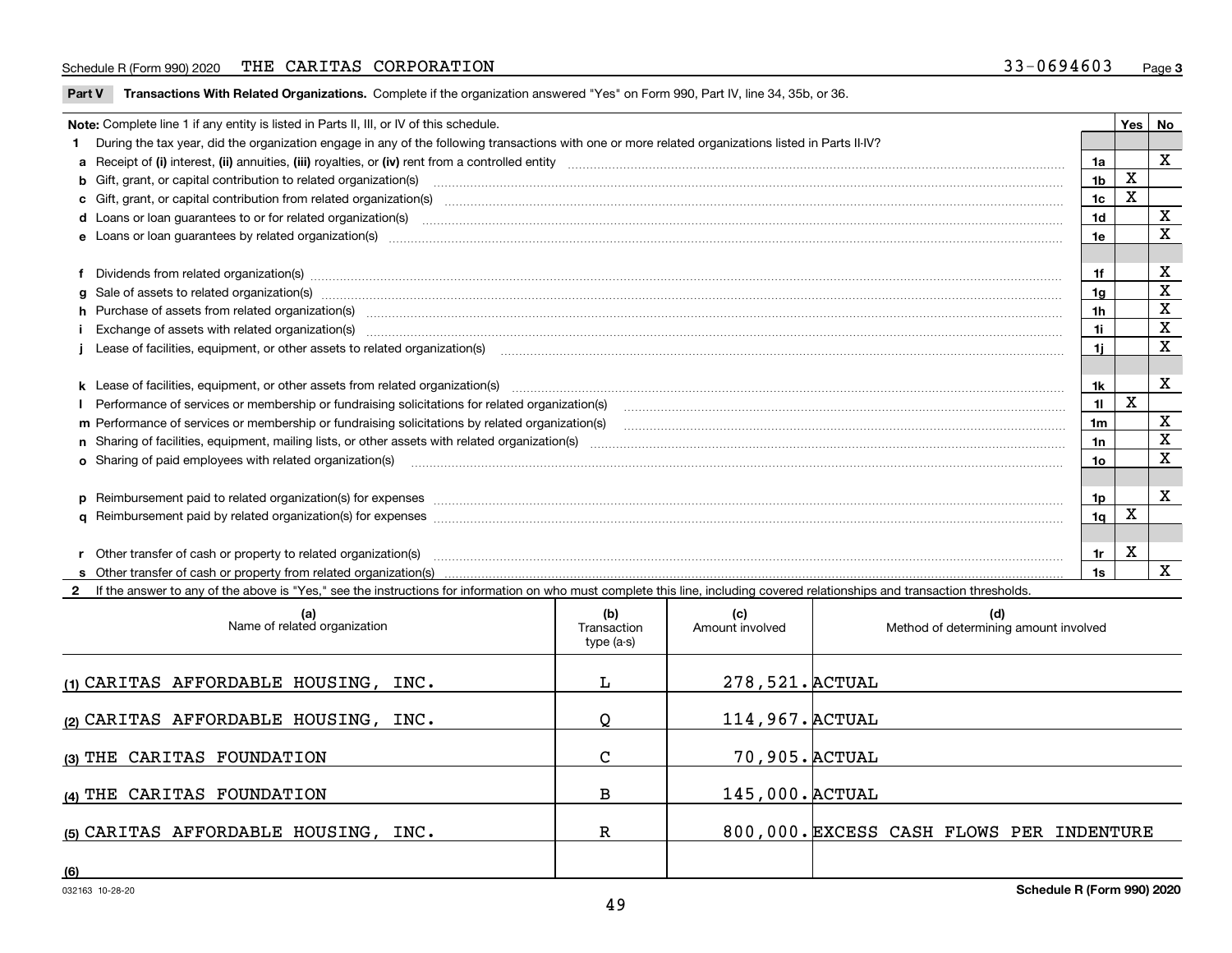Schedule R (Form 990) 2020 THE CARITAS CORPORATION 33-0694603 Page 3

## Part V Transactions With Related Organizations.

Complete if the organization answered "Yes" on Form 990, Part IV, line 34, 35b, or 36.

| **Note:** Complete line 1 if any entity is listed in Parts II, III, or IV of this schedule. | | Yes | No |
|---|---|---|---|
| **1** During the tax year, did the organization engage in any of the following transactions with one or more related organizations listed in Parts II-IV? | | | |
| **a** Receipt of **(i)** interest, **(ii)** annuities, **(iii)** royalties, or **(iv)** rent from a controlled entity | 1a | | X |
| **b** Gift, grant, or capital contribution to related organization(s) | 1b | X | |
| **c** Gift, grant, or capital contribution from related organization(s) | 1c | X | |
| **d** Loans or loan guarantees to or for related organization(s) | 1d | | X |
| **e** Loans or loan guarantees by related organization(s) | 1e | | X |
| **f** Dividends from related organization(s) | 1f | | X |
| **g** Sale of assets to related organization(s) | 1g | | X |
| **h** Purchase of assets from related organization(s) | 1h | | X |
| **i** Exchange of assets with related organization(s) | 1i | | X |
| **j** Lease of facilities, equipment, or other assets to related organization(s) | 1j | | X |
| **k** Lease of facilities, equipment, or other assets from related organization(s) | 1k | | X |
| **l** Performance of services or membership or fundraising solicitations for related organization(s) | 1l | X | |
| **m** Performance of services or membership or fundraising solicitations by related organization(s) | 1m | | X |
| **n** Sharing of facilities, equipment, mailing lists, or other assets with related organization(s) | 1n | | X |
| **o** Sharing of paid employees with related organization(s) | 1o | | X |
| **p** Reimbursement paid to related organization(s) for expenses | 1p | | X |
| **q** Reimbursement paid by related organization(s) for expenses | 1q | X | |
| **r** Other transfer of cash or property to related organization(s) | 1r | X | |
| **s** Other transfer of cash or property from related organization(s) | 1s | | X |

**2** If the answer to any of the above is "Yes," see the instructions for information on who must complete this line, including covered relationships and transaction thresholds.

| | (a) Name of related organization | (b) Transaction type (a-s) | (c) Amount involved | (d) Method of determining amount involved |
|---|---|---|---|---|
| (1) | CARITAS AFFORDABLE HOUSING, INC. | L | 278,521. | ACTUAL |
| (2) | CARITAS AFFORDABLE HOUSING, INC. | Q | 114,967. | ACTUAL |
| (3) | THE CARITAS FOUNDATION | C | 70,905. | ACTUAL |
| (4) | THE CARITAS FOUNDATION | B | 145,000. | ACTUAL |
| (5) | CARITAS AFFORDABLE HOUSING, INC. | R | 800,000. | EXCESS CASH FLOWS PER INDENTURE |
| (6) | | | | |

032163 10-28-20 Schedule R (Form 990) 2020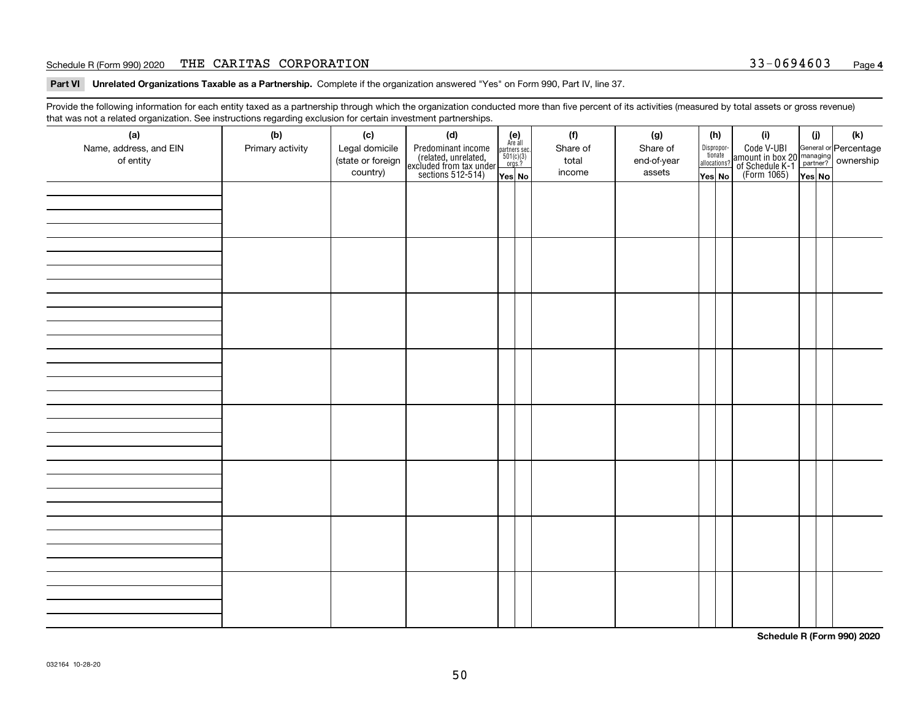Schedule R (Form 990) 2020 THE CARITAS CORPORATION 33-0694603 Page **4**

**Part VI Unrelated Organizations Taxable as a Partnership.** Complete if the organization answered "Yes" on Form 990, Part IV, line 37.

Provide the following information for each entity taxed as a partnership through which the organization conducted more than five percent of its activities (measured by total assets or gross revenue) that was not a related organization. See instructions regarding exclusion for certain investment partnerships.

| (a) Name, address, and EIN of entity | (b) Primary activity | (c) Legal domicile (state or foreign country) | (d) Predominant income (related, unrelated, excluded from tax under sections 512-514) | (e) Are all partners sec. 501(c)(3) orgs.? | | (f) Share of total income | (g) Share of end-of-year assets | (h) Disproportionate allocations? | | (i) Code V-UBI amount in box 20 of Schedule K-1 (Form 1065) | (j) General or managing partner? | | (k) Percentage ownership |
|---|---|---|---|---|---|---|---|---|---|---|---|---|---|
| | | | | Yes | No | | | Yes | No | | Yes | No | |
| | | | | | | | | | | | | | |
| | | | | | | | | | | | | | |
| | | | | | | | | | | | | | |
| | | | | | | | | | | | | | |
| | | | | | | | | | | | | | |
| | | | | | | | | | | | | | |
| | | | | | | | | | | | | | |
| | | | | | | | | | | | | | |

**Schedule R (Form 990) 2020**

032164 10-28-20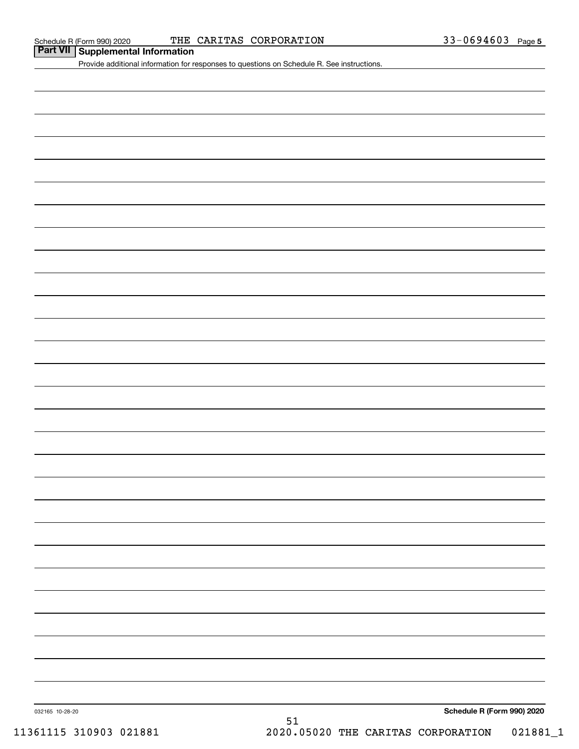Schedule R (Form 990) 2020 THE CARITAS CORPORATION 33-0694603 Page 5

## Part VII Supplemental Information

Provide additional information for responses to questions on Schedule R. See instructions.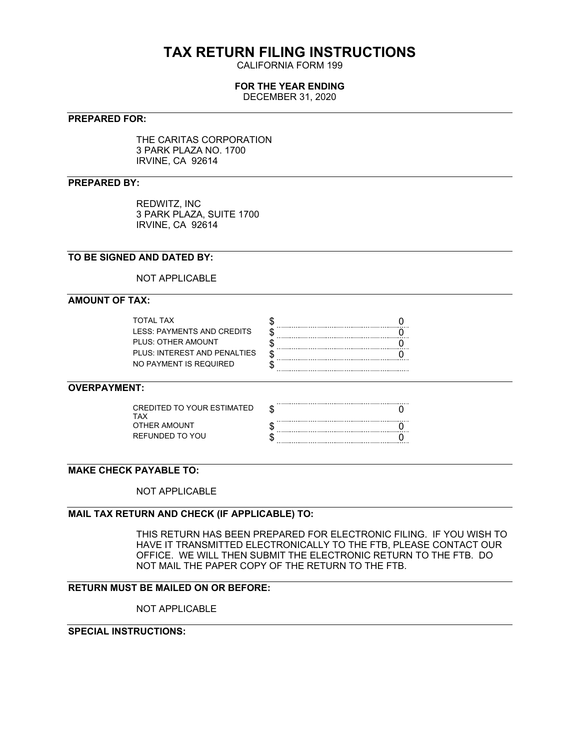# TAX RETURN FILING INSTRUCTIONS

CALIFORNIA FORM 199

**FOR THE YEAR ENDING**

DECEMBER 31, 2020

**PREPARED FOR:**

THE CARITAS CORPORATION
3 PARK PLAZA NO. 1700
IRVINE, CA 92614

**PREPARED BY:**

REDWITZ, INC
3 PARK PLAZA, SUITE 1700
IRVINE, CA 92614

**TO BE SIGNED AND DATED BY:**

NOT APPLICABLE

**AMOUNT OF TAX:**

| | | |
|---|---|---|
| TOTAL TAX | $ | 0 |
| LESS: PAYMENTS AND CREDITS | $ | 0 |
| PLUS: OTHER AMOUNT | $ | 0 |
| PLUS: INTEREST AND PENALTIES | $ | 0 |
| NO PAYMENT IS REQUIRED | $ | |

**OVERPAYMENT:**

| | | |
|---|---|---|
| CREDITED TO YOUR ESTIMATED TAX | $ | 0 |
| OTHER AMOUNT | $ | 0 |
| REFUNDED TO YOU | $ | 0 |

**MAKE CHECK PAYABLE TO:**

NOT APPLICABLE

**MAIL TAX RETURN AND CHECK (IF APPLICABLE) TO:**

THIS RETURN HAS BEEN PREPARED FOR ELECTRONIC FILING. IF YOU WISH TO HAVE IT TRANSMITTED ELECTRONICALLY TO THE FTB, PLEASE CONTACT OUR OFFICE. WE WILL THEN SUBMIT THE ELECTRONIC RETURN TO THE FTB. DO NOT MAIL THE PAPER COPY OF THE RETURN TO THE FTB.

**RETURN MUST BE MAILED ON OR BEFORE:**

NOT APPLICABLE

**SPECIAL INSTRUCTIONS:**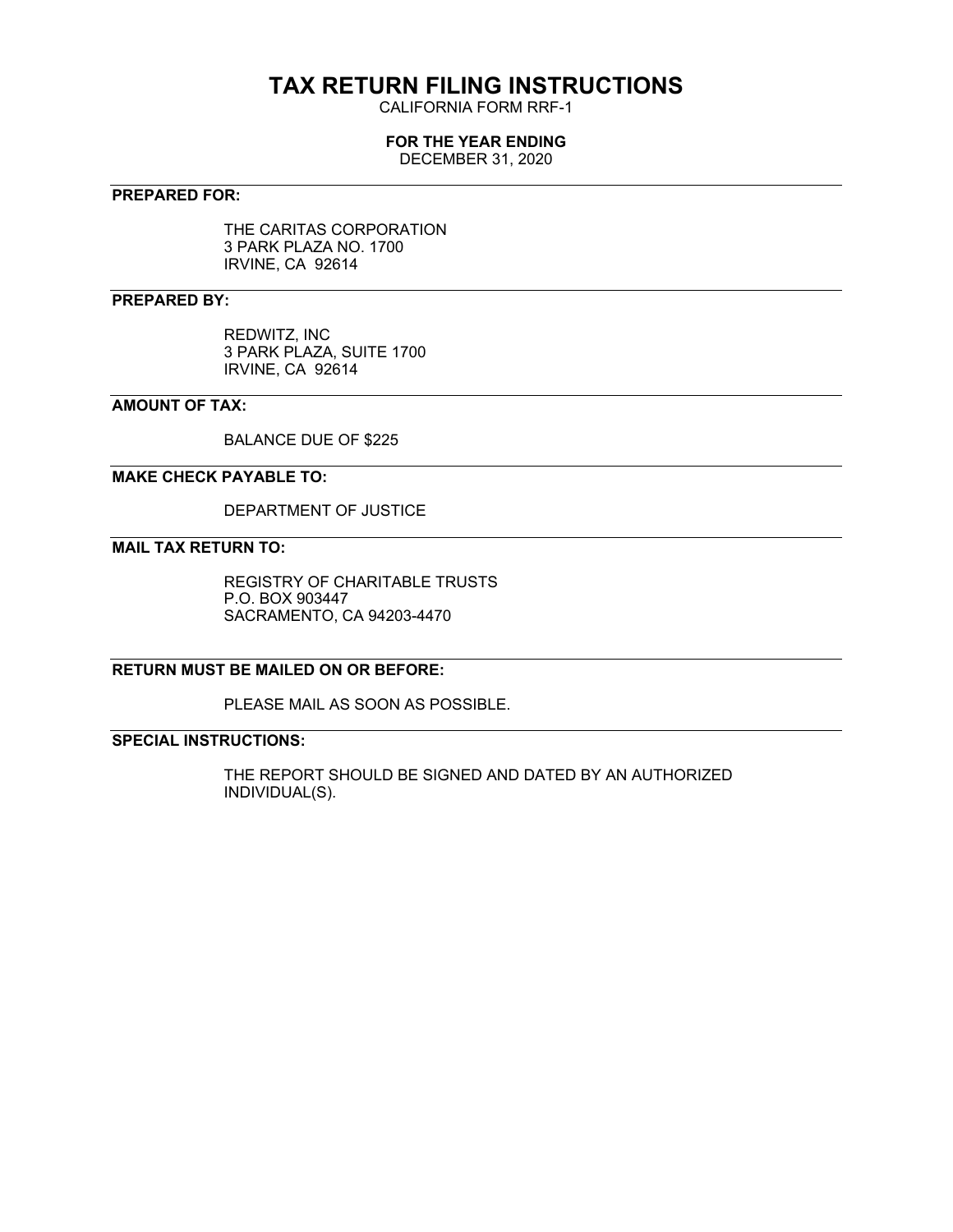# TAX RETURN FILING INSTRUCTIONS

CALIFORNIA FORM RRF-1

**FOR THE YEAR ENDING**

DECEMBER 31, 2020

---

**PREPARED FOR:**

THE CARITAS CORPORATION
3 PARK PLAZA NO. 1700
IRVINE, CA 92614

---

**PREPARED BY:**

REDWITZ, INC
3 PARK PLAZA, SUITE 1700
IRVINE, CA 92614

---

**AMOUNT OF TAX:**

BALANCE DUE OF $225

---

**MAKE CHECK PAYABLE TO:**

DEPARTMENT OF JUSTICE

---

**MAIL TAX RETURN TO:**

REGISTRY OF CHARITABLE TRUSTS
P.O. BOX 903447
SACRAMENTO, CA 94203-4470

---

**RETURN MUST BE MAILED ON OR BEFORE:**

PLEASE MAIL AS SOON AS POSSIBLE.

---

**SPECIAL INSTRUCTIONS:**

THE REPORT SHOULD BE SIGNED AND DATED BY AN AUTHORIZED INDIVIDUAL(S).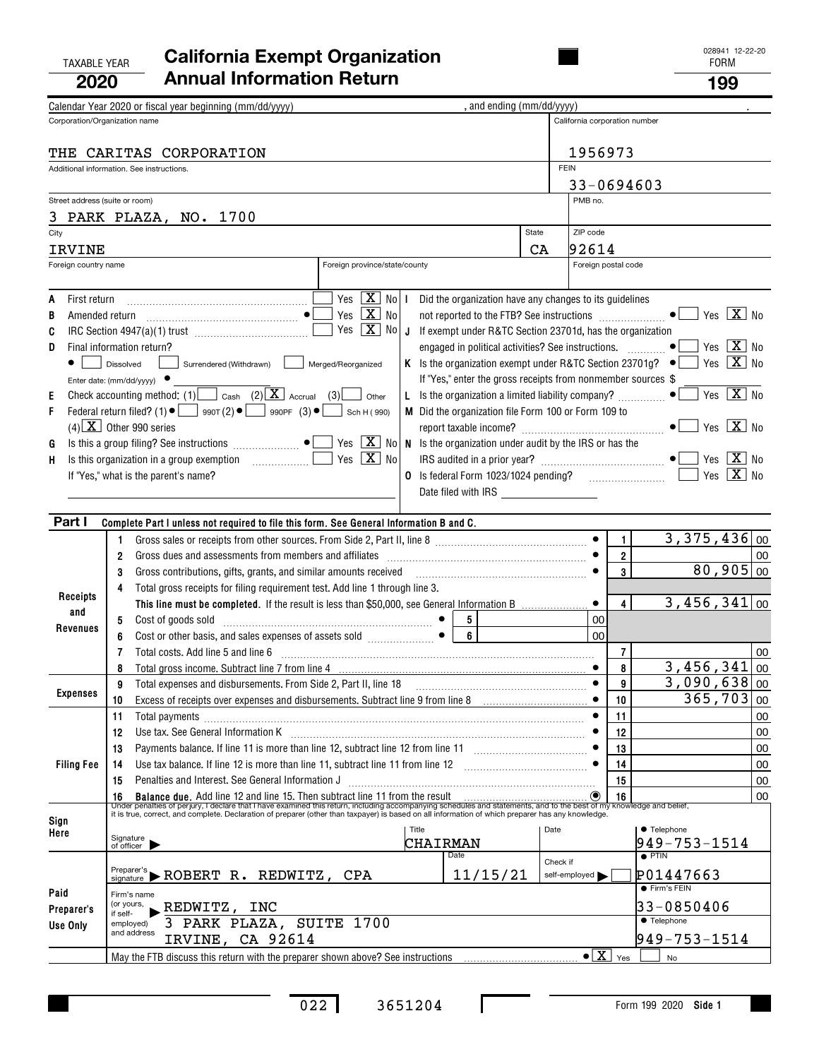TAXABLE YEAR **2020**

# California Exempt Organization Annual Information Return

FORM **199**

028941 12-22-20

Calendar Year 2020 or fiscal year beginning (mm/dd/yyyy) , and ending (mm/dd/yyyy) .

| Corporation/Organization name | California corporation number |
|---|---|
| THE CARITAS CORPORATION | 1956973 |
| Additional information. See instructions. | FEIN 33-0694603 |
| Street address (suite or room): 3 PARK PLAZA, NO. 1700 | PMB no. |
| City: IRVINE | State: CA | ZIP code: 92614 |
| Foreign country name | Foreign province/state/county | Foreign postal code |

A First return .......... Yes [ ] No [X]
B Amended return .......... ● Yes [ ] No [X]
C IRC Section 4947(a)(1) trust .......... Yes [ ] No [X]
D Final information return?
● [ ] Dissolved [ ] Surrendered (Withdrawn) [ ] Merged/Reorganized
Enter date: (mm/dd/yyyy) ●
E Check accounting method: (1) [ ] Cash (2) [X] Accrual (3) [ ] Other
F Federal return filed? (1) ● [ ] 990T (2) ● [ ] 990PF (3) ● [ ] Sch H (990)
(4) [X] Other 990 series
G Is this a group filing? See instructions .......... ● Yes [ ] No [X]
H Is this organization in a group exemption .......... Yes [ ] No [X]
If "Yes," what is the parent's name?

I Did the organization have any changes to its guidelines not reported to the FTB? See instructions .......... ● Yes [ ] No [X]
J If exempt under R&TC Section 23701d, has the organization engaged in political activities? See instructions. .......... ● Yes [ ] No [X]
K Is the organization exempt under R&TC Section 23701g? ● Yes [ ] No [X]
If "Yes," enter the gross receipts from nonmember sources $
L Is the organization a limited liability company? .......... ● Yes [ ] No [X]
M Did the organization file Form 100 or Form 109 to report taxable income? .......... ● Yes [ ] No [X]
N Is the organization under audit by the IRS or has the IRS audited in a prior year? .......... ● Yes [ ] No [X]
O Is federal Form 1023/1024 pending? .......... Yes [ ] No [X]
Date filed with IRS

## Part I Complete Part I unless not required to file this form. See General Information B and C.

| Section | Line | Description | | Line | Amount |
|---|---|---|---|---|---|
| Receipts and Revenues | 1 | Gross sales or receipts from other sources. From Side 2, Part II, line 8 | | 1 | 3,375,436 00 |
| | 2 | Gross dues and assessments from members and affiliates | | 2 | 00 |
| | 3 | Gross contributions, gifts, grants, and similar amounts received | | 3 | 80,905 00 |
| | 4 | Total gross receipts for filing requirement test. Add line 1 through line 3. **This line must be completed.** If the result is less than $50,000, see General Information B | | 4 | 3,456,341 00 |
| | 5 | Cost of goods sold | 5 00 | | |
| | 6 | Cost or other basis, and sales expenses of assets sold | 6 00 | | |
| | 7 | Total costs. Add line 5 and line 6 | | 7 | 00 |
| | 8 | Total gross income. Subtract line 7 from line 4 | | 8 | 3,456,341 00 |
| Expenses | 9 | Total expenses and disbursements. From Side 2, Part II, line 18 | | 9 | 3,090,638 00 |
| | 10 | Excess of receipts over expenses and disbursements. Subtract line 9 from line 8 | | 10 | 365,703 00 |
| Filing Fee | 11 | Total payments | | 11 | 00 |
| | 12 | Use tax. See General Information K | | 12 | 00 |
| | 13 | Payments balance. If line 11 is more than line 12, subtract line 12 from line 11 | | 13 | 00 |
| | 14 | Use tax balance. If line 12 is more than line 11, subtract line 11 from line 12 | | 14 | 00 |
| | 15 | Penalties and Interest. See General Information J | | 15 | 00 |
| | 16 | **Balance due.** Add line 12 and line 15. Then subtract line 11 from the result | | 16 | 00 |

Under penalties of perjury, I declare that I have examined this return, including accompanying schedules and statements, and to the best of my knowledge and belief, it is true, correct, and complete. Declaration of preparer (other than taxpayer) is based on all information of which preparer has any knowledge.

**Sign Here**
Signature of officer | Title: CHAIRMAN | Date | ● Telephone: 949-753-1514

**Paid Preparer's Use Only**
Preparer's signature: ROBERT R. REDWITZ, CPA | Date: 11/15/21 | Check if self-employed [ ] | ● PTIN: P01447663
Firm's name (or yours, if self-employed) and address: REDWITZ, INC, 3 PARK PLAZA, SUITE 1700, IRVINE, CA 92614 | ● Firm's FEIN: 33-0850406 | ● Telephone: 949-753-1514

May the FTB discuss this return with the preparer shown above? See instructions .......... ● [X] Yes [ ] No

022 3651204

Form 199 2020 Side 1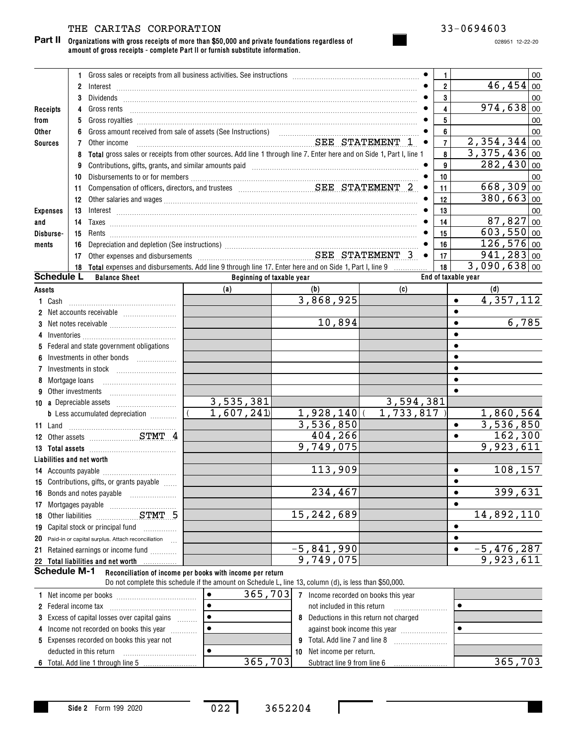THE CARITAS CORPORATION 33-0694603

**Part II Organizations with gross receipts of more than $50,000 and private foundations regardless of amount of gross receipts - complete Part II or furnish substitute information.**

028951 12-22-20

| | | | Line | Amount |
|---|---|---|---|---|
| Receipts from Other Sources | 1 | Gross sales or receipts from all business activities. See instructions | 1 | 00 |
| | 2 | Interest | 2 | 46,454 00 |
| | 3 | Dividends | 3 | 00 |
| | 4 | Gross rents | 4 | 974,638 00 |
| | 5 | Gross royalties | 5 | 00 |
| | 6 | Gross amount received from sale of assets (See Instructions) | 6 | 00 |
| | 7 | Other income SEE STATEMENT 1 | 7 | 2,354,344 00 |
| | 8 | **Total** gross sales or receipts from other sources. Add line 1 through line 7. Enter here and on Side 1, Part I, line 1 | 8 | 3,375,436 00 |
| Expenses and Disbursements | 9 | Contributions, gifts, grants, and similar amounts paid | 9 | 282,430 00 |
| | 10 | Disbursements to or for members | 10 | 00 |
| | 11 | Compensation of officers, directors, and trustees SEE STATEMENT 2 | 11 | 668,309 00 |
| | 12 | Other salaries and wages | 12 | 380,663 00 |
| | 13 | Interest | 13 | 00 |
| | 14 | Taxes | 14 | 87,827 00 |
| | 15 | Rents | 15 | 603,550 00 |
| | 16 | Depreciation and depletion (See instructions) | 16 | 126,576 00 |
| | 17 | Other expenses and disbursements SEE STATEMENT 3 | 17 | 941,283 00 |
| | 18 | **Total** expenses and disbursements. Add line 9 through line 17. Enter here and on Side 1, Part I, line 9 | 18 | 3,090,638 00 |

**Schedule L Balance Sheet**

| | Beginning of taxable year (a) | Beginning of taxable year (b) | End of taxable year (c) | End of taxable year (d) |
|---|---|---|---|---|
| **Assets** | | | | |
| 1 Cash | | 3,868,925 | | 4,357,112 |
| 2 Net accounts receivable | | | | |
| 3 Net notes receivable | | 10,894 | | 6,785 |
| 4 Inventories | | | | |
| 5 Federal and state government obligations | | | | |
| 6 Investments in other bonds | | | | |
| 7 Investments in stock | | | | |
| 8 Mortgage loans | | | | |
| 9 Other investments | | | | |
| 10 a Depreciable assets | 3,535,381 | | 3,594,381 | |
| b Less accumulated depreciation | (1,607,241) | 1,928,140 | (1,733,817) | 1,860,564 |
| 11 Land | | 3,536,850 | | 3,536,850 |
| 12 Other assets STMT 4 | | 404,266 | | 162,300 |
| 13 **Total assets** | | 9,749,075 | | 9,923,611 |
| **Liabilities and net worth** | | | | |
| 14 Accounts payable | | 113,909 | | 108,157 |
| 15 Contributions, gifts, or grants payable | | | | |
| 16 Bonds and notes payable | | 234,467 | | 399,631 |
| 17 Mortgages payable | | | | |
| 18 Other liabilities STMT 5 | | 15,242,689 | | 14,892,110 |
| 19 Capital stock or principal fund | | | | |
| 20 Paid-in or capital surplus. Attach reconciliation | | | | |
| 21 Retained earnings or income fund | | -5,841,990 | | -5,476,287 |
| 22 **Total liabilities and net worth** | | 9,749,075 | | 9,923,611 |

**Schedule M-1 Reconciliation of income per books with income per return**

Do not complete this schedule if the amount on Schedule L, line 13, column (d), is less than $50,000.

| | | | |
|---|---|---|---|
| 1 Net income per books | 365,703 | 7 Income recorded on books this year not included in this return | |
| 2 Federal income tax | | 8 Deductions in this return not charged against book income this year | |
| 3 Excess of capital losses over capital gains | | | |
| 4 Income not recorded on books this year | | | |
| 5 Expenses recorded on books this year not deducted in this return | | 9 Total. Add line 7 and line 8 | |
| 6 Total. Add line 1 through line 5 | 365,703 | 10 Net income per return. Subtract line 9 from line 6 | 365,703 |

Side 2 Form 199 2020 022 3652204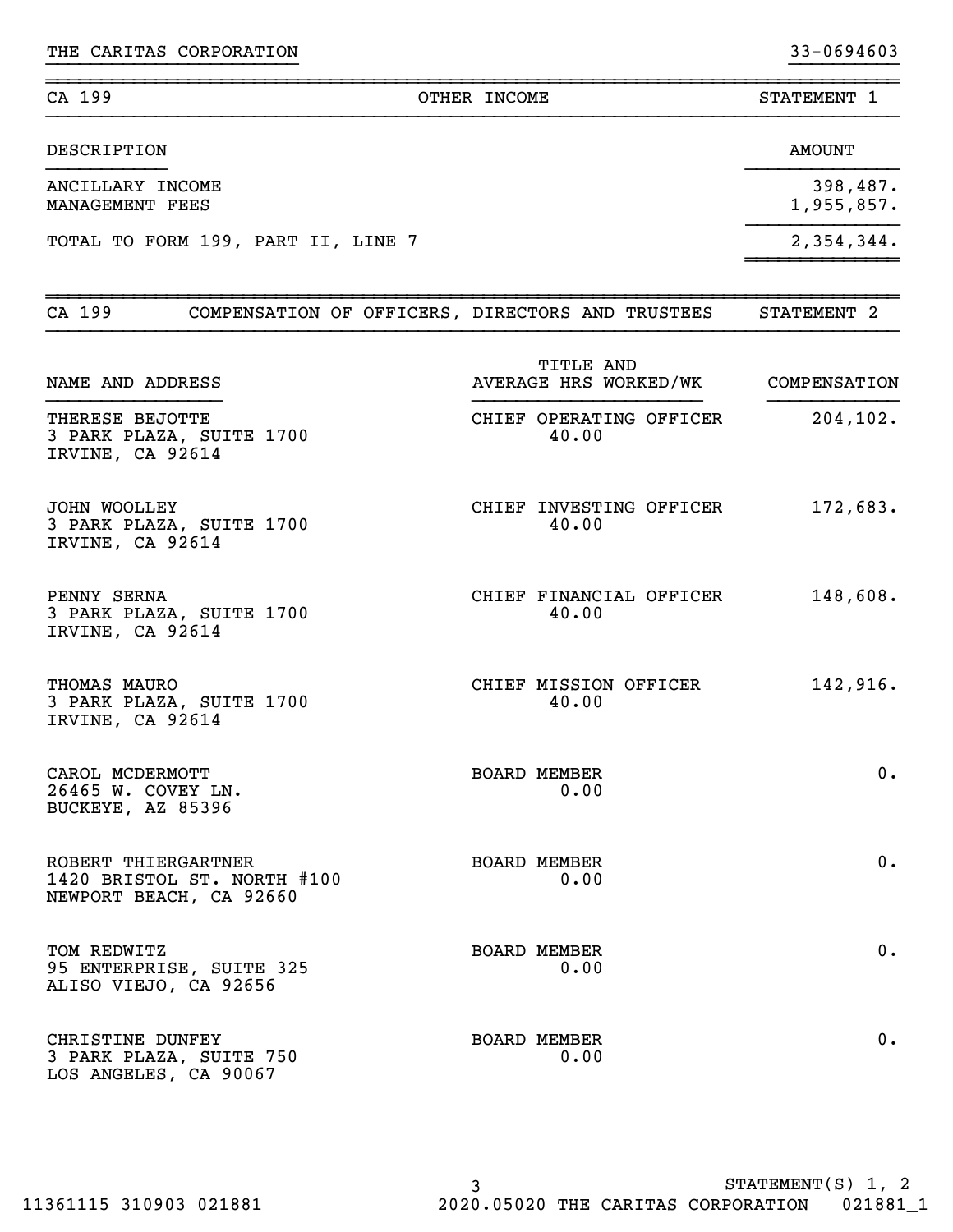THE CARITAS CORPORATION 33-0694603

## CA 199 — OTHER INCOME — STATEMENT 1

| DESCRIPTION | AMOUNT |
|---|---|
| ANCILLARY INCOME | 398,487. |
| MANAGEMENT FEES | 1,955,857. |
| TOTAL TO FORM 199, PART II, LINE 7 | 2,354,344. |

## CA 199 — COMPENSATION OF OFFICERS, DIRECTORS AND TRUSTEES — STATEMENT 2

| NAME AND ADDRESS | TITLE AND AVERAGE HRS WORKED/WK | COMPENSATION |
|---|---|---|
| THERESE BEJOTTE<br>3 PARK PLAZA, SUITE 1700<br>IRVINE, CA 92614 | CHIEF OPERATING OFFICER<br>40.00 | 204,102. |
| JOHN WOOLLEY<br>3 PARK PLAZA, SUITE 1700<br>IRVINE, CA 92614 | CHIEF INVESTING OFFICER<br>40.00 | 172,683. |
| PENNY SERNA<br>3 PARK PLAZA, SUITE 1700<br>IRVINE, CA 92614 | CHIEF FINANCIAL OFFICER<br>40.00 | 148,608. |
| THOMAS MAURO<br>3 PARK PLAZA, SUITE 1700<br>IRVINE, CA 92614 | CHIEF MISSION OFFICER<br>40.00 | 142,916. |
| CAROL MCDERMOTT<br>26465 W. COVEY LN.<br>BUCKEYE, AZ 85396 | BOARD MEMBER<br>0.00 | 0. |
| ROBERT THIERGARTNER<br>1420 BRISTOL ST. NORTH #100<br>NEWPORT BEACH, CA 92660 | BOARD MEMBER<br>0.00 | 0. |
| TOM REDWITZ<br>95 ENTERPRISE, SUITE 325<br>ALISO VIEJO, CA 92656 | BOARD MEMBER<br>0.00 | 0. |
| CHRISTINE DUNFEY<br>3 PARK PLAZA, SUITE 750<br>LOS ANGELES, CA 90067 | BOARD MEMBER<br>0.00 | 0. |

STATEMENT(S) 1, 2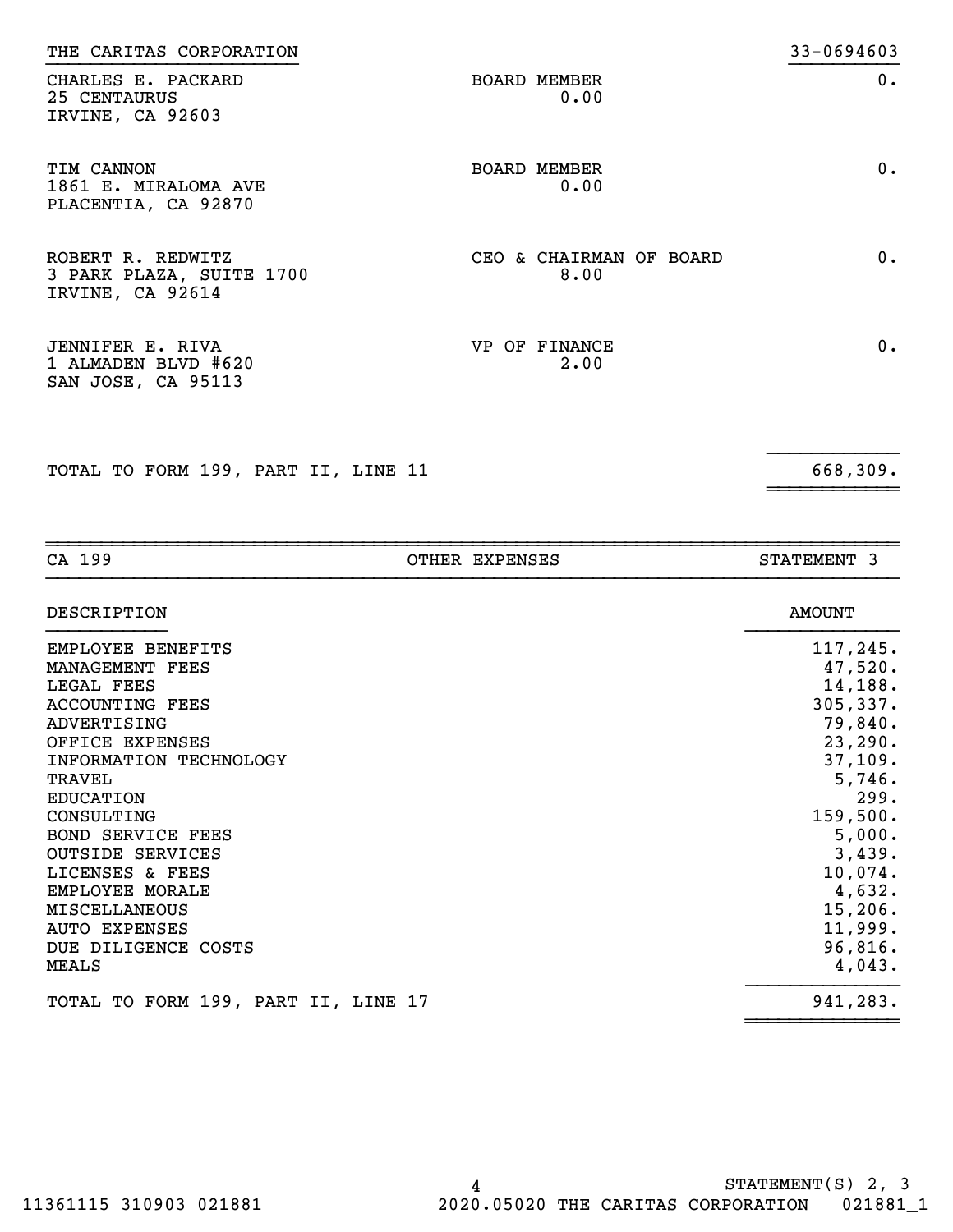THE CARITAS CORPORATION 33-0694603

| | | |
|---|---|---|
| CHARLES E. PACKARD<br>25 CENTAURUS<br>IRVINE, CA 92603 | BOARD MEMBER<br>0.00 | 0. |
| TIM CANNON<br>1861 E. MIRALOMA AVE<br>PLACENTIA, CA 92870 | BOARD MEMBER<br>0.00 | 0. |
| ROBERT R. REDWITZ<br>3 PARK PLAZA, SUITE 1700<br>IRVINE, CA 92614 | CEO & CHAIRMAN OF BOARD<br>8.00 | 0. |
| JENNIFER E. RIVA<br>1 ALMADEN BLVD #620<br>SAN JOSE, CA 95113 | VP OF FINANCE<br>2.00 | 0. |
| TOTAL TO FORM 199, PART II, LINE 11 | | 668,309. |

CA 199 OTHER EXPENSES STATEMENT 3

| DESCRIPTION | AMOUNT |
|---|---|
| EMPLOYEE BENEFITS | 117,245. |
| MANAGEMENT FEES | 47,520. |
| LEGAL FEES | 14,188. |
| ACCOUNTING FEES | 305,337. |
| ADVERTISING | 79,840. |
| OFFICE EXPENSES | 23,290. |
| INFORMATION TECHNOLOGY | 37,109. |
| TRAVEL | 5,746. |
| EDUCATION | 299. |
| CONSULTING | 159,500. |
| BOND SERVICE FEES | 5,000. |
| OUTSIDE SERVICES | 3,439. |
| LICENSES & FEES | 10,074. |
| EMPLOYEE MORALE | 4,632. |
| MISCELLANEOUS | 15,206. |
| AUTO EXPENSES | 11,999. |
| DUE DILIGENCE COSTS | 96,816. |
| MEALS | 4,043. |
| TOTAL TO FORM 199, PART II, LINE 17 | 941,283. |

STATEMENT(S) 2, 3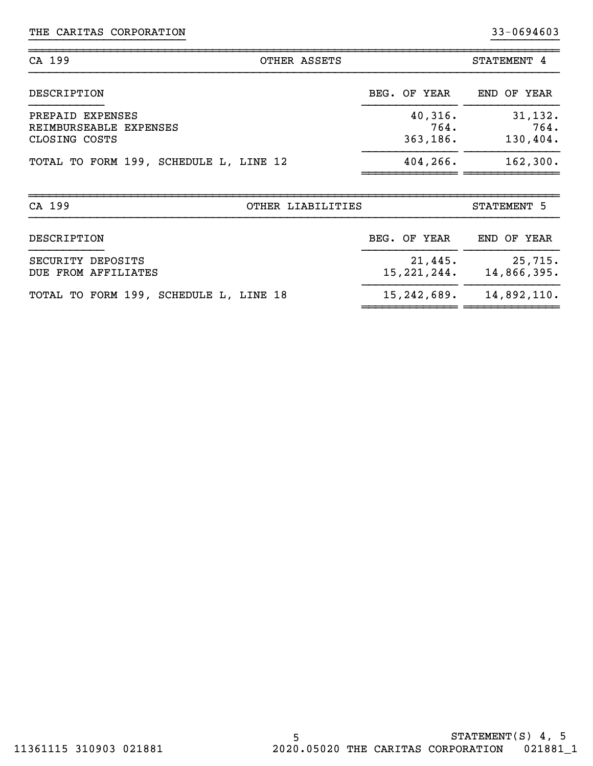THE CARITAS CORPORATION    33-0694603

## CA 199 — OTHER ASSETS — STATEMENT 4

| DESCRIPTION | BEG. OF YEAR | END OF YEAR |
|---|---|---|
| PREPAID EXPENSES | 40,316. | 31,132. |
| REIMBURSEABLE EXPENSES | 764. | 764. |
| CLOSING COSTS | 363,186. | 130,404. |
| TOTAL TO FORM 199, SCHEDULE L, LINE 12 | 404,266. | 162,300. |

## CA 199 — OTHER LIABILITIES — STATEMENT 5

| DESCRIPTION | BEG. OF YEAR | END OF YEAR |
|---|---|---|
| SECURITY DEPOSITS | 21,445. | 25,715. |
| DUE FROM AFFILIATES | 15,221,244. | 14,866,395. |
| TOTAL TO FORM 199, SCHEDULE L, LINE 18 | 15,242,689. | 14,892,110. |

STATEMENT(S) 4, 5

11361115 310903 021881    2020.05020 THE CARITAS CORPORATION    021881_1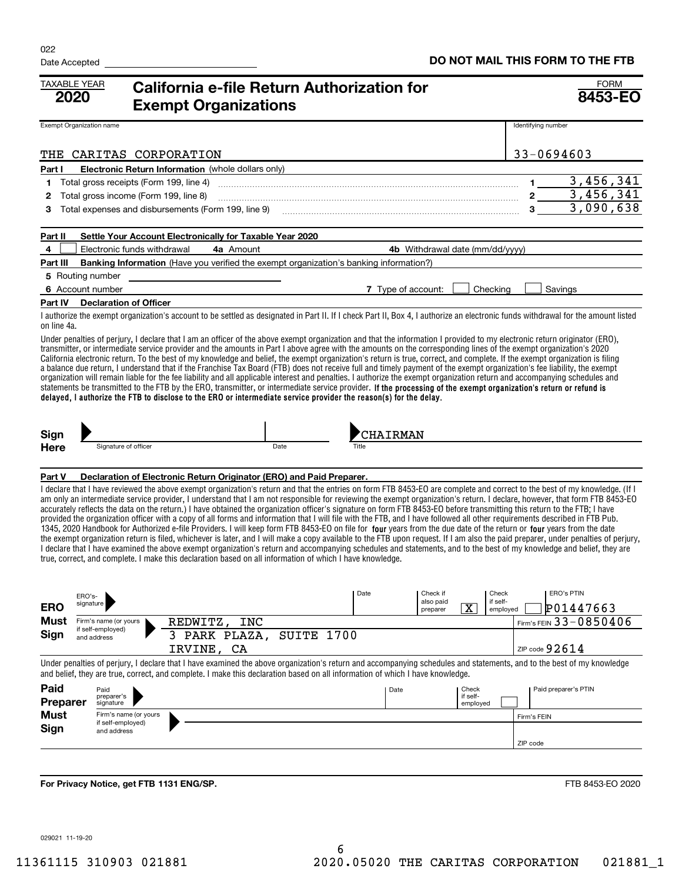022

Date Accepted

**DO NOT MAIL THIS FORM TO THE FTB**

TAXABLE YEAR **2020**

# California e-file Return Authorization for Exempt Organizations

FORM **8453-EO**

| Exempt Organization name | Identifying number |
|---|---|
| THE CARITAS CORPORATION | 33-0694603 |

**Part I Electronic Return Information** (whole dollars only)

| | | | |
|---|---|---|---|
| 1 | Total gross receipts (Form 199, line 4) | 1 | 3,456,341 |
| 2 | Total gross income (Form 199, line 8) | 2 | 3,456,341 |
| 3 | Total expenses and disbursements (Form 199, line 9) | 3 | 3,090,638 |

**Part II Settle Your Account Electronically for Taxable Year 2020**

4 ☐ Electronic funds withdrawal **4a** Amount **4b** Withdrawal date (mm/dd/yyyy)

**Part III Banking Information** (Have you verified the exempt organization's banking information?)

5 Routing number

6 Account number **7** Type of account: ☐ Checking ☐ Savings

**Part IV Declaration of Officer**

I authorize the exempt organization's account to be settled as designated in Part II. If I check Part II, Box 4, I authorize an electronic funds withdrawal for the amount listed on line 4a.

Under penalties of perjury, I declare that I am an officer of the above exempt organization and that the information I provided to my electronic return originator (ERO), transmitter, or intermediate service provider and the amounts in Part I above agree with the amounts on the corresponding lines of the exempt organization's 2020 California electronic return. To the best of my knowledge and belief, the exempt organization's return is true, correct, and complete. If the exempt organization is filing a balance due return, I understand that if the Franchise Tax Board (FTB) does not receive full and timely payment of the exempt organization's fee liability, the exempt organization will remain liable for the fee liability and all applicable interest and penalties. I authorize the exempt organization return and accompanying schedules and statements be transmitted to the FTB by the ERO, transmitter, or intermediate service provider. **If the processing of the exempt organization's return or refund is delayed, I authorize the FTB to disclose to the ERO or intermediate service provider the reason(s) for the delay.**

**Sign Here** Signature of officer | Date | Title: CHAIRMAN

**Part V Declaration of Electronic Return Originator (ERO) and Paid Preparer.**

I declare that I have reviewed the above exempt organization's return and that the entries on form FTB 8453-EO are complete and correct to the best of my knowledge. (If I am only an intermediate service provider, I understand that I am not responsible for reviewing the exempt organization's return. I declare, however, that form FTB 8453-EO accurately reflects the data on the return.) I have obtained the organization officer's signature on form FTB 8453-EO before transmitting this return to the FTB; I have provided the organization officer with a copy of all forms and information that I will file with the FTB, and I have followed all other requirements described in FTB Pub. 1345, 2020 Handbook for Authorized e-file Providers. I will keep form FTB 8453-EO on file for **four** years from the due date of the return or **four** years from the date the exempt organization return is filed, whichever is later, and I will make a copy available to the FTB upon request. If I am also the paid preparer, under penalties of perjury, I declare that I have examined the above exempt organization's return and accompanying schedules and statements, and to the best of my knowledge and belief, they are true, correct, and complete. I make this declaration based on all information of which I have knowledge.

**ERO Must Sign**

| | | | | |
|---|---|---|---|---|
| ERO's signature | Date | Check if also paid preparer [X] | Check if self-employed ☐ | ERO's PTIN P01447663 |
| Firm's name (or yours if self-employed) and address | REDWITZ, INC<br>3 PARK PLAZA, SUITE 1700<br>IRVINE, CA | | | Firm's FEIN 33-0850406<br>ZIP code 92614 |

Under penalties of perjury, I declare that I have examined the above exempt organization's return and accompanying schedules and statements, and to the best of my knowledge and belief, they are true, correct, and complete. I make this declaration based on all information of which I have knowledge.

**Paid Preparer Must Sign**

| | | | |
|---|---|---|---|
| Paid preparer's signature | Date | Check if self-employed ☐ | Paid preparer's PTIN |
| Firm's name (or yours if self-employed) and address | | | Firm's FEIN<br>ZIP code |

**For Privacy Notice, get FTB 1131 ENG/SP.**

FTB 8453-EO 2020

029021 11-19-20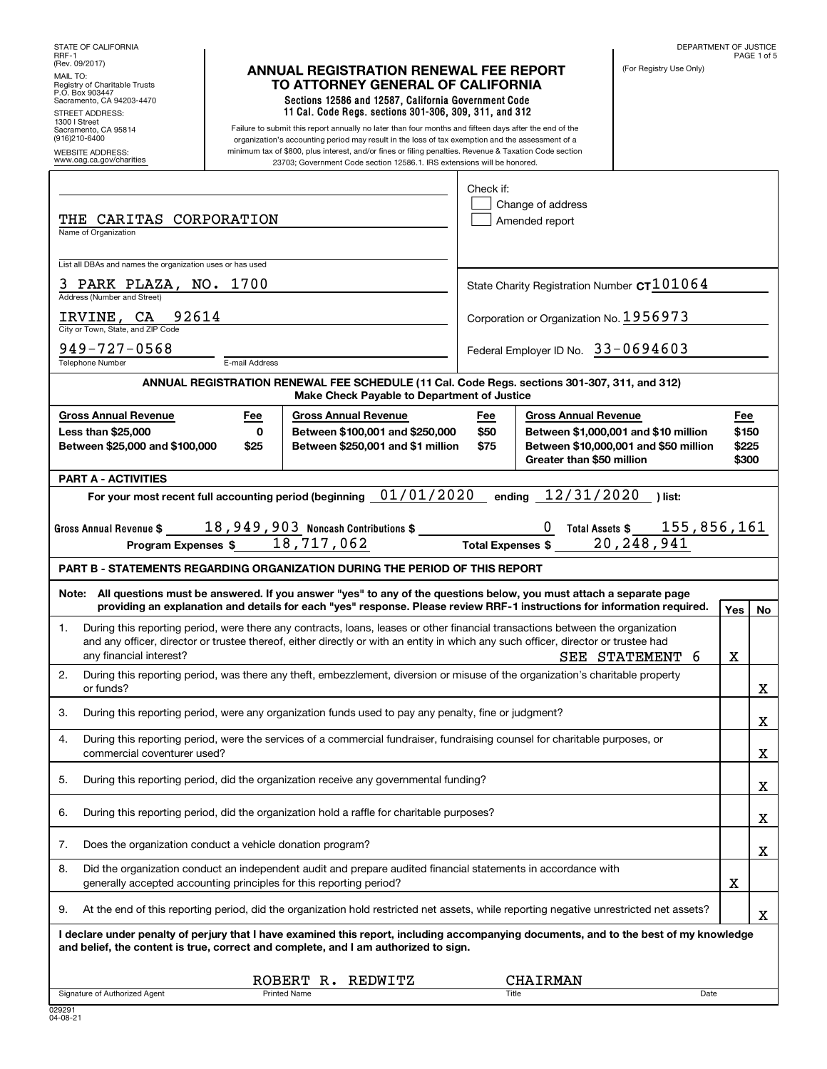STATE OF CALIFORNIA
RRF-1
(Rev. 09/2017)

MAIL TO:
Registry of Charitable Trusts
P.O. Box 903447
Sacramento, CA 94203-4470

STREET ADDRESS:
1300 I Street
Sacramento, CA 95814
(916)210-6400

WEBSITE ADDRESS:
www.oag.ca.gov/charities

# ANNUAL REGISTRATION RENEWAL FEE REPORT TO ATTORNEY GENERAL OF CALIFORNIA

**Sections 12586 and 12587, California Government Code**
**11 Cal. Code Regs. sections 301-306, 309, 311, and 312**

Failure to submit this report annually no later than four months and fifteen days after the end of the organization's accounting period may result in the loss of tax exemption and the assessment of a minimum tax of $800, plus interest, and/or fines or filing penalties. Revenue & Taxation Code section 23703; Government Code section 12586.1. IRS extensions will be honored.

DEPARTMENT OF JUSTICE

(For Registry Use Only)

Check if:
- [ ] Change of address
- [ ] Amended report

THE CARITAS CORPORATION
Name of Organization

List all DBAs and names the organization uses or has used

3 PARK PLAZA, NO. 1700
Address (Number and Street)

IRVINE, CA 92614
City or Town, State, and ZIP Code

949-727-0568
Telephone Number

E-mail Address

State Charity Registration Number CT101064

Corporation or Organization No. 1956973

Federal Employer ID No. 33-0694603

**ANNUAL REGISTRATION RENEWAL FEE SCHEDULE (11 Cal. Code Regs. sections 301-307, 311, and 312)**
**Make Check Payable to Department of Justice**

| Gross Annual Revenue | Fee | Gross Annual Revenue | Fee | Gross Annual Revenue | Fee |
|---|---|---|---|---|---|
| Less than $25,000 | 0 | Between $100,001 and $250,000 | $50 | Between $1,000,001 and $10 million | $150 |
| Between $25,000 and $100,000 | $25 | Between $250,001 and $1 million | $75 | Between $10,000,001 and $50 million | $225 |
| | | | | Greater than $50 million | $300 |

**PART A - ACTIVITIES**

For your most recent full accounting period (beginning 01/01/2020 ending 12/31/2020 ) list:

Gross Annual Revenue $ 18,949,903 Noncash Contributions $ 0 Total Assets $ 155,856,161

Program Expenses $ 18,717,062 Total Expenses $ 20,248,941

**PART B - STATEMENTS REGARDING ORGANIZATION DURING THE PERIOD OF THIS REPORT**

**Note: All questions must be answered. If you answer "yes" to any of the questions below, you must attach a separate page providing an explanation and details for each "yes" response. Please review RRF-1 instructions for information required.**

| | Question | Yes | No |
|---|---|---|---|
| 1. | During this reporting period, were there any contracts, loans, leases or other financial transactions between the organization and any officer, director or trustee thereof, either directly or with an entity in which any such officer, director or trustee had any financial interest? SEE STATEMENT 6 | X | |
| 2. | During this reporting period, was there any theft, embezzlement, diversion or misuse of the organization's charitable property or funds? | | X |
| 3. | During this reporting period, were any organization funds used to pay any penalty, fine or judgment? | | X |
| 4. | During this reporting period, were the services of a commercial fundraiser, fundraising counsel for charitable purposes, or commercial coventurer used? | | X |
| 5. | During this reporting period, did the organization receive any governmental funding? | | X |
| 6. | During this reporting period, did the organization hold a raffle for charitable purposes? | | X |
| 7. | Does the organization conduct a vehicle donation program? | | X |
| 8. | Did the organization conduct an independent audit and prepare audited financial statements in accordance with generally accepted accounting principles for this reporting period? | X | |
| 9. | At the end of this reporting period, did the organization hold restricted net assets, while reporting negative unrestricted net assets? | | X |

**I declare under penalty of perjury that I have examined this report, including accompanying documents, and to the best of my knowledge and belief, the content is true, correct and complete, and I am authorized to sign.**

| Signature of Authorized Agent | Printed Name | Title | Date |
|---|---|---|---|
| | ROBERT R. REDWITZ | CHAIRMAN | |

029291
04-08-21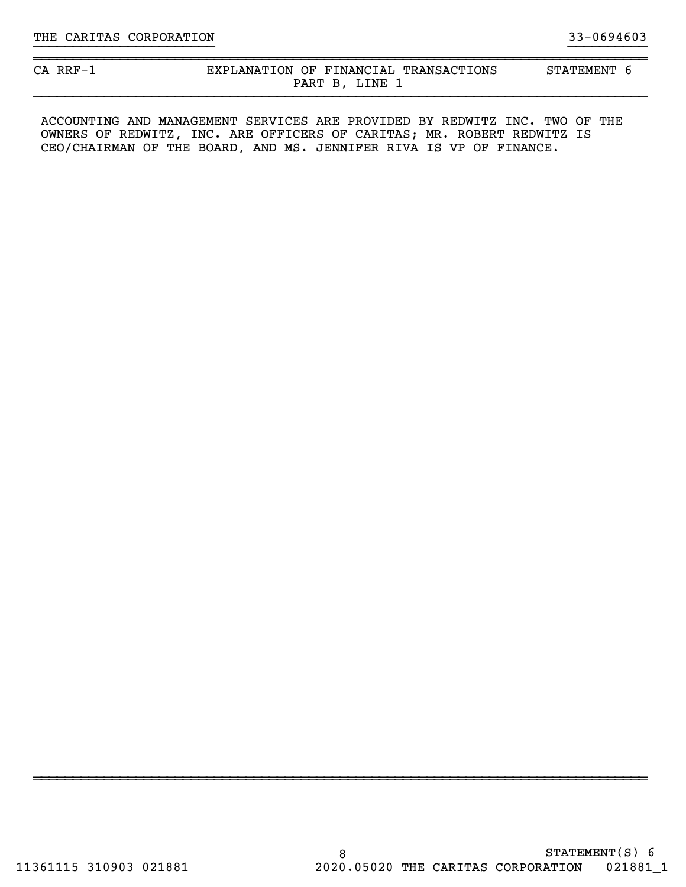THE CARITAS CORPORATION 33-0694603

| CA RRF-1 | EXPLANATION OF FINANCIAL TRANSACTIONS PART B, LINE 1 | STATEMENT 6 |
|---|---|---|

ACCOUNTING AND MANAGEMENT SERVICES ARE PROVIDED BY REDWITZ INC. TWO OF THE OWNERS OF REDWITZ, INC. ARE OFFICERS OF CARITAS; MR. ROBERT REDWITZ IS CEO/CHAIRMAN OF THE BOARD, AND MS. JENNIFER RIVA IS VP OF FINANCE.

STATEMENT(S) 6

11361115 310903 021881 2020.05020 THE CARITAS CORPORATION 021881_1